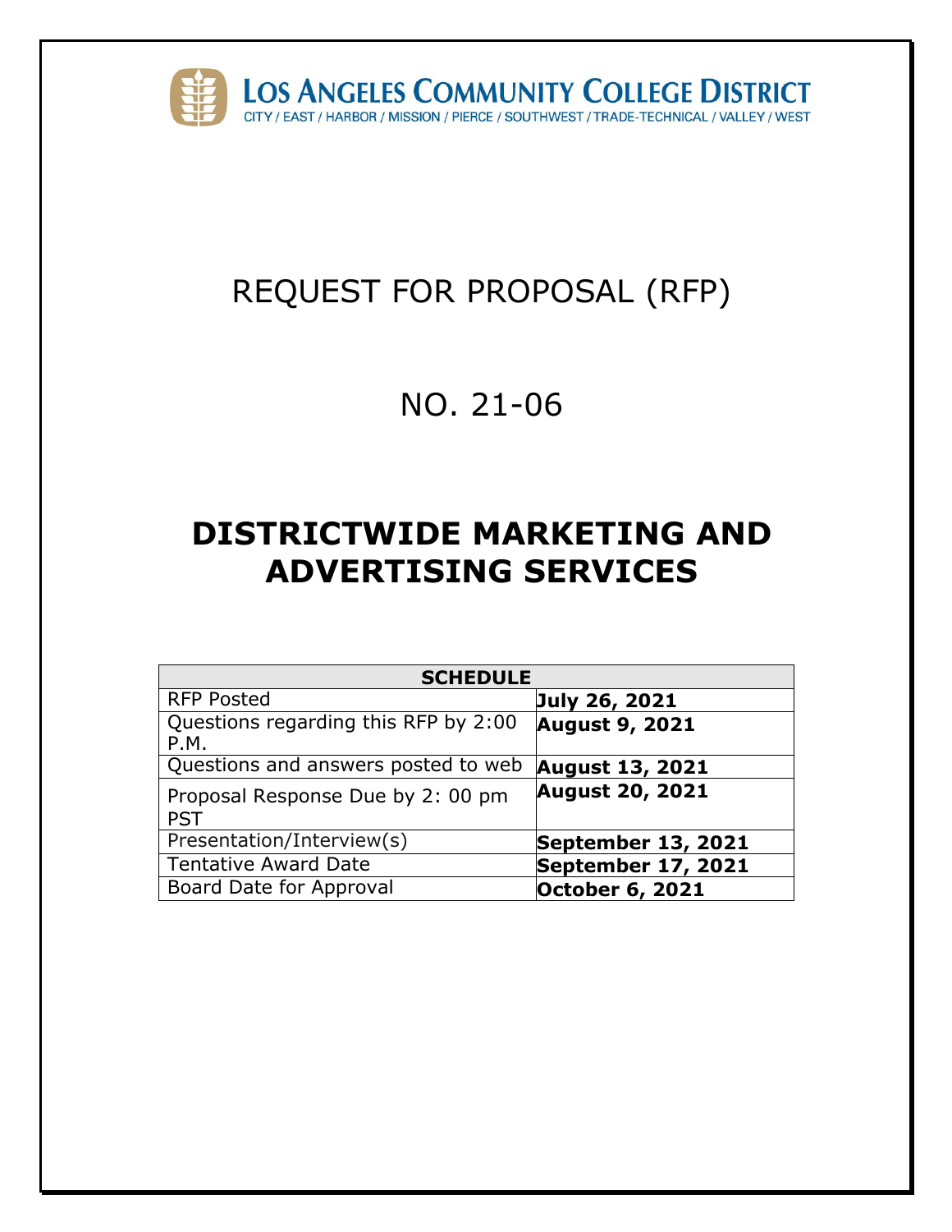LOS ANGELES COMMUNITY COLLEGE DISTRICT

CITY / EAST / HARBOR / MISSION / PIERCE / SOUTHWEST / TRADE-TECHNICAL / VALLEY / WEST

# REQUEST FOR PROPOSAL (RFP)

# NO. 21-06

# DISTRICTWIDE MARKETING AND ADVERTISING SERVICES

| SCHEDULE | |
|---|---|
| RFP Posted | **July 26, 2021** |
| Questions regarding this RFP by 2:00 P.M. | **August 9, 2021** |
| Questions and answers posted to web | **August 13, 2021** |
| Proposal Response Due by 2: 00 pm PST | **August 20, 2021** |
| Presentation/Interview(s) | **September 13, 2021** |
| Tentative Award Date | **September 17, 2021** |
| Board Date for Approval | **October 6, 2021** |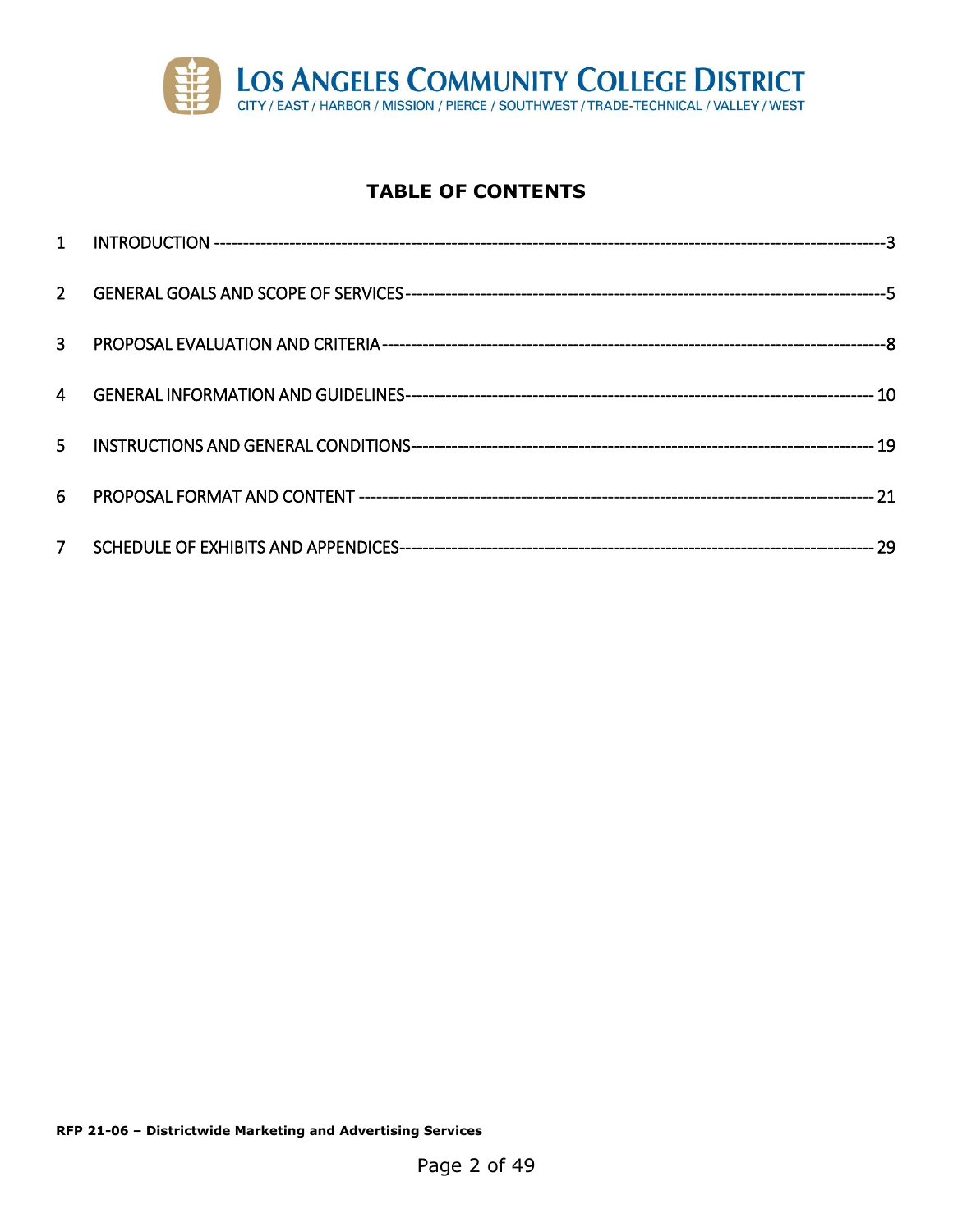# TABLE OF CONTENTS

| | | |
|---|---|---|
| 1 | INTRODUCTION | 3 |
| 2 | GENERAL GOALS AND SCOPE OF SERVICES | 5 |
| 3 | PROPOSAL EVALUATION AND CRITERIA | 8 |
| 4 | GENERAL INFORMATION AND GUIDELINES | 10 |
| 5 | INSTRUCTIONS AND GENERAL CONDITIONS | 19 |
| 6 | PROPOSAL FORMAT AND CONTENT | 21 |
| 7 | SCHEDULE OF EXHIBITS AND APPENDICES | 29 |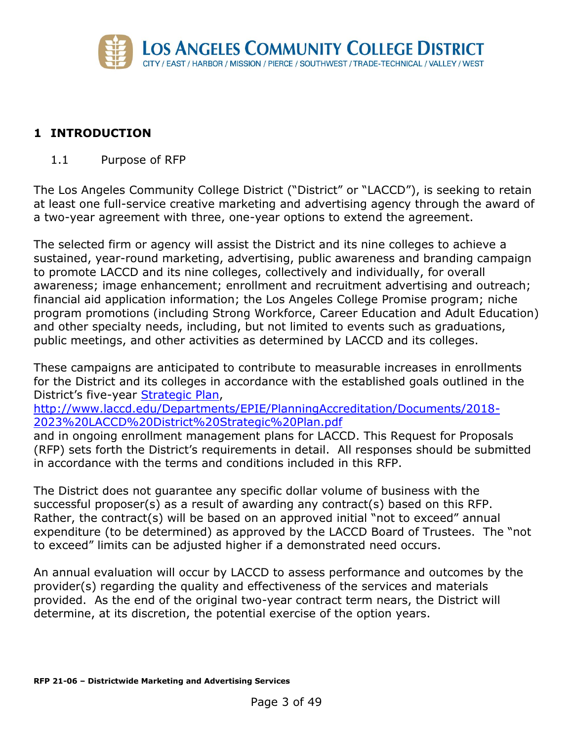# 1 INTRODUCTION

## 1.1 Purpose of RFP

The Los Angeles Community College District ("District" or "LACCD"), is seeking to retain at least one full-service creative marketing and advertising agency through the award of a two-year agreement with three, one-year options to extend the agreement.

The selected firm or agency will assist the District and its nine colleges to achieve a sustained, year-round marketing, advertising, public awareness and branding campaign to promote LACCD and its nine colleges, collectively and individually, for overall awareness; image enhancement; enrollment and recruitment advertising and outreach; financial aid application information; the Los Angeles College Promise program; niche program promotions (including Strong Workforce, Career Education and Adult Education) and other specialty needs, including, but not limited to events such as graduations, public meetings, and other activities as determined by LACCD and its colleges.

These campaigns are anticipated to contribute to measurable increases in enrollments for the District and its colleges in accordance with the established goals outlined in the District's five-year [Strategic Plan](http://www.laccd.edu/Departments/EPIE/PlanningAccreditation/Documents/2018-2023%20LACCD%20District%20Strategic%20Plan.pdf),
http://www.laccd.edu/Departments/EPIE/PlanningAccreditation/Documents/2018-2023%20LACCD%20District%20Strategic%20Plan.pdf
and in ongoing enrollment management plans for LACCD. This Request for Proposals (RFP) sets forth the District's requirements in detail. All responses should be submitted in accordance with the terms and conditions included in this RFP.

The District does not guarantee any specific dollar volume of business with the successful proposer(s) as a result of awarding any contract(s) based on this RFP. Rather, the contract(s) will be based on an approved initial "not to exceed" annual expenditure (to be determined) as approved by the LACCD Board of Trustees. The "not to exceed" limits can be adjusted higher if a demonstrated need occurs.

An annual evaluation will occur by LACCD to assess performance and outcomes by the provider(s) regarding the quality and effectiveness of the services and materials provided. As the end of the original two-year contract term nears, the District will determine, at its discretion, the potential exercise of the option years.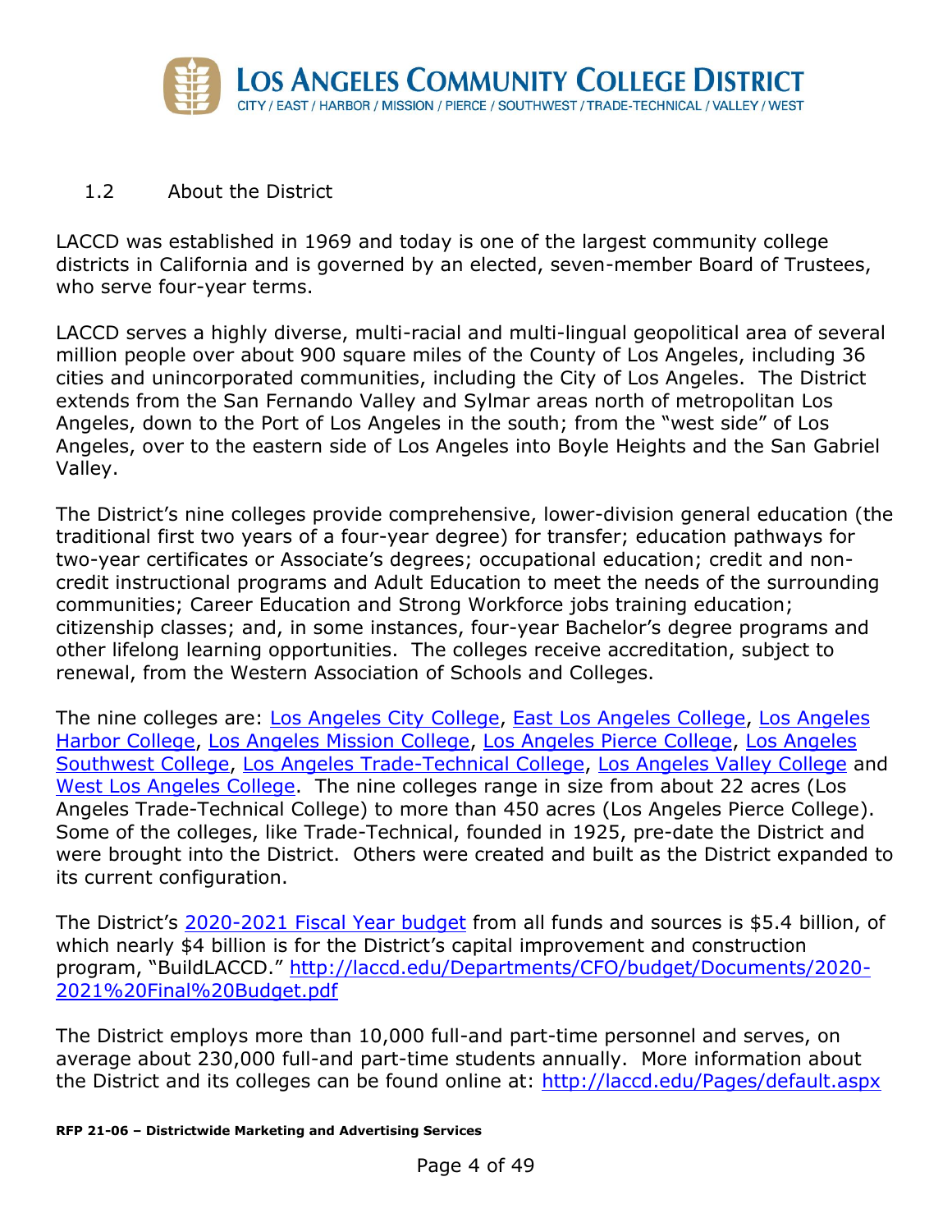## 1.2 About the District

LACCD was established in 1969 and today is one of the largest community college districts in California and is governed by an elected, seven-member Board of Trustees, who serve four-year terms.

LACCD serves a highly diverse, multi-racial and multi-lingual geopolitical area of several million people over about 900 square miles of the County of Los Angeles, including 36 cities and unincorporated communities, including the City of Los Angeles. The District extends from the San Fernando Valley and Sylmar areas north of metropolitan Los Angeles, down to the Port of Los Angeles in the south; from the "west side" of Los Angeles, over to the eastern side of Los Angeles into Boyle Heights and the San Gabriel Valley.

The District's nine colleges provide comprehensive, lower-division general education (the traditional first two years of a four-year degree) for transfer; education pathways for two-year certificates or Associate's degrees; occupational education; credit and non-credit instructional programs and Adult Education to meet the needs of the surrounding communities; Career Education and Strong Workforce jobs training education; citizenship classes; and, in some instances, four-year Bachelor's degree programs and other lifelong learning opportunities. The colleges receive accreditation, subject to renewal, from the Western Association of Schools and Colleges.

The nine colleges are: Los Angeles City College, East Los Angeles College, Los Angeles Harbor College, Los Angeles Mission College, Los Angeles Pierce College, Los Angeles Southwest College, Los Angeles Trade-Technical College, Los Angeles Valley College and West Los Angeles College. The nine colleges range in size from about 22 acres (Los Angeles Trade-Technical College) to more than 450 acres (Los Angeles Pierce College). Some of the colleges, like Trade-Technical, founded in 1925, pre-date the District and were brought into the District. Others were created and built as the District expanded to its current configuration.

The District's 2020-2021 Fiscal Year budget from all funds and sources is $5.4 billion, of which nearly $4 billion is for the District's capital improvement and construction program, "BuildLACCD." http://laccd.edu/Departments/CFO/budget/Documents/2020-2021%20Final%20Budget.pdf

The District employs more than 10,000 full-and part-time personnel and serves, on average about 230,000 full-and part-time students annually. More information about the District and its colleges can be found online at: http://laccd.edu/Pages/default.aspx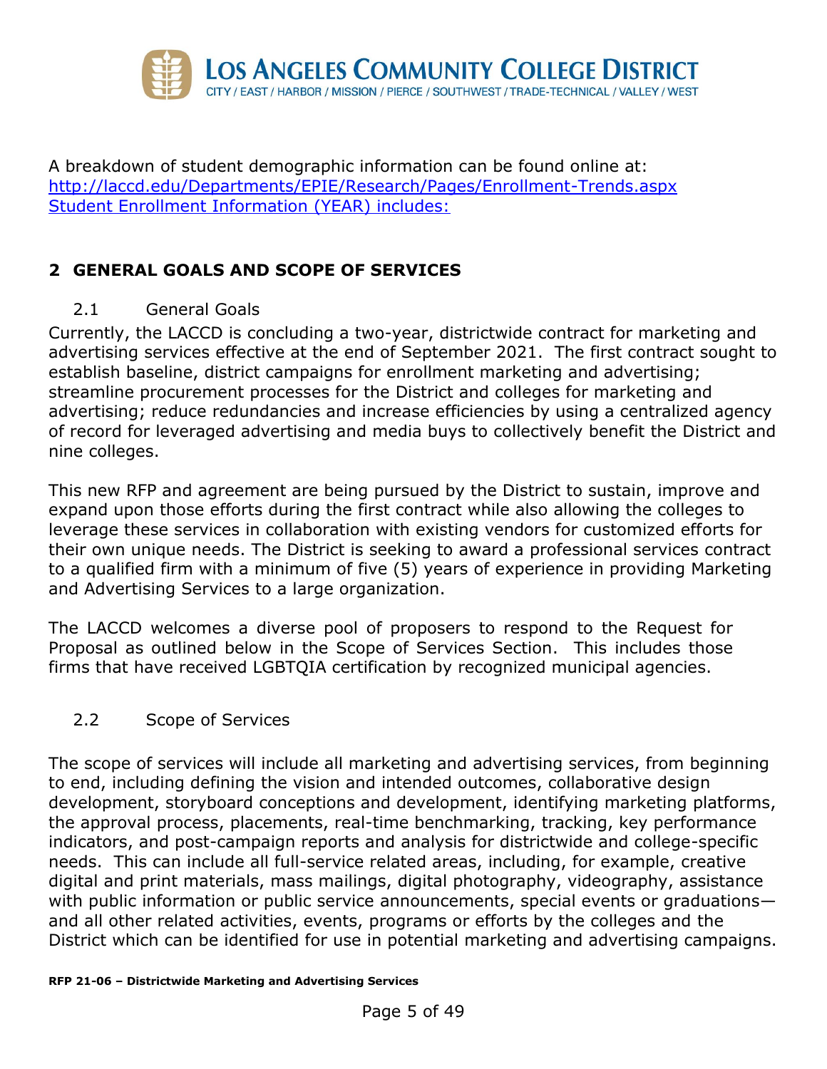A breakdown of student demographic information can be found online at:
[http://laccd.edu/Departments/EPIE/Research/Pages/Enrollment-Trends.aspx](http://laccd.edu/Departments/EPIE/Research/Pages/Enrollment-Trends.aspx)
[Student Enrollment Information (YEAR) includes:](http://laccd.edu/Departments/EPIE/Research/Pages/Enrollment-Trends.aspx)

## 2 GENERAL GOALS AND SCOPE OF SERVICES

### 2.1 General Goals

Currently, the LACCD is concluding a two-year, districtwide contract for marketing and advertising services effective at the end of September 2021. The first contract sought to establish baseline, district campaigns for enrollment marketing and advertising; streamline procurement processes for the District and colleges for marketing and advertising; reduce redundancies and increase efficiencies by using a centralized agency of record for leveraged advertising and media buys to collectively benefit the District and nine colleges.

This new RFP and agreement are being pursued by the District to sustain, improve and expand upon those efforts during the first contract while also allowing the colleges to leverage these services in collaboration with existing vendors for customized efforts for their own unique needs. The District is seeking to award a professional services contract to a qualified firm with a minimum of five (5) years of experience in providing Marketing and Advertising Services to a large organization.

The LACCD welcomes a diverse pool of proposers to respond to the Request for Proposal as outlined below in the Scope of Services Section. This includes those firms that have received LGBTQIA certification by recognized municipal agencies.

### 2.2 Scope of Services

The scope of services will include all marketing and advertising services, from beginning to end, including defining the vision and intended outcomes, collaborative design development, storyboard conceptions and development, identifying marketing platforms, the approval process, placements, real-time benchmarking, tracking, key performance indicators, and post-campaign reports and analysis for districtwide and college-specific needs. This can include all full-service related areas, including, for example, creative digital and print materials, mass mailings, digital photography, videography, assistance with public information or public service announcements, special events or graduations—and all other related activities, events, programs or efforts by the colleges and the District which can be identified for use in potential marketing and advertising campaigns.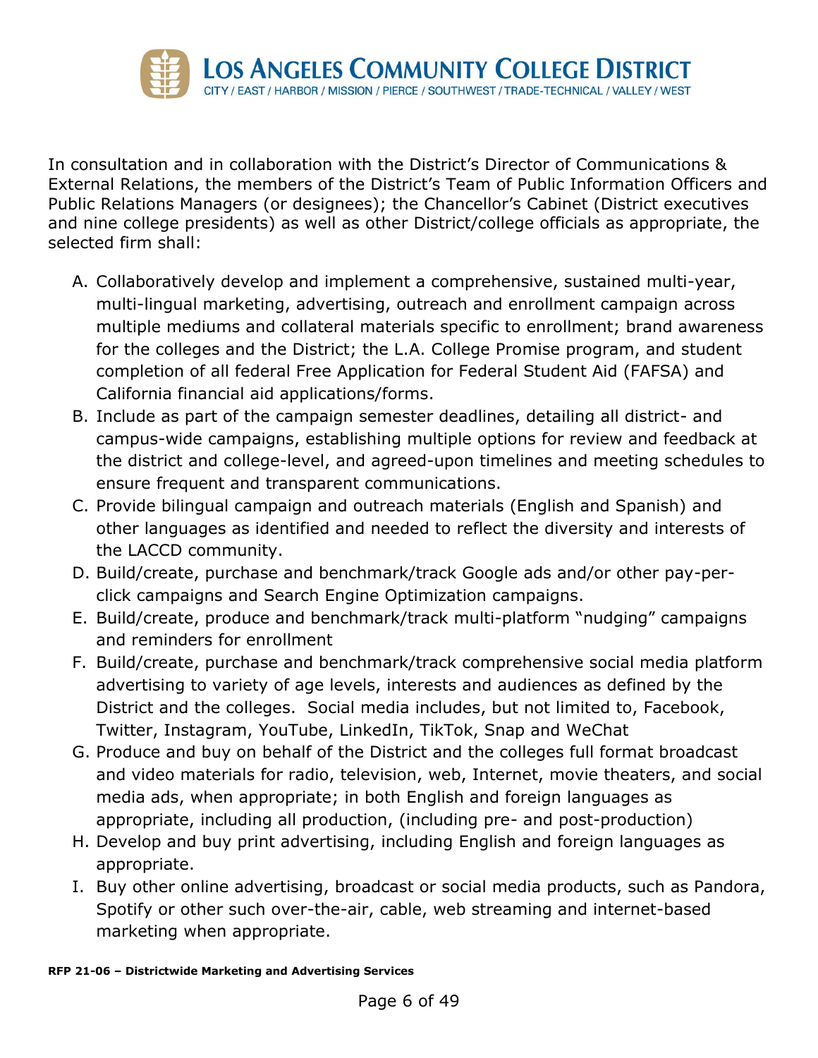In consultation and in collaboration with the District's Director of Communications & External Relations, the members of the District's Team of Public Information Officers and Public Relations Managers (or designees); the Chancellor's Cabinet (District executives and nine college presidents) as well as other District/college officials as appropriate, the selected firm shall:

A. Collaboratively develop and implement a comprehensive, sustained multi-year, multi-lingual marketing, advertising, outreach and enrollment campaign across multiple mediums and collateral materials specific to enrollment; brand awareness for the colleges and the District; the L.A. College Promise program, and student completion of all federal Free Application for Federal Student Aid (FAFSA) and California financial aid applications/forms.
B. Include as part of the campaign semester deadlines, detailing all district- and campus-wide campaigns, establishing multiple options for review and feedback at the district and college-level, and agreed-upon timelines and meeting schedules to ensure frequent and transparent communications.
C. Provide bilingual campaign and outreach materials (English and Spanish) and other languages as identified and needed to reflect the diversity and interests of the LACCD community.
D. Build/create, purchase and benchmark/track Google ads and/or other pay-per-click campaigns and Search Engine Optimization campaigns.
E. Build/create, produce and benchmark/track multi-platform "nudging" campaigns and reminders for enrollment
F. Build/create, purchase and benchmark/track comprehensive social media platform advertising to variety of age levels, interests and audiences as defined by the District and the colleges. Social media includes, but not limited to, Facebook, Twitter, Instagram, YouTube, LinkedIn, TikTok, Snap and WeChat
G. Produce and buy on behalf of the District and the colleges full format broadcast and video materials for radio, television, web, Internet, movie theaters, and social media ads, when appropriate; in both English and foreign languages as appropriate, including all production, (including pre- and post-production)
H. Develop and buy print advertising, including English and foreign languages as appropriate.
I. Buy other online advertising, broadcast or social media products, such as Pandora, Spotify or other such over-the-air, cable, web streaming and internet-based marketing when appropriate.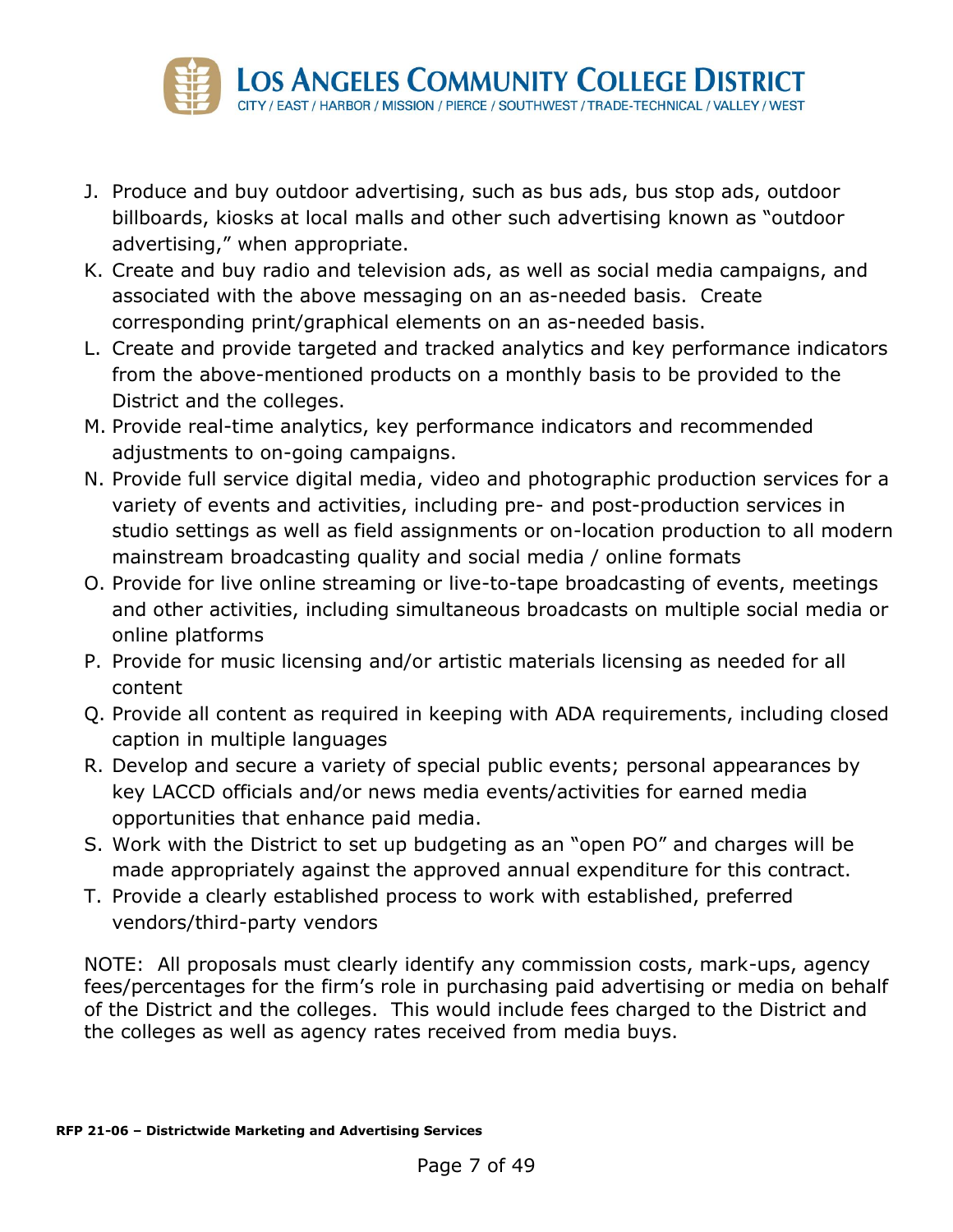J. Produce and buy outdoor advertising, such as bus ads, bus stop ads, outdoor billboards, kiosks at local malls and other such advertising known as "outdoor advertising," when appropriate.
K. Create and buy radio and television ads, as well as social media campaigns, and associated with the above messaging on an as-needed basis. Create corresponding print/graphical elements on an as-needed basis.
L. Create and provide targeted and tracked analytics and key performance indicators from the above-mentioned products on a monthly basis to be provided to the District and the colleges.
M. Provide real-time analytics, key performance indicators and recommended adjustments to on-going campaigns.
N. Provide full service digital media, video and photographic production services for a variety of events and activities, including pre- and post-production services in studio settings as well as field assignments or on-location production to all modern mainstream broadcasting quality and social media / online formats
O. Provide for live online streaming or live-to-tape broadcasting of events, meetings and other activities, including simultaneous broadcasts on multiple social media or online platforms
P. Provide for music licensing and/or artistic materials licensing as needed for all content
Q. Provide all content as required in keeping with ADA requirements, including closed caption in multiple languages
R. Develop and secure a variety of special public events; personal appearances by key LACCD officials and/or news media events/activities for earned media opportunities that enhance paid media.
S. Work with the District to set up budgeting as an "open PO" and charges will be made appropriately against the approved annual expenditure for this contract.
T. Provide a clearly established process to work with established, preferred vendors/third-party vendors

NOTE: All proposals must clearly identify any commission costs, mark-ups, agency fees/percentages for the firm's role in purchasing paid advertising or media on behalf of the District and the colleges. This would include fees charged to the District and the colleges as well as agency rates received from media buys.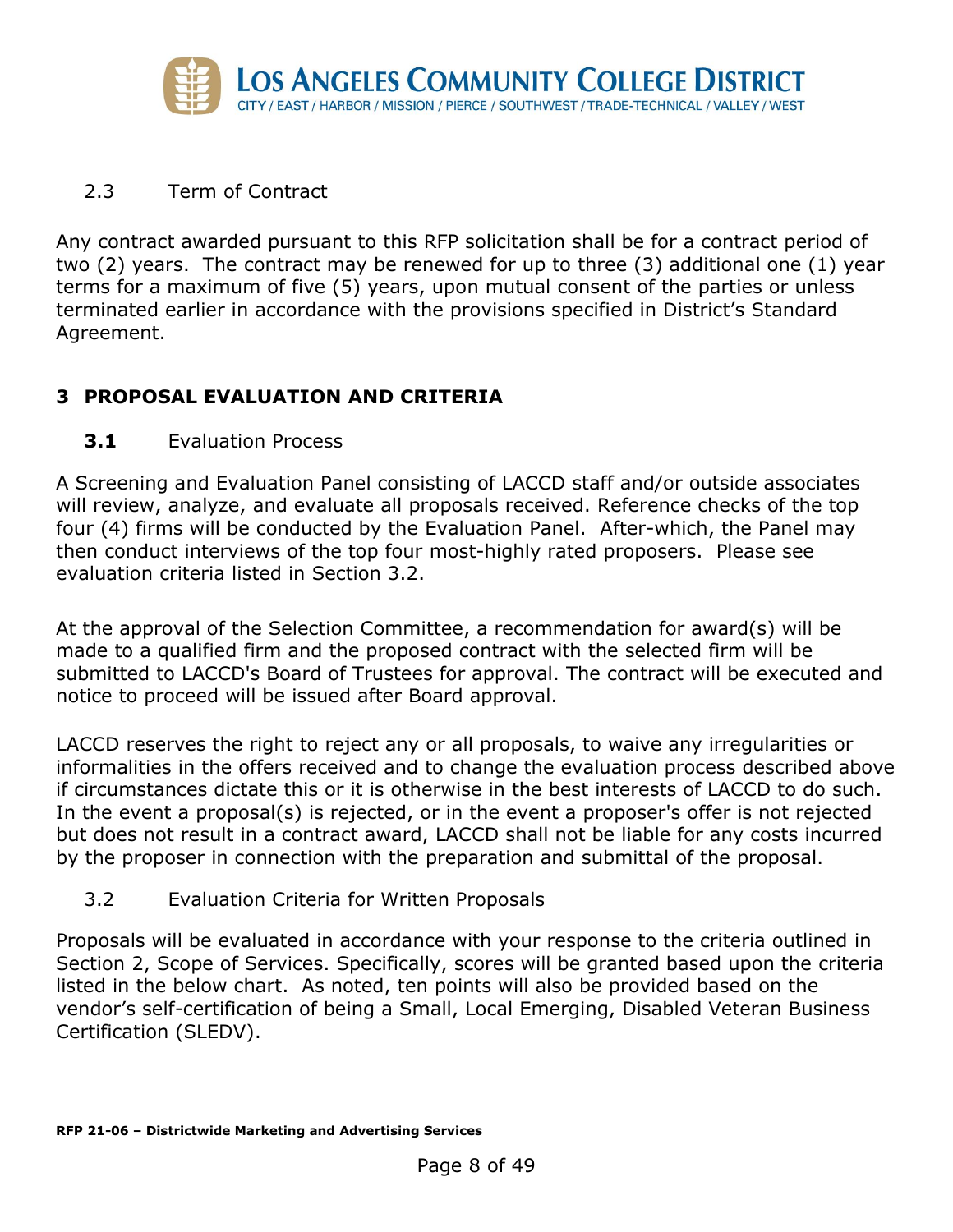### 2.3 Term of Contract

Any contract awarded pursuant to this RFP solicitation shall be for a contract period of two (2) years. The contract may be renewed for up to three (3) additional one (1) year terms for a maximum of five (5) years, upon mutual consent of the parties or unless terminated earlier in accordance with the provisions specified in District's Standard Agreement.

## 3 PROPOSAL EVALUATION AND CRITERIA

### 3.1 Evaluation Process

A Screening and Evaluation Panel consisting of LACCD staff and/or outside associates will review, analyze, and evaluate all proposals received. Reference checks of the top four (4) firms will be conducted by the Evaluation Panel. After-which, the Panel may then conduct interviews of the top four most-highly rated proposers. Please see evaluation criteria listed in Section 3.2.

At the approval of the Selection Committee, a recommendation for award(s) will be made to a qualified firm and the proposed contract with the selected firm will be submitted to LACCD's Board of Trustees for approval. The contract will be executed and notice to proceed will be issued after Board approval.

LACCD reserves the right to reject any or all proposals, to waive any irregularities or informalities in the offers received and to change the evaluation process described above if circumstances dictate this or it is otherwise in the best interests of LACCD to do such. In the event a proposal(s) is rejected, or in the event a proposer's offer is not rejected but does not result in a contract award, LACCD shall not be liable for any costs incurred by the proposer in connection with the preparation and submittal of the proposal.

### 3.2 Evaluation Criteria for Written Proposals

Proposals will be evaluated in accordance with your response to the criteria outlined in Section 2, Scope of Services. Specifically, scores will be granted based upon the criteria listed in the below chart. As noted, ten points will also be provided based on the vendor's self-certification of being a Small, Local Emerging, Disabled Veteran Business Certification (SLEDV).

**RFP 21-06 – Districtwide Marketing and Advertising Services**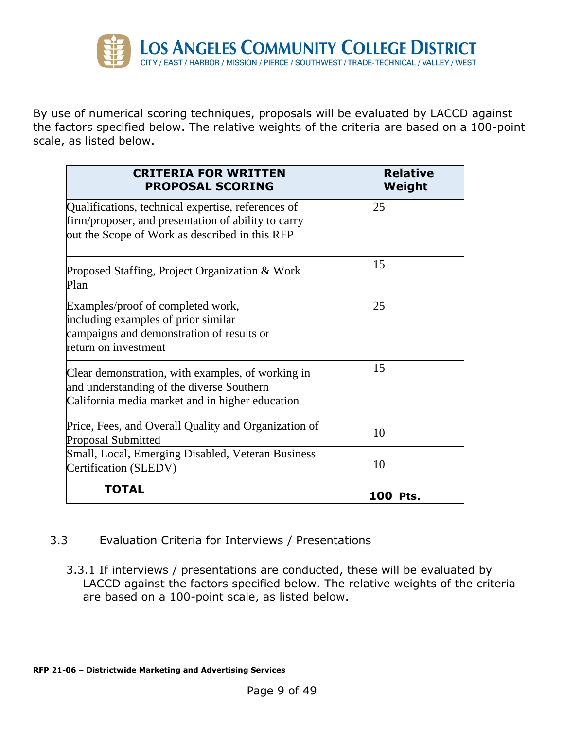By use of numerical scoring techniques, proposals will be evaluated by LACCD against the factors specified below. The relative weights of the criteria are based on a 100-point scale, as listed below.

| CRITERIA FOR WRITTEN PROPOSAL SCORING | Relative Weight |
|---|---|
| Qualifications, technical expertise, references of firm/proposer, and presentation of ability to carry out the Scope of Work as described in this RFP | 25 |
| Proposed Staffing, Project Organization & Work Plan | 15 |
| Examples/proof of completed work, including examples of prior similar campaigns and demonstration of results or return on investment | 25 |
| Clear demonstration, with examples, of working in and understanding of the diverse Southern California media market and in higher education | 15 |
| Price, Fees, and Overall Quality and Organization of Proposal Submitted | 10 |
| Small, Local, Emerging Disabled, Veteran Business Certification (SLEDV) | 10 |
| **TOTAL** | **100 Pts.** |

3.3 Evaluation Criteria for Interviews / Presentations

3.3.1 If interviews / presentations are conducted, these will be evaluated by LACCD against the factors specified below. The relative weights of the criteria are based on a 100-point scale, as listed below.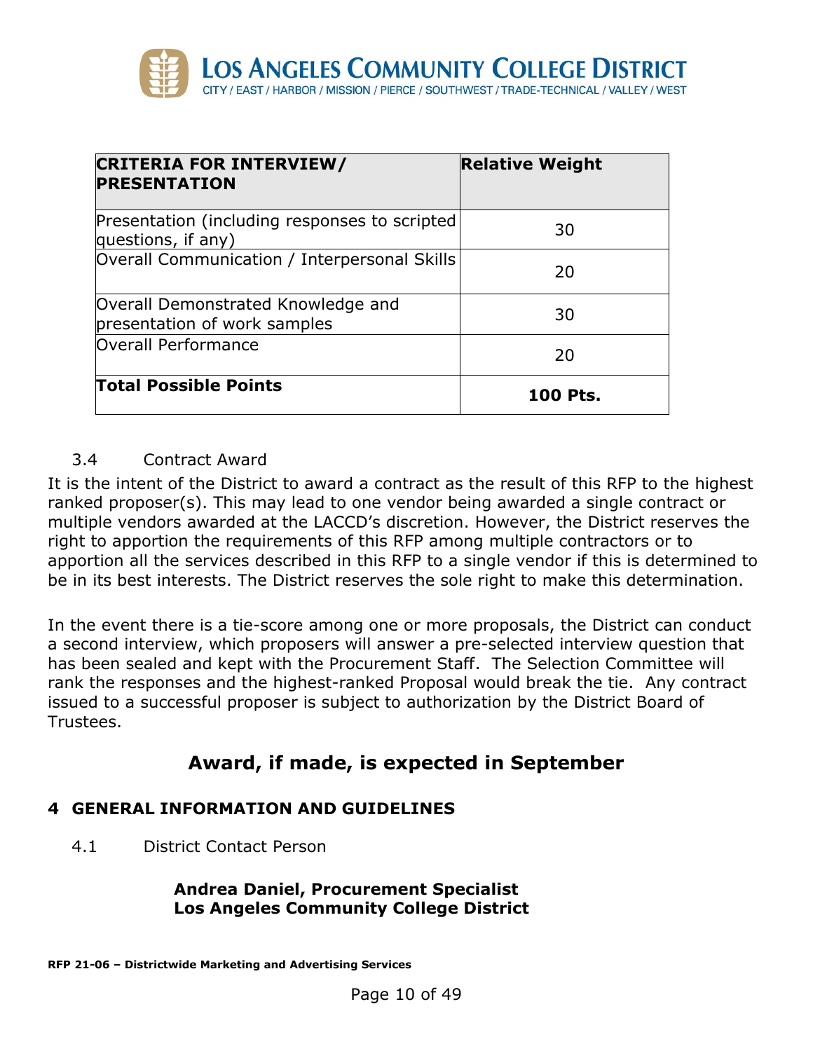| **CRITERIA FOR INTERVIEW/ PRESENTATION** | **Relative Weight** |
|---|---|
| Presentation (including responses to scripted questions, if any) | 30 |
| Overall Communication / Interpersonal Skills | 20 |
| Overall Demonstrated Knowledge and presentation of work samples | 30 |
| Overall Performance | 20 |
| **Total Possible Points** | **100 Pts.** |

3.4 Contract Award

It is the intent of the District to award a contract as the result of this RFP to the highest ranked proposer(s). This may lead to one vendor being awarded a single contract or multiple vendors awarded at the LACCD's discretion. However, the District reserves the right to apportion the requirements of this RFP among multiple contractors or to apportion all the services described in this RFP to a single vendor if this is determined to be in its best interests. The District reserves the sole right to make this determination.

In the event there is a tie-score among one or more proposals, the District can conduct a second interview, which proposers will answer a pre-selected interview question that has been sealed and kept with the Procurement Staff. The Selection Committee will rank the responses and the highest-ranked Proposal would break the tie. Any contract issued to a successful proposer is subject to authorization by the District Board of Trustees.

## Award, if made, is expected in September

## 4 GENERAL INFORMATION AND GUIDELINES

4.1 District Contact Person

**Andrea Daniel, Procurement Specialist**
**Los Angeles Community College District**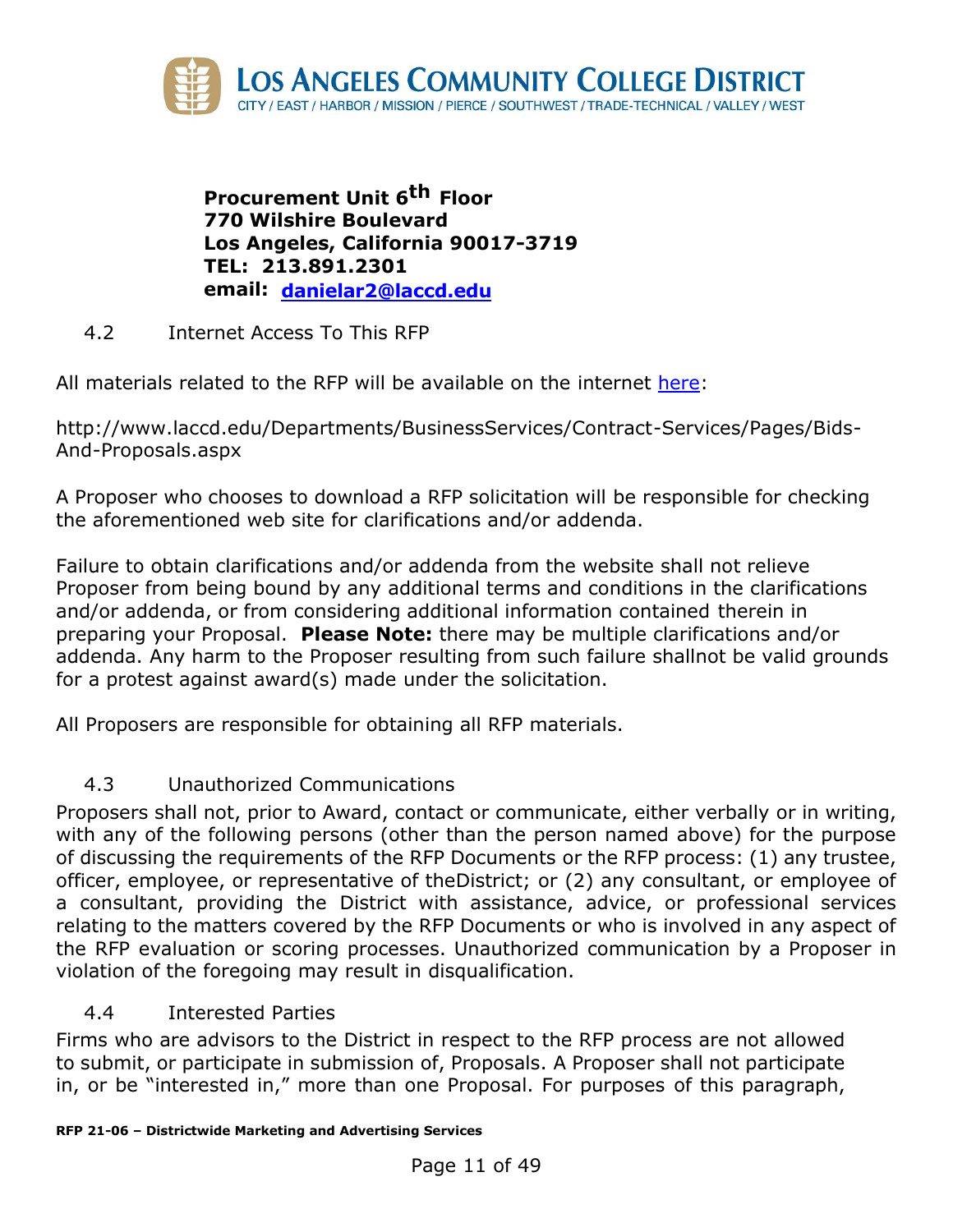**Procurement Unit 6th Floor**
**770 Wilshire Boulevard**
**Los Angeles, California 90017-3719**
**TEL: 213.891.2301**
**email: danielar2@laccd.edu**

## 4.2 Internet Access To This RFP

All materials related to the RFP will be available on the internet here:

http://www.laccd.edu/Departments/BusinessServices/Contract-Services/Pages/Bids-And-Proposals.aspx

A Proposer who chooses to download a RFP solicitation will be responsible for checking the aforementioned web site for clarifications and/or addenda.

Failure to obtain clarifications and/or addenda from the website shall not relieve Proposer from being bound by any additional terms and conditions in the clarifications and/or addenda, or from considering additional information contained therein in preparing your Proposal. **Please Note:** there may be multiple clarifications and/or addenda. Any harm to the Proposer resulting from such failure shallnot be valid grounds for a protest against award(s) made under the solicitation.

All Proposers are responsible for obtaining all RFP materials.

## 4.3 Unauthorized Communications

Proposers shall not, prior to Award, contact or communicate, either verbally or in writing, with any of the following persons (other than the person named above) for the purpose of discussing the requirements of the RFP Documents or the RFP process: (1) any trustee, officer, employee, or representative of theDistrict; or (2) any consultant, or employee of a consultant, providing the District with assistance, advice, or professional services relating to the matters covered by the RFP Documents or who is involved in any aspect of the RFP evaluation or scoring processes. Unauthorized communication by a Proposer in violation of the foregoing may result in disqualification.

## 4.4 Interested Parties

Firms who are advisors to the District in respect to the RFP process are not allowed to submit, or participate in submission of, Proposals. A Proposer shall not participate in, or be "interested in," more than one Proposal. For purposes of this paragraph,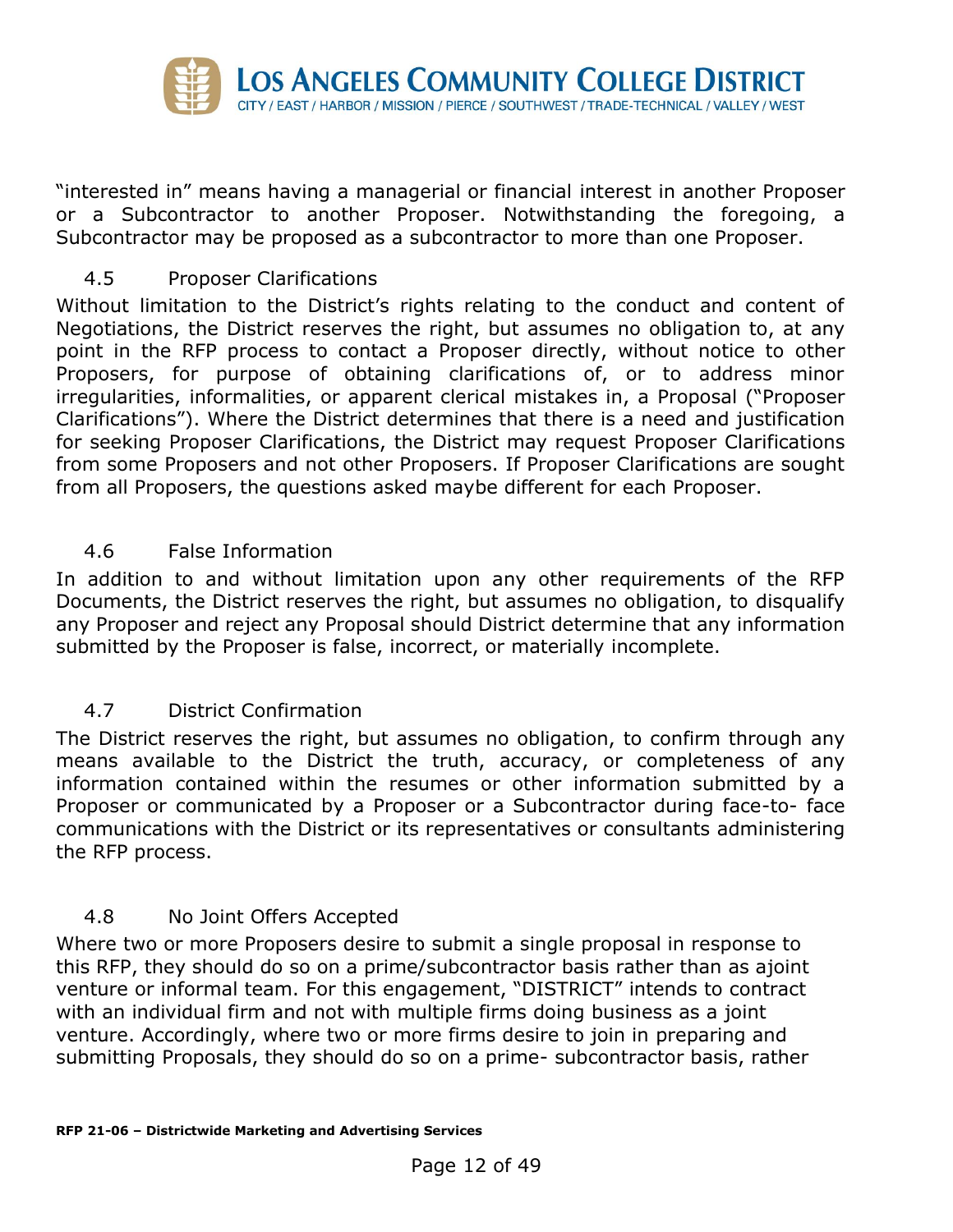“interested in” means having a managerial or financial interest in another Proposer or a Subcontractor to another Proposer. Notwithstanding the foregoing, a Subcontractor may be proposed as a subcontractor to more than one Proposer.

### 4.5 Proposer Clarifications

Without limitation to the District’s rights relating to the conduct and content of Negotiations, the District reserves the right, but assumes no obligation to, at any point in the RFP process to contact a Proposer directly, without notice to other Proposers, for purpose of obtaining clarifications of, or to address minor irregularities, informalities, or apparent clerical mistakes in, a Proposal (“Proposer Clarifications”). Where the District determines that there is a need and justification for seeking Proposer Clarifications, the District may request Proposer Clarifications from some Proposers and not other Proposers. If Proposer Clarifications are sought from all Proposers, the questions asked maybe different for each Proposer.

### 4.6 False Information

In addition to and without limitation upon any other requirements of the RFP Documents, the District reserves the right, but assumes no obligation, to disqualify any Proposer and reject any Proposal should District determine that any information submitted by the Proposer is false, incorrect, or materially incomplete.

### 4.7 District Confirmation

The District reserves the right, but assumes no obligation, to confirm through any means available to the District the truth, accuracy, or completeness of any information contained within the resumes or other information submitted by a Proposer or communicated by a Proposer or a Subcontractor during face-to- face communications with the District or its representatives or consultants administering the RFP process.

### 4.8 No Joint Offers Accepted

Where two or more Proposers desire to submit a single proposal in response to this RFP, they should do so on a prime/subcontractor basis rather than as ajoint venture or informal team. For this engagement, “DISTRICT” intends to contract with an individual firm and not with multiple firms doing business as a joint venture. Accordingly, where two or more firms desire to join in preparing and submitting Proposals, they should do so on a prime- subcontractor basis, rather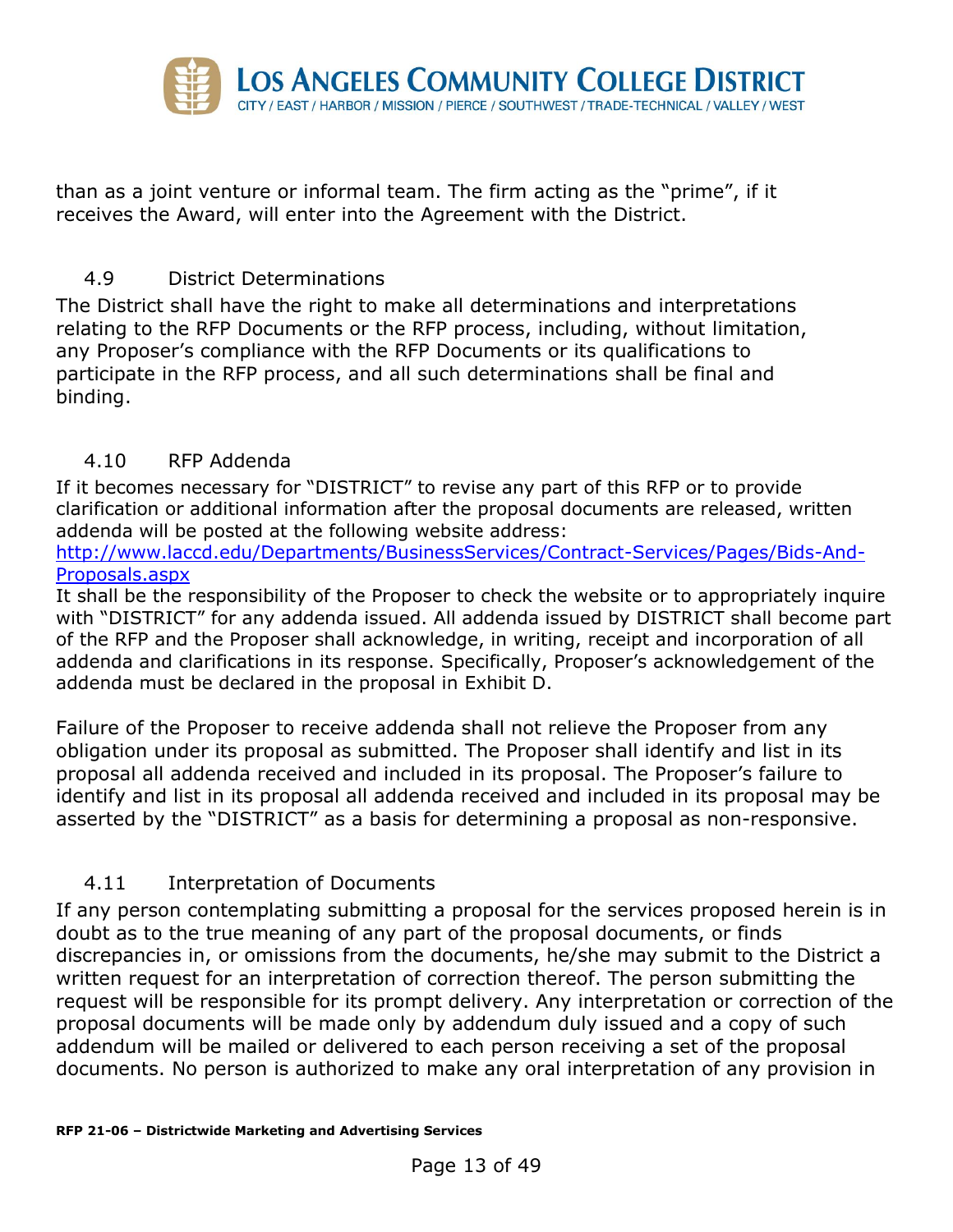than as a joint venture or informal team. The firm acting as the “prime”, if it receives the Award, will enter into the Agreement with the District.

### 4.9 District Determinations

The District shall have the right to make all determinations and interpretations relating to the RFP Documents or the RFP process, including, without limitation, any Proposer’s compliance with the RFP Documents or its qualifications to participate in the RFP process, and all such determinations shall be final and binding.

### 4.10 RFP Addenda

If it becomes necessary for “DISTRICT” to revise any part of this RFP or to provide clarification or additional information after the proposal documents are released, written addenda will be posted at the following website address:
[http://www.laccd.edu/Departments/BusinessServices/Contract-Services/Pages/Bids-And-Proposals.aspx](http://www.laccd.edu/Departments/BusinessServices/Contract-Services/Pages/Bids-And-Proposals.aspx)
It shall be the responsibility of the Proposer to check the website or to appropriately inquire with “DISTRICT” for any addenda issued. All addenda issued by DISTRICT shall become part of the RFP and the Proposer shall acknowledge, in writing, receipt and incorporation of all addenda and clarifications in its response. Specifically, Proposer’s acknowledgement of the addenda must be declared in the proposal in Exhibit D.

Failure of the Proposer to receive addenda shall not relieve the Proposer from any obligation under its proposal as submitted. The Proposer shall identify and list in its proposal all addenda received and included in its proposal. The Proposer’s failure to identify and list in its proposal all addenda received and included in its proposal may be asserted by the “DISTRICT” as a basis for determining a proposal as non-responsive.

### 4.11 Interpretation of Documents

If any person contemplating submitting a proposal for the services proposed herein is in doubt as to the true meaning of any part of the proposal documents, or finds discrepancies in, or omissions from the documents, he/she may submit to the District a written request for an interpretation of correction thereof. The person submitting the request will be responsible for its prompt delivery. Any interpretation or correction of the proposal documents will be made only by addendum duly issued and a copy of such addendum will be mailed or delivered to each person receiving a set of the proposal documents. No person is authorized to make any oral interpretation of any provision in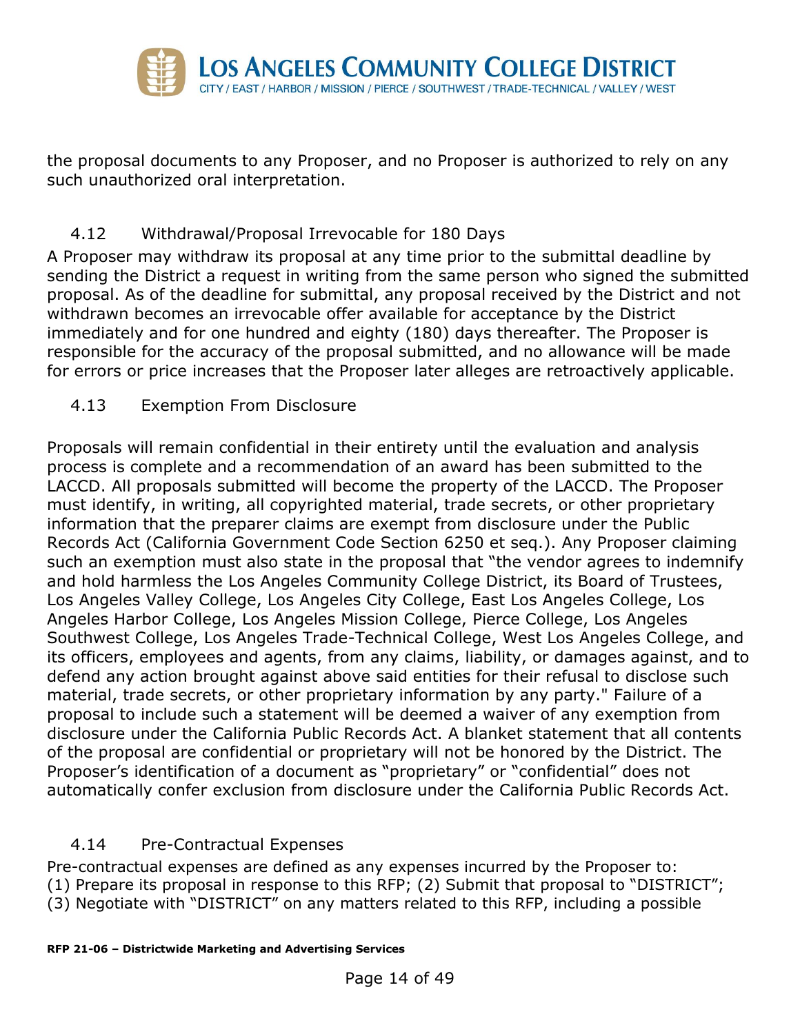the proposal documents to any Proposer, and no Proposer is authorized to rely on any such unauthorized oral interpretation.

### 4.12 Withdrawal/Proposal Irrevocable for 180 Days

A Proposer may withdraw its proposal at any time prior to the submittal deadline by sending the District a request in writing from the same person who signed the submitted proposal. As of the deadline for submittal, any proposal received by the District and not withdrawn becomes an irrevocable offer available for acceptance by the District immediately and for one hundred and eighty (180) days thereafter. The Proposer is responsible for the accuracy of the proposal submitted, and no allowance will be made for errors or price increases that the Proposer later alleges are retroactively applicable.

### 4.13 Exemption From Disclosure

Proposals will remain confidential in their entirety until the evaluation and analysis process is complete and a recommendation of an award has been submitted to the LACCD. All proposals submitted will become the property of the LACCD. The Proposer must identify, in writing, all copyrighted material, trade secrets, or other proprietary information that the preparer claims are exempt from disclosure under the Public Records Act (California Government Code Section 6250 et seq.). Any Proposer claiming such an exemption must also state in the proposal that "the vendor agrees to indemnify and hold harmless the Los Angeles Community College District, its Board of Trustees, Los Angeles Valley College, Los Angeles City College, East Los Angeles College, Los Angeles Harbor College, Los Angeles Mission College, Pierce College, Los Angeles Southwest College, Los Angeles Trade-Technical College, West Los Angeles College, and its officers, employees and agents, from any claims, liability, or damages against, and to defend any action brought against above said entities for their refusal to disclose such material, trade secrets, or other proprietary information by any party." Failure of a proposal to include such a statement will be deemed a waiver of any exemption from disclosure under the California Public Records Act. A blanket statement that all contents of the proposal are confidential or proprietary will not be honored by the District. The Proposer's identification of a document as "proprietary" or "confidential" does not automatically confer exclusion from disclosure under the California Public Records Act.

### 4.14 Pre-Contractual Expenses

Pre-contractual expenses are defined as any expenses incurred by the Proposer to:
(1) Prepare its proposal in response to this RFP; (2) Submit that proposal to "DISTRICT";
(3) Negotiate with "DISTRICT" on any matters related to this RFP, including a possible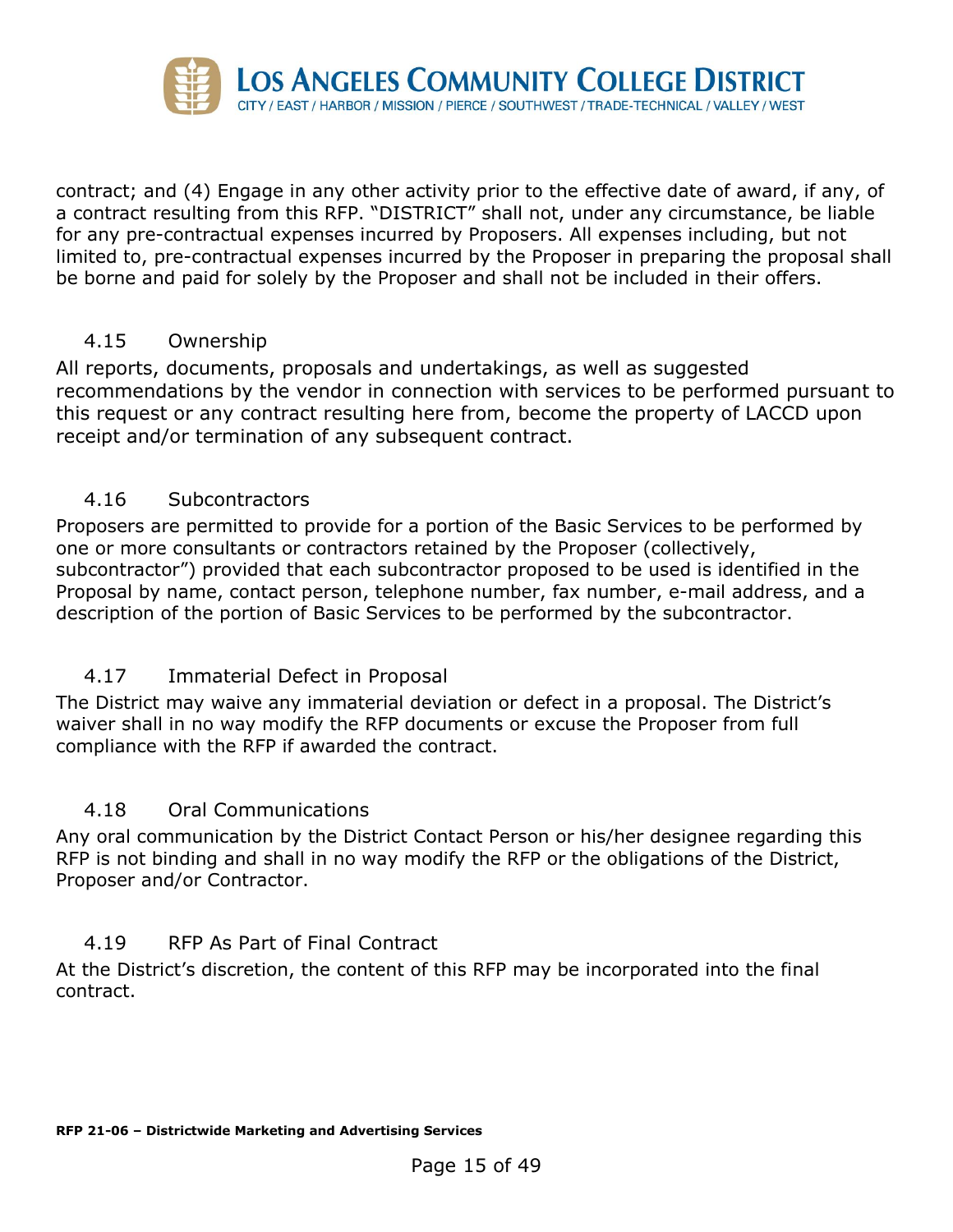contract; and (4) Engage in any other activity prior to the effective date of award, if any, of a contract resulting from this RFP. "DISTRICT" shall not, under any circumstance, be liable for any pre-contractual expenses incurred by Proposers. All expenses including, but not limited to, pre-contractual expenses incurred by the Proposer in preparing the proposal shall be borne and paid for solely by the Proposer and shall not be included in their offers.

### 4.15 Ownership

All reports, documents, proposals and undertakings, as well as suggested recommendations by the vendor in connection with services to be performed pursuant to this request or any contract resulting here from, become the property of LACCD upon receipt and/or termination of any subsequent contract.

### 4.16 Subcontractors

Proposers are permitted to provide for a portion of the Basic Services to be performed by one or more consultants or contractors retained by the Proposer (collectively, subcontractor") provided that each subcontractor proposed to be used is identified in the Proposal by name, contact person, telephone number, fax number, e-mail address, and a description of the portion of Basic Services to be performed by the subcontractor.

### 4.17 Immaterial Defect in Proposal

The District may waive any immaterial deviation or defect in a proposal. The District's waiver shall in no way modify the RFP documents or excuse the Proposer from full compliance with the RFP if awarded the contract.

### 4.18 Oral Communications

Any oral communication by the District Contact Person or his/her designee regarding this RFP is not binding and shall in no way modify the RFP or the obligations of the District, Proposer and/or Contractor.

### 4.19 RFP As Part of Final Contract

At the District's discretion, the content of this RFP may be incorporated into the final contract.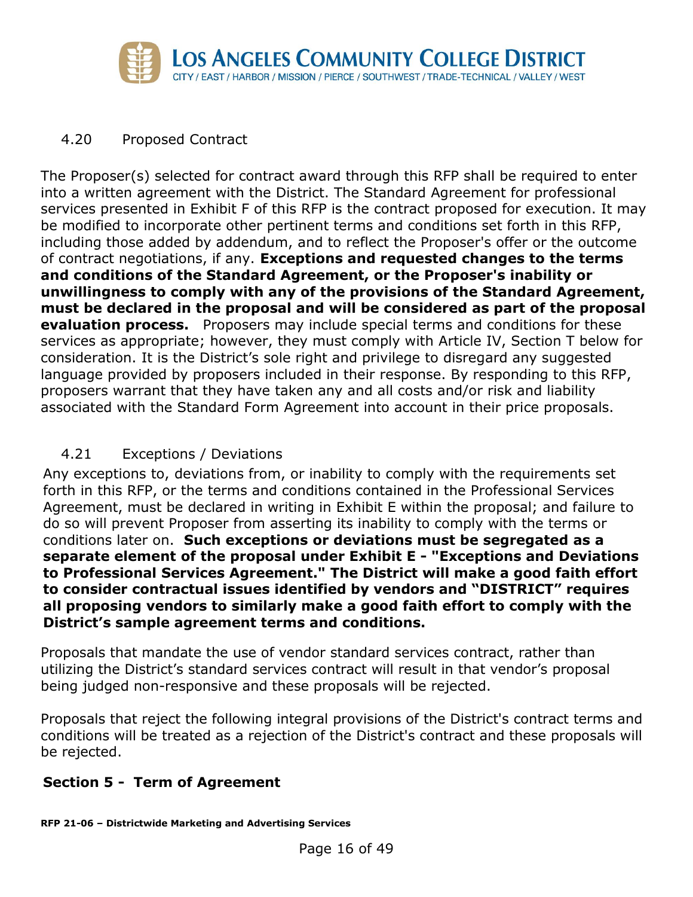### 4.20 Proposed Contract

The Proposer(s) selected for contract award through this RFP shall be required to enter into a written agreement with the District. The Standard Agreement for professional services presented in Exhibit F of this RFP is the contract proposed for execution. It may be modified to incorporate other pertinent terms and conditions set forth in this RFP, including those added by addendum, and to reflect the Proposer's offer or the outcome of contract negotiations, if any. **Exceptions and requested changes to the terms and conditions of the Standard Agreement, or the Proposer's inability or unwillingness to comply with any of the provisions of the Standard Agreement, must be declared in the proposal and will be considered as part of the proposal evaluation process.** Proposers may include special terms and conditions for these services as appropriate; however, they must comply with Article IV, Section T below for consideration. It is the District's sole right and privilege to disregard any suggested language provided by proposers included in their response. By responding to this RFP, proposers warrant that they have taken any and all costs and/or risk and liability associated with the Standard Form Agreement into account in their price proposals.

### 4.21 Exceptions / Deviations

Any exceptions to, deviations from, or inability to comply with the requirements set forth in this RFP, or the terms and conditions contained in the Professional Services Agreement, must be declared in writing in Exhibit E within the proposal; and failure to do so will prevent Proposer from asserting its inability to comply with the terms or conditions later on. **Such exceptions or deviations must be segregated as a separate element of the proposal under Exhibit E - "Exceptions and Deviations to Professional Services Agreement." The District will make a good faith effort to consider contractual issues identified by vendors and "DISTRICT" requires all proposing vendors to similarly make a good faith effort to comply with the District's sample agreement terms and conditions.**

Proposals that mandate the use of vendor standard services contract, rather than utilizing the District's standard services contract will result in that vendor's proposal being judged non-responsive and these proposals will be rejected.

Proposals that reject the following integral provisions of the District's contract terms and conditions will be treated as a rejection of the District's contract and these proposals will be rejected.

**Section 5 - Term of Agreement**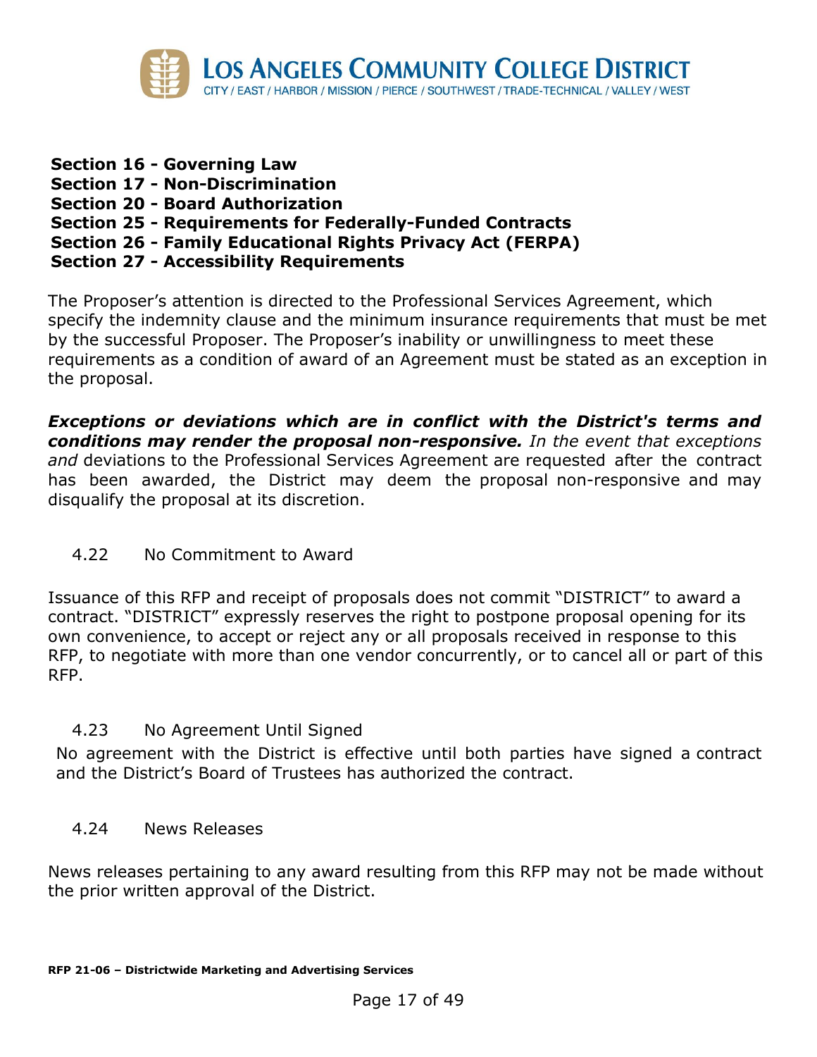**Section 16 - Governing Law**
**Section 17 - Non-Discrimination**
**Section 20 - Board Authorization**
**Section 25 - Requirements for Federally-Funded Contracts**
**Section 26 - Family Educational Rights Privacy Act (FERPA)**
**Section 27 - Accessibility Requirements**

The Proposer's attention is directed to the Professional Services Agreement, which specify the indemnity clause and the minimum insurance requirements that must be met by the successful Proposer. The Proposer's inability or unwillingness to meet these requirements as a condition of award of an Agreement must be stated as an exception in the proposal.

***Exceptions or deviations which are in conflict with the District's terms and conditions may render the proposal non-responsive.*** *In the event that exceptions and* deviations to the Professional Services Agreement are requested after the contract has been awarded, the District may deem the proposal non-responsive and may disqualify the proposal at its discretion.

4.22 No Commitment to Award

Issuance of this RFP and receipt of proposals does not commit "DISTRICT" to award a contract. "DISTRICT" expressly reserves the right to postpone proposal opening for its own convenience, to accept or reject any or all proposals received in response to this RFP, to negotiate with more than one vendor concurrently, or to cancel all or part of this RFP.

4.23 No Agreement Until Signed

No agreement with the District is effective until both parties have signed a contract and the District's Board of Trustees has authorized the contract.

4.24 News Releases

News releases pertaining to any award resulting from this RFP may not be made without the prior written approval of the District.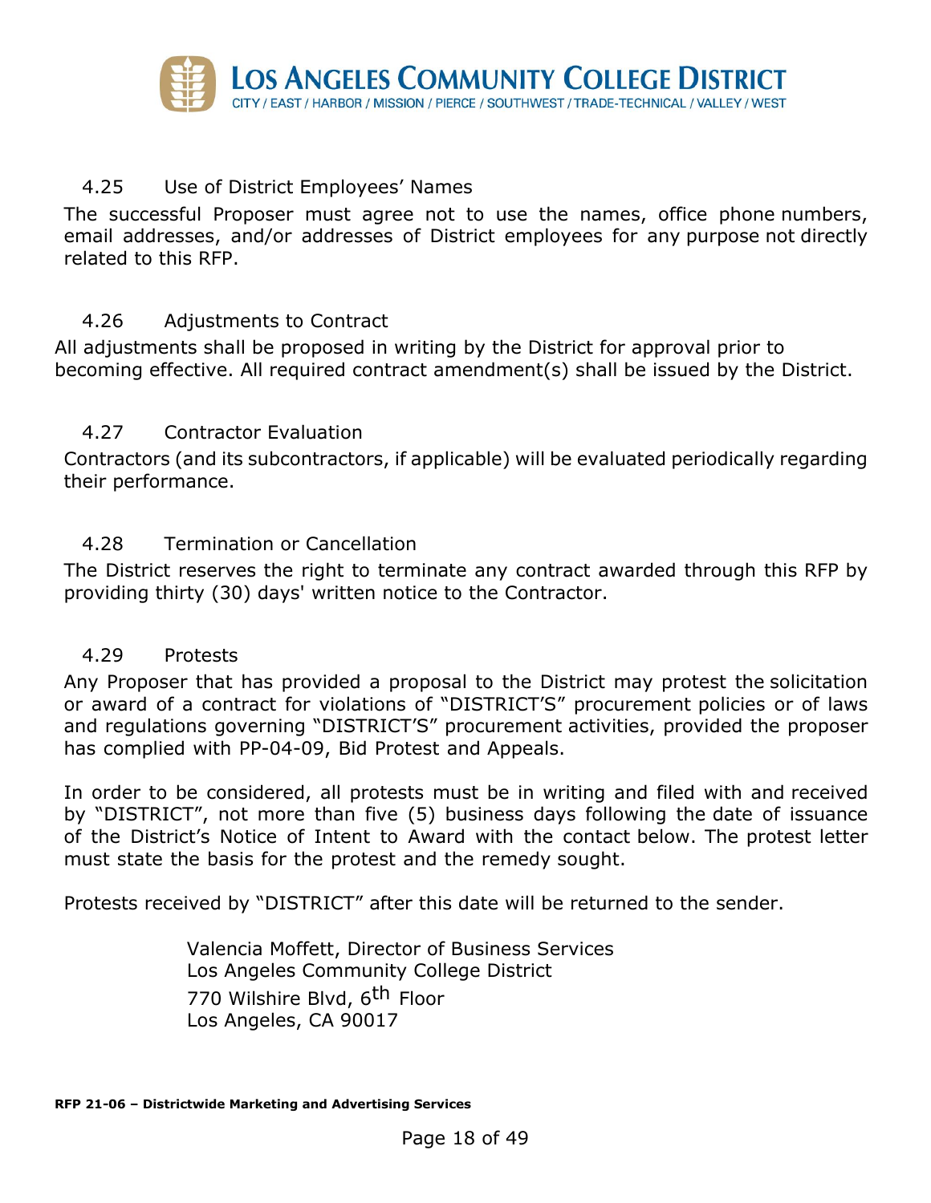### 4.25 Use of District Employees' Names

The successful Proposer must agree not to use the names, office phone numbers, email addresses, and/or addresses of District employees for any purpose not directly related to this RFP.

### 4.26 Adjustments to Contract

All adjustments shall be proposed in writing by the District for approval prior to becoming effective. All required contract amendment(s) shall be issued by the District.

### 4.27 Contractor Evaluation

Contractors (and its subcontractors, if applicable) will be evaluated periodically regarding their performance.

### 4.28 Termination or Cancellation

The District reserves the right to terminate any contract awarded through this RFP by providing thirty (30) days' written notice to the Contractor.

### 4.29 Protests

Any Proposer that has provided a proposal to the District may protest the solicitation or award of a contract for violations of "DISTRICT'S" procurement policies or of laws and regulations governing "DISTRICT'S" procurement activities, provided the proposer has complied with PP-04-09, Bid Protest and Appeals.

In order to be considered, all protests must be in writing and filed with and received by "DISTRICT", not more than five (5) business days following the date of issuance of the District's Notice of Intent to Award with the contact below. The protest letter must state the basis for the protest and the remedy sought.

Protests received by "DISTRICT" after this date will be returned to the sender.

Valencia Moffett, Director of Business Services
Los Angeles Community College District
770 Wilshire Blvd, 6th Floor
Los Angeles, CA 90017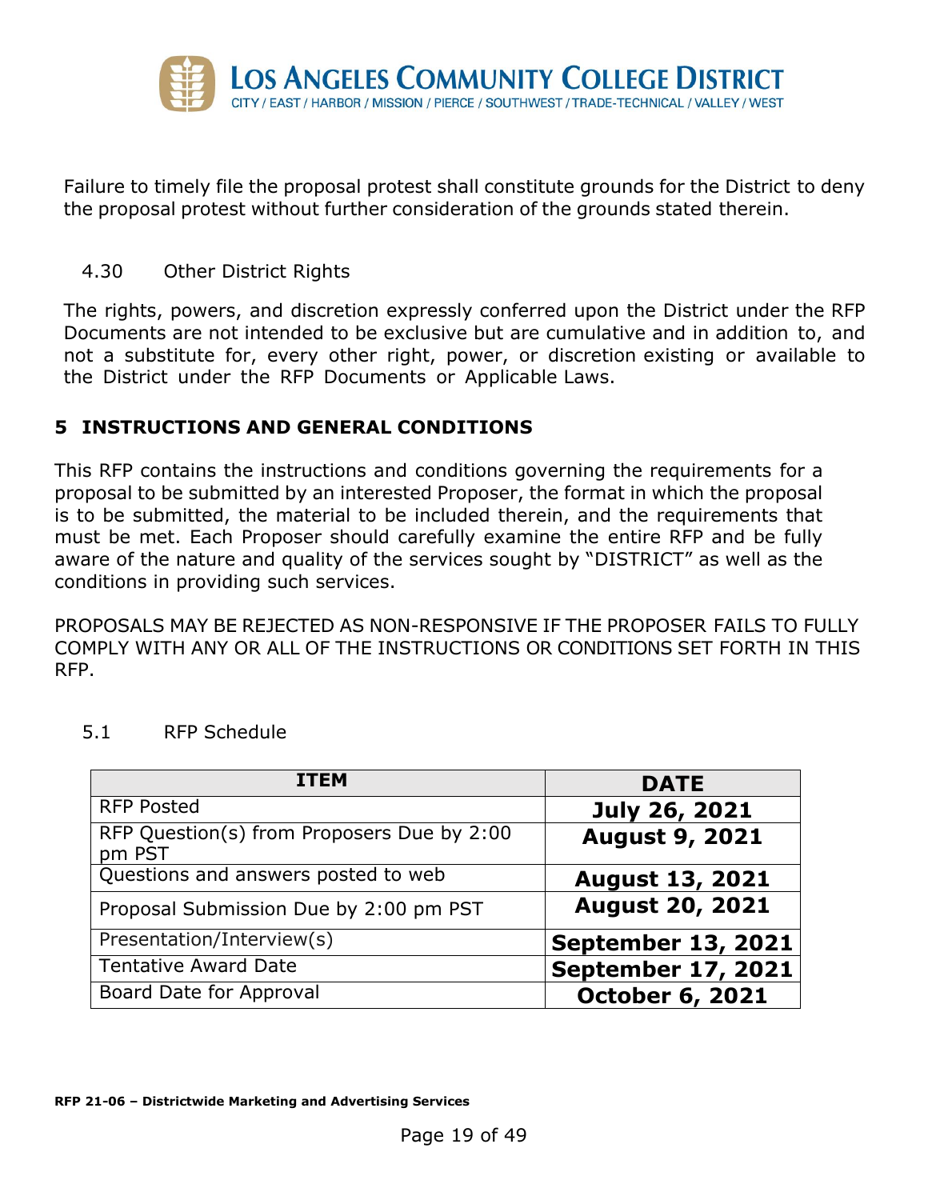Failure to timely file the proposal protest shall constitute grounds for the District to deny the proposal protest without further consideration of the grounds stated therein.

### 4.30 Other District Rights

The rights, powers, and discretion expressly conferred upon the District under the RFP Documents are not intended to be exclusive but are cumulative and in addition to, and not a substitute for, every other right, power, or discretion existing or available to the District under the RFP Documents or Applicable Laws.

## 5 INSTRUCTIONS AND GENERAL CONDITIONS

This RFP contains the instructions and conditions governing the requirements for a proposal to be submitted by an interested Proposer, the format in which the proposal is to be submitted, the material to be included therein, and the requirements that must be met. Each Proposer should carefully examine the entire RFP and be fully aware of the nature and quality of the services sought by "DISTRICT" as well as the conditions in providing such services.

PROPOSALS MAY BE REJECTED AS NON-RESPONSIVE IF THE PROPOSER FAILS TO FULLY COMPLY WITH ANY OR ALL OF THE INSTRUCTIONS OR CONDITIONS SET FORTH IN THIS RFP.

### 5.1 RFP Schedule

| ITEM | DATE |
|---|---|
| RFP Posted | **July 26, 2021** |
| RFP Question(s) from Proposers Due by 2:00 pm PST | **August 9, 2021** |
| Questions and answers posted to web | **August 13, 2021** |
| Proposal Submission Due by 2:00 pm PST | **August 20, 2021** |
| Presentation/Interview(s) | **September 13, 2021** |
| Tentative Award Date | **September 17, 2021** |
| Board Date for Approval | **October 6, 2021** |

**RFP 21-06 – Districtwide Marketing and Advertising Services**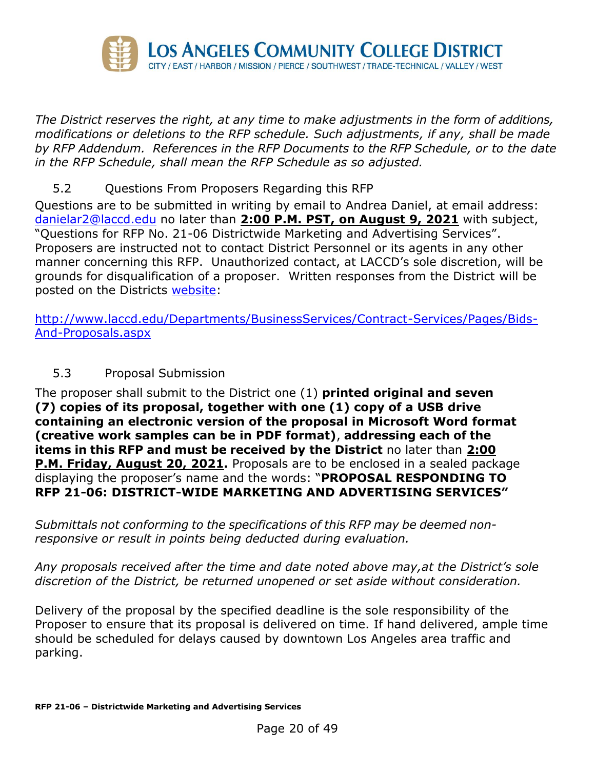*The District reserves the right, at any time to make adjustments in the form of additions, modifications or deletions to the RFP schedule. Such adjustments, if any, shall be made by RFP Addendum. References in the RFP Documents to the RFP Schedule, or to the date in the RFP Schedule, shall mean the RFP Schedule as so adjusted.*

### 5.2 Questions From Proposers Regarding this RFP

Questions are to be submitted in writing by email to Andrea Daniel, at email address: danielar2@laccd.edu no later than **2:00 P.M. PST, on August 9, 2021** with subject, "Questions for RFP No. 21-06 Districtwide Marketing and Advertising Services". Proposers are instructed not to contact District Personnel or its agents in any other manner concerning this RFP. Unauthorized contact, at LACCD's sole discretion, will be grounds for disqualification of a proposer. Written responses from the District will be posted on the Districts website:

http://www.laccd.edu/Departments/BusinessServices/Contract-Services/Pages/Bids-And-Proposals.aspx

### 5.3 Proposal Submission

The proposer shall submit to the District one (1) **printed original and seven (7) copies of its proposal, together with one (1) copy of a USB drive containing an electronic version of the proposal in Microsoft Word format (creative work samples can be in PDF format)**, **addressing each of the items in this RFP and must be received by the District** no later than **2:00 P.M. Friday, August 20, 2021.** Proposals are to be enclosed in a sealed package displaying the proposer's name and the words: "**PROPOSAL RESPONDING TO RFP 21-06: DISTRICT-WIDE MARKETING AND ADVERTISING SERVICES"**

*Submittals not conforming to the specifications of this RFP may be deemed non-responsive or result in points being deducted during evaluation.*

*Any proposals received after the time and date noted above may,at the District's sole discretion of the District, be returned unopened or set aside without consideration.*

Delivery of the proposal by the specified deadline is the sole responsibility of the Proposer to ensure that its proposal is delivered on time. If hand delivered, ample time should be scheduled for delays caused by downtown Los Angeles area traffic and parking.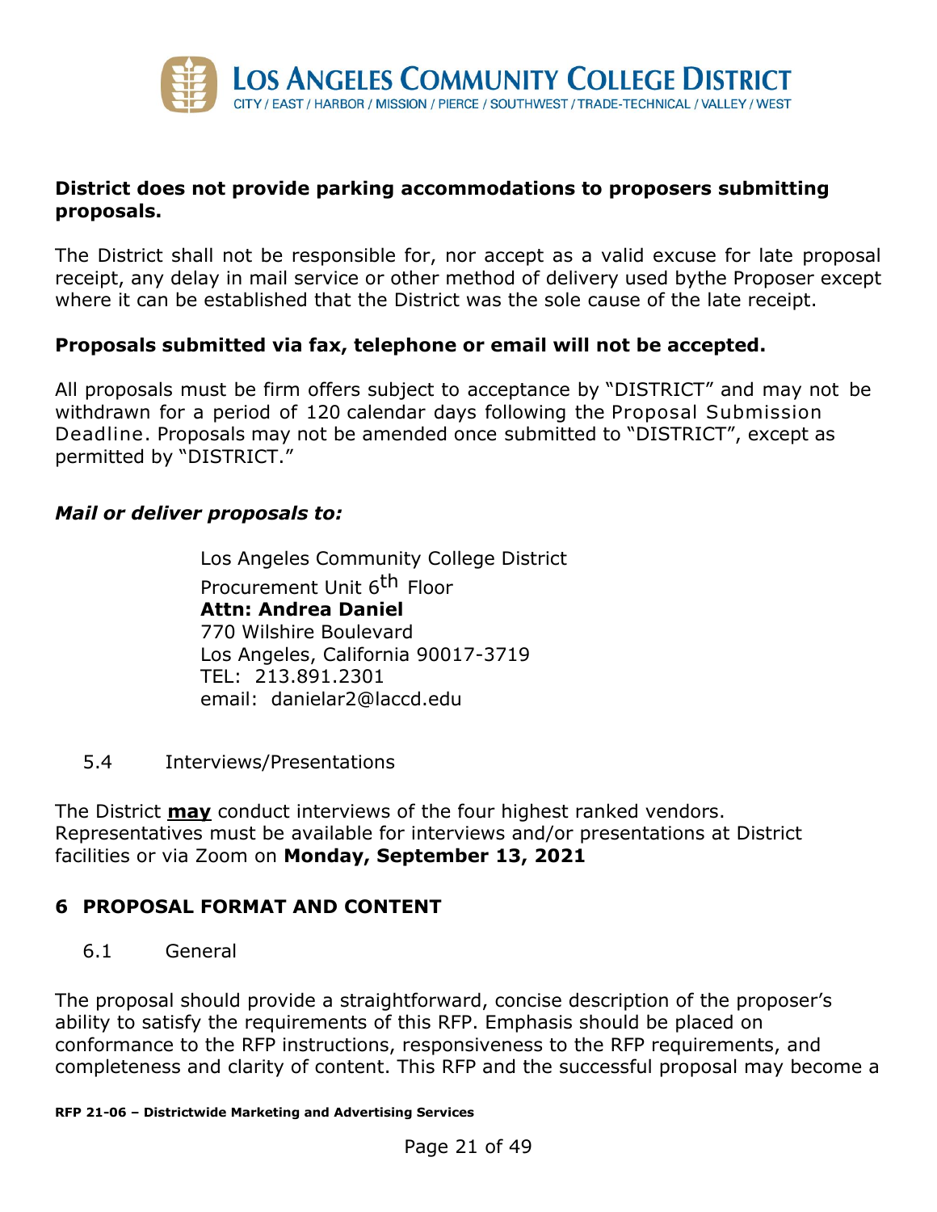**District does not provide parking accommodations to proposers submitting proposals.**

The District shall not be responsible for, nor accept as a valid excuse for late proposal receipt, any delay in mail service or other method of delivery used bythe Proposer except where it can be established that the District was the sole cause of the late receipt.

**Proposals submitted via fax, telephone or email will not be accepted.**

All proposals must be firm offers subject to acceptance by "DISTRICT" and may not be withdrawn for a period of 120 calendar days following the Proposal Submission Deadline. Proposals may not be amended once submitted to "DISTRICT", except as permitted by "DISTRICT."

***Mail or deliver proposals to:***

> Los Angeles Community College District
> Procurement Unit 6th Floor
> **Attn: Andrea Daniel**
> 770 Wilshire Boulevard
> Los Angeles, California 90017-3719
> TEL: 213.891.2301
> email: danielar2@laccd.edu

### 5.4 Interviews/Presentations

The District **<u>may</u>** conduct interviews of the four highest ranked vendors. Representatives must be available for interviews and/or presentations at District facilities or via Zoom on **Monday, September 13, 2021**

## 6 PROPOSAL FORMAT AND CONTENT

### 6.1 General

The proposal should provide a straightforward, concise description of the proposer's ability to satisfy the requirements of this RFP. Emphasis should be placed on conformance to the RFP instructions, responsiveness to the RFP requirements, and completeness and clarity of content. This RFP and the successful proposal may become a

**RFP 21-06 – Districtwide Marketing and Advertising Services**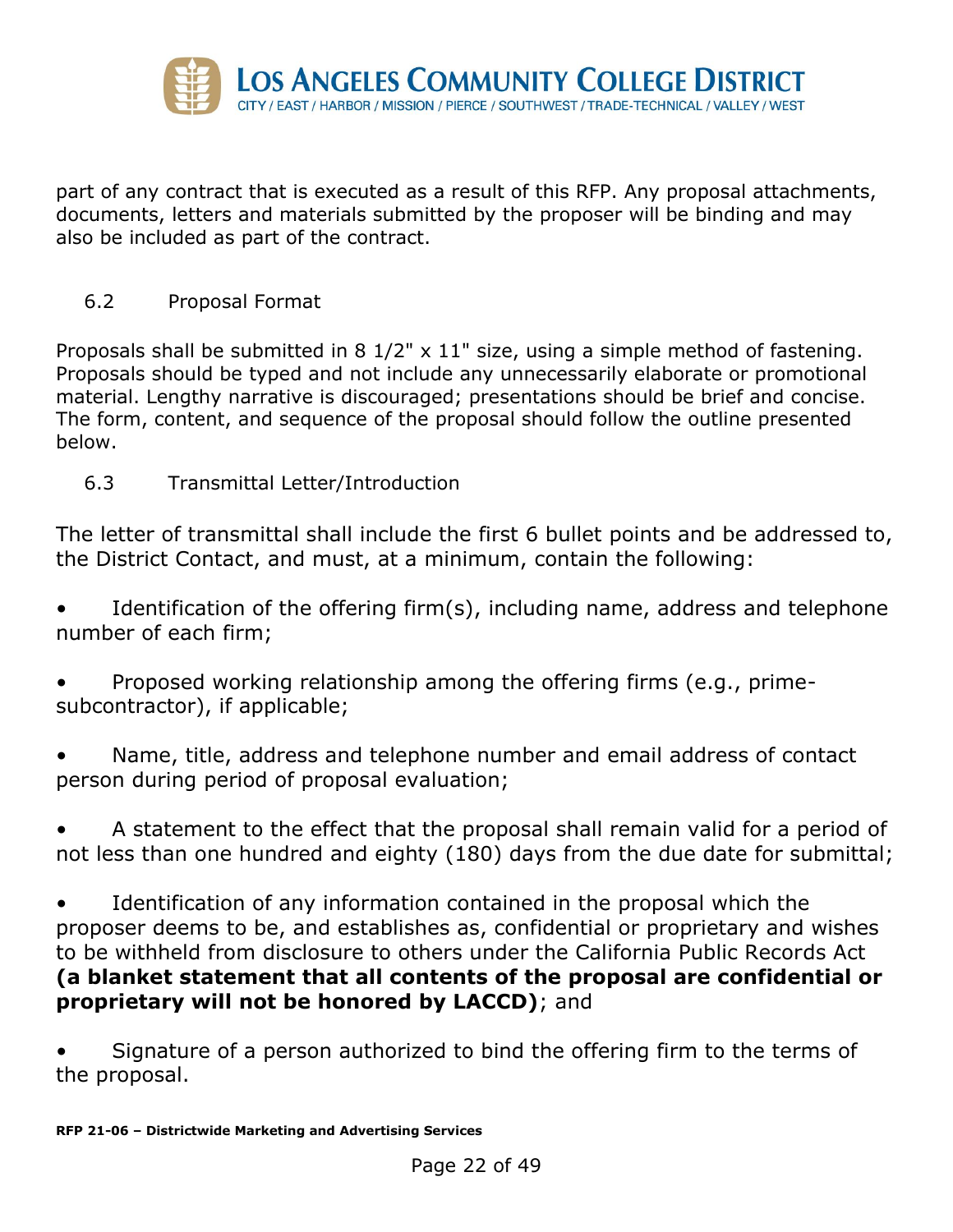part of any contract that is executed as a result of this RFP. Any proposal attachments, documents, letters and materials submitted by the proposer will be binding and may also be included as part of the contract.

### 6.2 Proposal Format

Proposals shall be submitted in 8 1/2" x 11" size, using a simple method of fastening. Proposals should be typed and not include any unnecessarily elaborate or promotional material. Lengthy narrative is discouraged; presentations should be brief and concise. The form, content, and sequence of the proposal should follow the outline presented below.

### 6.3 Transmittal Letter/Introduction

The letter of transmittal shall include the first 6 bullet points and be addressed to, the District Contact, and must, at a minimum, contain the following:

- Identification of the offering firm(s), including name, address and telephone number of each firm;
- Proposed working relationship among the offering firms (e.g., prime-subcontractor), if applicable;
- Name, title, address and telephone number and email address of contact person during period of proposal evaluation;
- A statement to the effect that the proposal shall remain valid for a period of not less than one hundred and eighty (180) days from the due date for submittal;
- Identification of any information contained in the proposal which the proposer deems to be, and establishes as, confidential or proprietary and wishes to be withheld from disclosure to others under the California Public Records Act **(a blanket statement that all contents of the proposal are confidential or proprietary will not be honored by LACCD)**; and
- Signature of a person authorized to bind the offering firm to the terms of the proposal.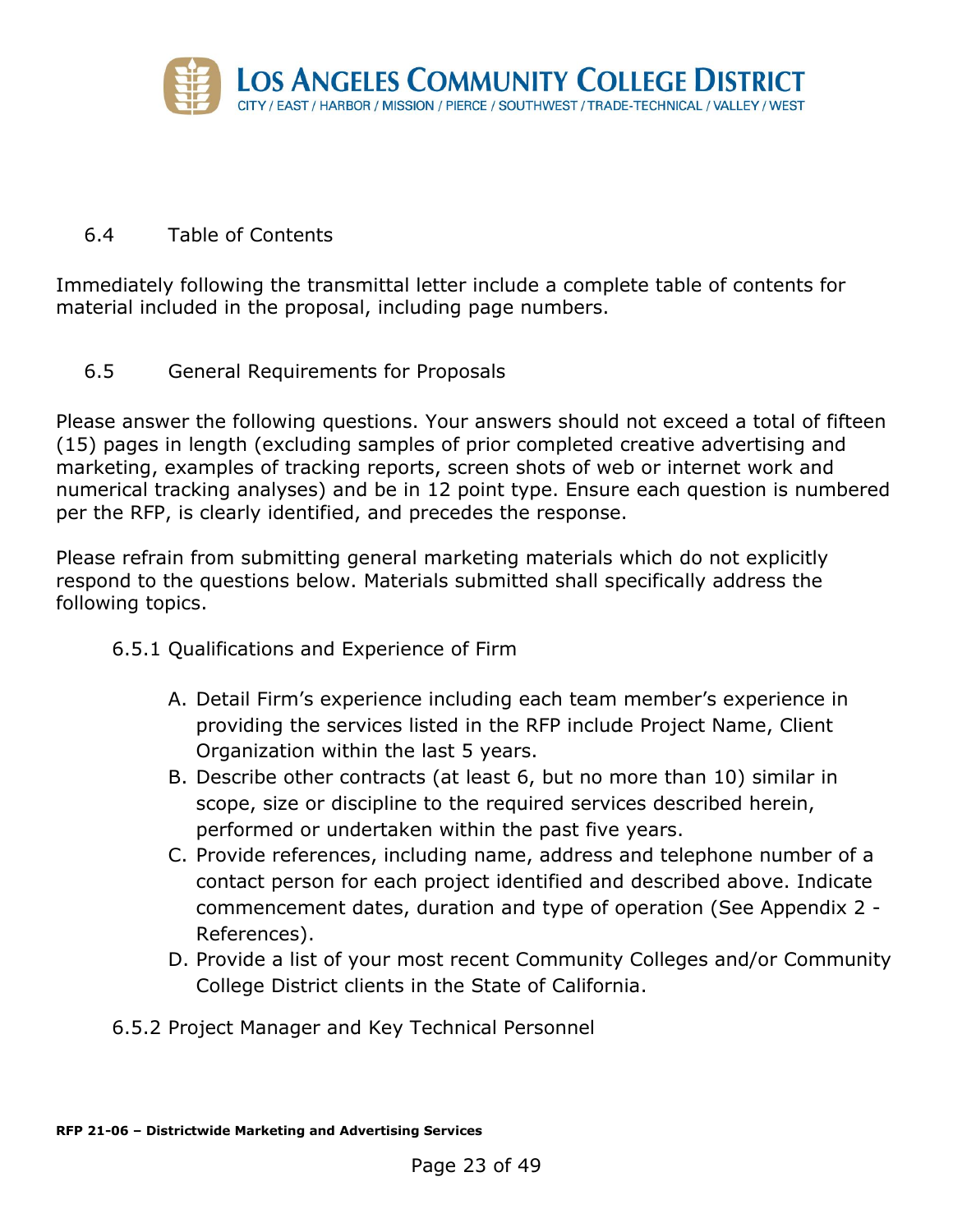## 6.4 Table of Contents

Immediately following the transmittal letter include a complete table of contents for material included in the proposal, including page numbers.

## 6.5 General Requirements for Proposals

Please answer the following questions. Your answers should not exceed a total of fifteen (15) pages in length (excluding samples of prior completed creative advertising and marketing, examples of tracking reports, screen shots of web or internet work and numerical tracking analyses) and be in 12 point type. Ensure each question is numbered per the RFP, is clearly identified, and precedes the response.

Please refrain from submitting general marketing materials which do not explicitly respond to the questions below. Materials submitted shall specifically address the following topics.

### 6.5.1 Qualifications and Experience of Firm

A. Detail Firm's experience including each team member's experience in providing the services listed in the RFP include Project Name, Client Organization within the last 5 years.
B. Describe other contracts (at least 6, but no more than 10) similar in scope, size or discipline to the required services described herein, performed or undertaken within the past five years.
C. Provide references, including name, address and telephone number of a contact person for each project identified and described above. Indicate commencement dates, duration and type of operation (See Appendix 2 - References).
D. Provide a list of your most recent Community Colleges and/or Community College District clients in the State of California.

### 6.5.2 Project Manager and Key Technical Personnel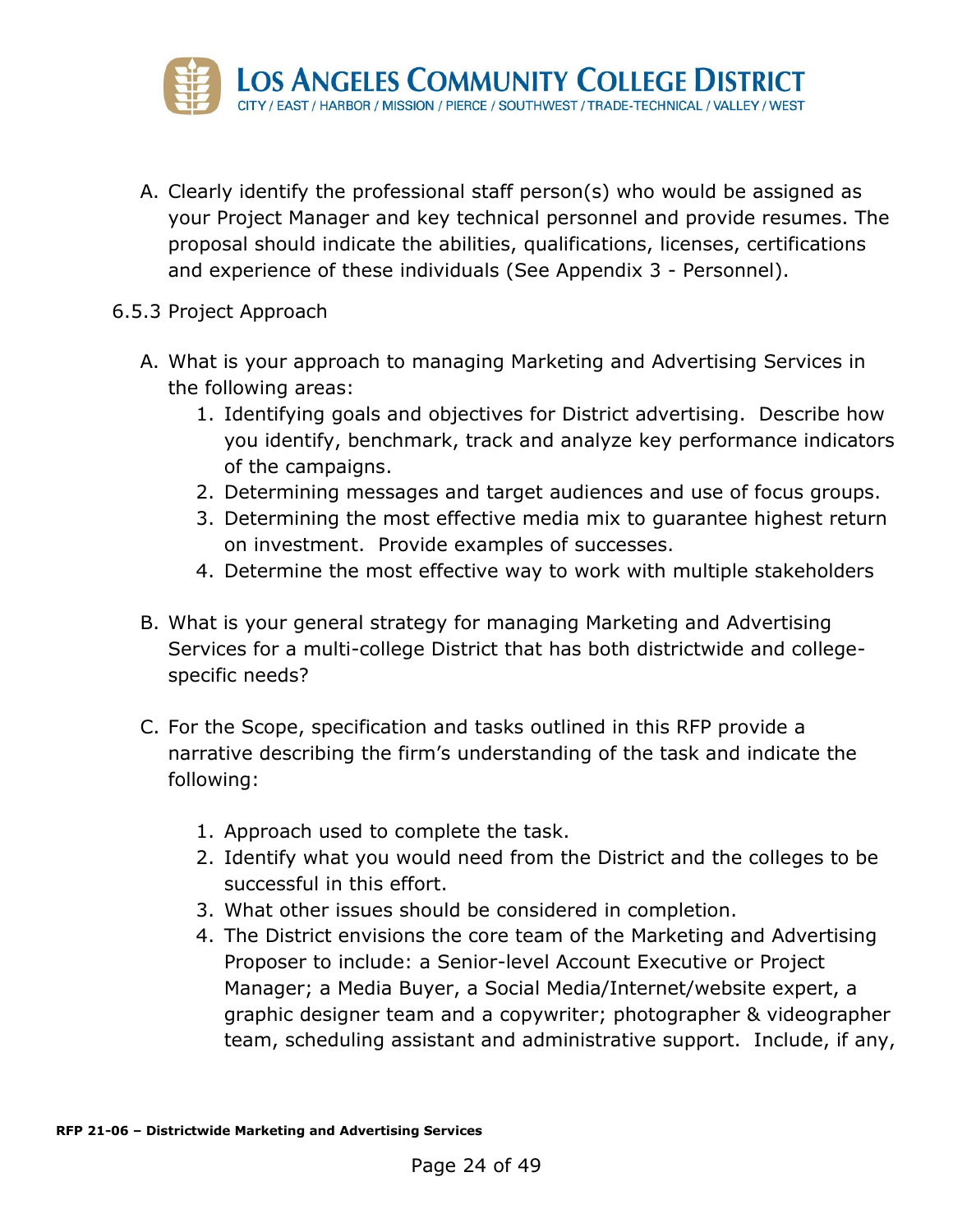A. Clearly identify the professional staff person(s) who would be assigned as your Project Manager and key technical personnel and provide resumes. The proposal should indicate the abilities, qualifications, licenses, certifications and experience of these individuals (See Appendix 3 - Personnel).

6.5.3 Project Approach

A. What is your approach to managing Marketing and Advertising Services in the following areas:
   1. Identifying goals and objectives for District advertising. Describe how you identify, benchmark, track and analyze key performance indicators of the campaigns.
   2. Determining messages and target audiences and use of focus groups.
   3. Determining the most effective media mix to guarantee highest return on investment. Provide examples of successes.
   4. Determine the most effective way to work with multiple stakeholders

B. What is your general strategy for managing Marketing and Advertising Services for a multi-college District that has both districtwide and college-specific needs?

C. For the Scope, specification and tasks outlined in this RFP provide a narrative describing the firm's understanding of the task and indicate the following:

   1. Approach used to complete the task.
   2. Identify what you would need from the District and the colleges to be successful in this effort.
   3. What other issues should be considered in completion.
   4. The District envisions the core team of the Marketing and Advertising Proposer to include: a Senior-level Account Executive or Project Manager; a Media Buyer, a Social Media/Internet/website expert, a graphic designer team and a copywriter; photographer & videographer team, scheduling assistant and administrative support. Include, if any,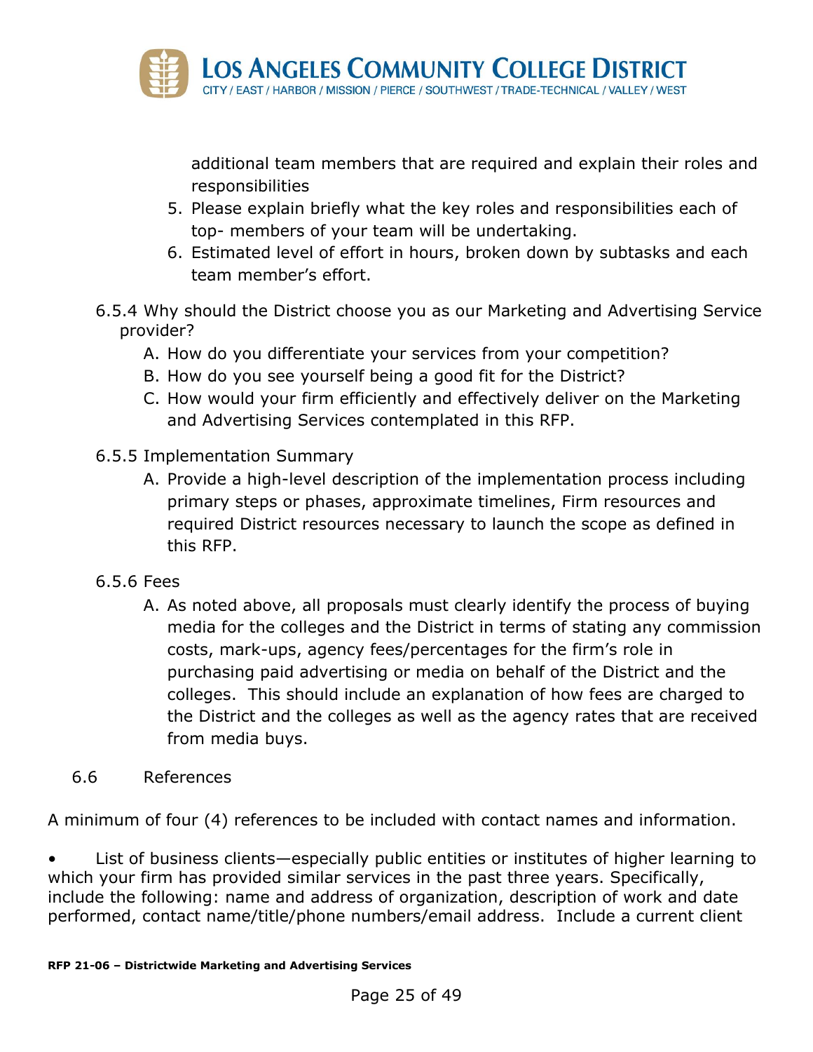additional team members that are required and explain their roles and responsibilities

5. Please explain briefly what the key roles and responsibilities each of top- members of your team will be undertaking.
6. Estimated level of effort in hours, broken down by subtasks and each team member's effort.

6.5.4 Why should the District choose you as our Marketing and Advertising Service provider?

A. How do you differentiate your services from your competition?
B. How do you see yourself being a good fit for the District?
C. How would your firm efficiently and effectively deliver on the Marketing and Advertising Services contemplated in this RFP.

6.5.5 Implementation Summary

A. Provide a high-level description of the implementation process including primary steps or phases, approximate timelines, Firm resources and required District resources necessary to launch the scope as defined in this RFP.

6.5.6 Fees

A. As noted above, all proposals must clearly identify the process of buying media for the colleges and the District in terms of stating any commission costs, mark-ups, agency fees/percentages for the firm's role in purchasing paid advertising or media on behalf of the District and the colleges. This should include an explanation of how fees are charged to the District and the colleges as well as the agency rates that are received from media buys.

## 6.6 References

A minimum of four (4) references to be included with contact names and information.

- List of business clients—especially public entities or institutes of higher learning to which your firm has provided similar services in the past three years. Specifically, include the following: name and address of organization, description of work and date performed, contact name/title/phone numbers/email address. Include a current client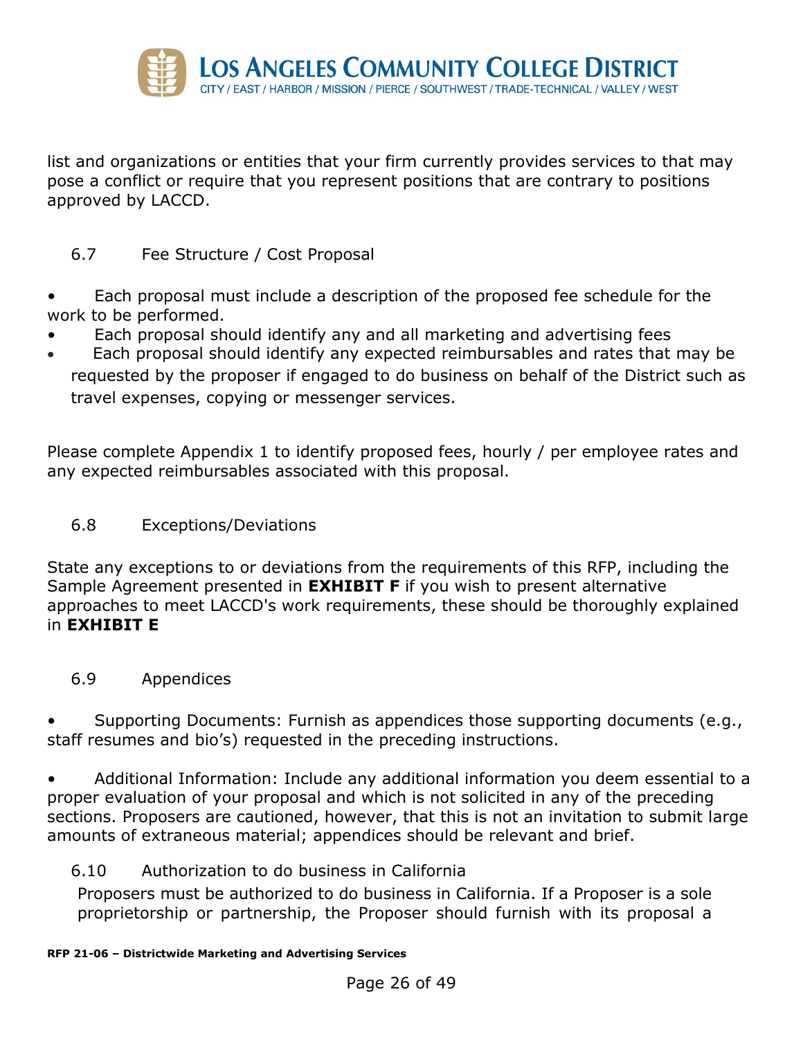list and organizations or entities that your firm currently provides services to that may pose a conflict or require that you represent positions that are contrary to positions approved by LACCD.

## 6.7 Fee Structure / Cost Proposal

- Each proposal must include a description of the proposed fee schedule for the work to be performed.
- Each proposal should identify any and all marketing and advertising fees
- Each proposal should identify any expected reimbursables and rates that may be requested by the proposer if engaged to do business on behalf of the District such as travel expenses, copying or messenger services.

Please complete Appendix 1 to identify proposed fees, hourly / per employee rates and any expected reimbursables associated with this proposal.

## 6.8 Exceptions/Deviations

State any exceptions to or deviations from the requirements of this RFP, including the Sample Agreement presented in **EXHIBIT F** if you wish to present alternative approaches to meet LACCD's work requirements, these should be thoroughly explained in **EXHIBIT E**

## 6.9 Appendices

- Supporting Documents: Furnish as appendices those supporting documents (e.g., staff resumes and bio's) requested in the preceding instructions.

- Additional Information: Include any additional information you deem essential to a proper evaluation of your proposal and which is not solicited in any of the preceding sections. Proposers are cautioned, however, that this is not an invitation to submit large amounts of extraneous material; appendices should be relevant and brief.

## 6.10 Authorization to do business in California

Proposers must be authorized to do business in California. If a Proposer is a sole proprietorship or partnership, the Proposer should furnish with its proposal a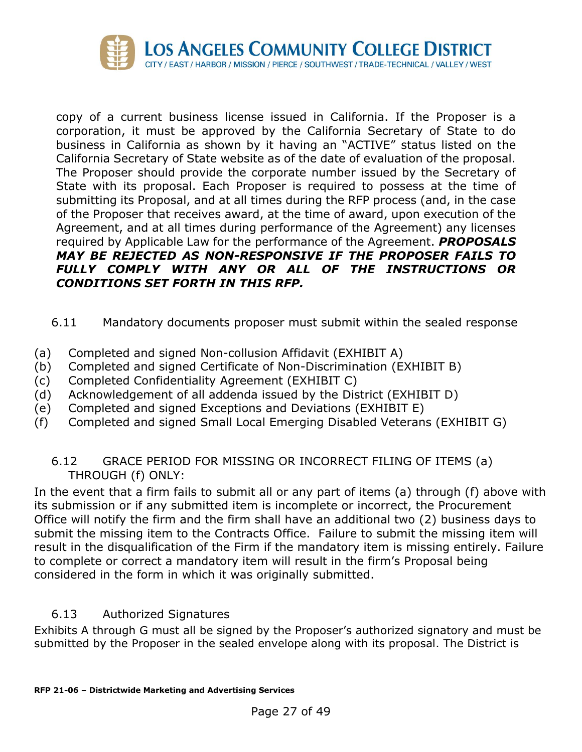copy of a current business license issued in California. If the Proposer is a corporation, it must be approved by the California Secretary of State to do business in California as shown by it having an "ACTIVE" status listed on the California Secretary of State website as of the date of evaluation of the proposal. The Proposer should provide the corporate number issued by the Secretary of State with its proposal. Each Proposer is required to possess at the time of submitting its Proposal, and at all times during the RFP process (and, in the case of the Proposer that receives award, at the time of award, upon execution of the Agreement, and at all times during performance of the Agreement) any licenses required by Applicable Law for the performance of the Agreement. ***PROPOSALS MAY BE REJECTED AS NON-RESPONSIVE IF THE PROPOSER FAILS TO FULLY COMPLY WITH ANY OR ALL OF THE INSTRUCTIONS OR CONDITIONS SET FORTH IN THIS RFP.***

6.11 Mandatory documents proposer must submit within the sealed response

(a) Completed and signed Non-collusion Affidavit (EXHIBIT A)
(b) Completed and signed Certificate of Non-Discrimination (EXHIBIT B)
(c) Completed Confidentiality Agreement (EXHIBIT C)
(d) Acknowledgement of all addenda issued by the District (EXHIBIT D)
(e) Completed and signed Exceptions and Deviations (EXHIBIT E)
(f) Completed and signed Small Local Emerging Disabled Veterans (EXHIBIT G)

6.12 GRACE PERIOD FOR MISSING OR INCORRECT FILING OF ITEMS (a) THROUGH (f) ONLY:

In the event that a firm fails to submit all or any part of items (a) through (f) above with its submission or if any submitted item is incomplete or incorrect, the Procurement Office will notify the firm and the firm shall have an additional two (2) business days to submit the missing item to the Contracts Office. Failure to submit the missing item will result in the disqualification of the Firm if the mandatory item is missing entirely. Failure to complete or correct a mandatory item will result in the firm's Proposal being considered in the form in which it was originally submitted.

6.13 Authorized Signatures

Exhibits A through G must all be signed by the Proposer's authorized signatory and must be submitted by the Proposer in the sealed envelope along with its proposal. The District is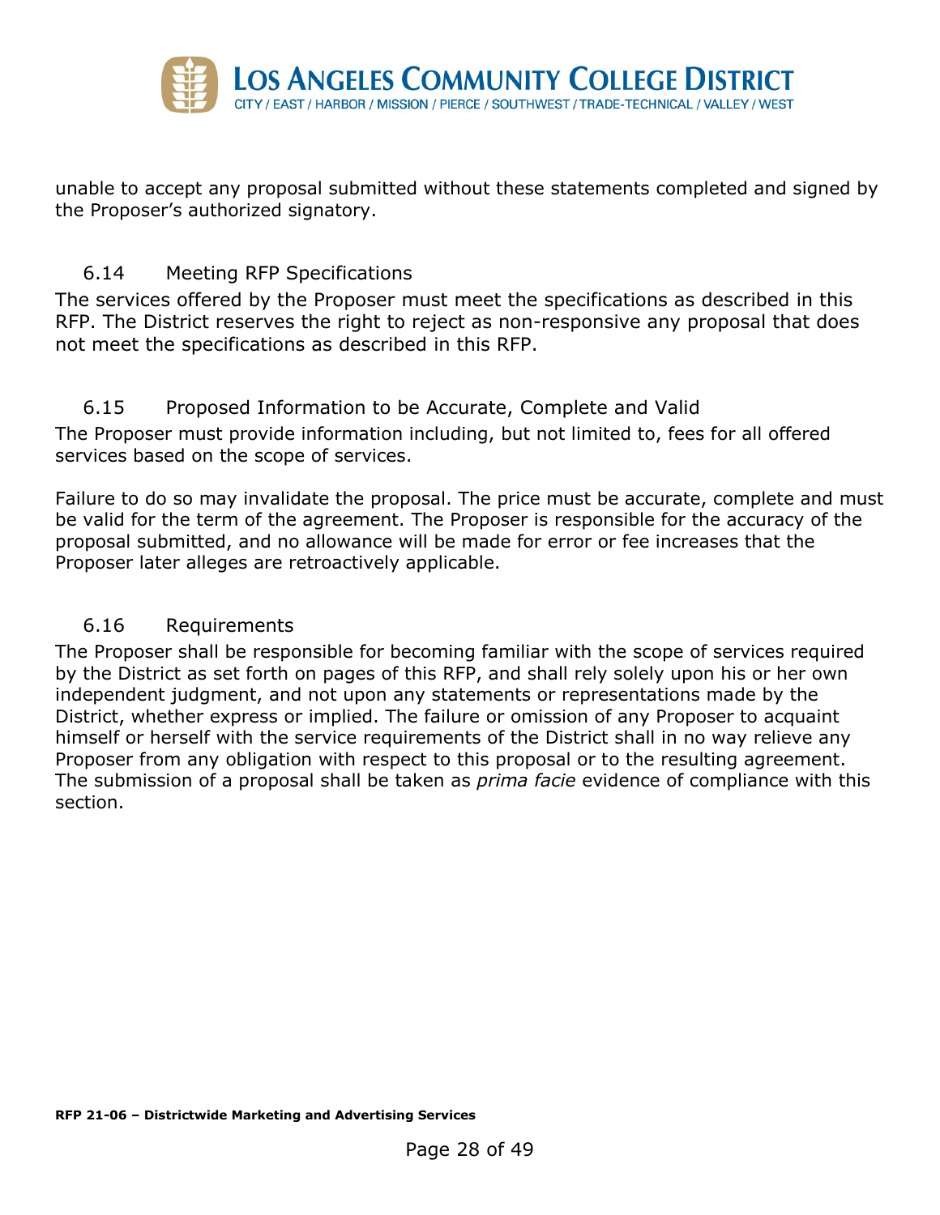unable to accept any proposal submitted without these statements completed and signed by the Proposer's authorized signatory.

### 6.14 Meeting RFP Specifications

The services offered by the Proposer must meet the specifications as described in this RFP. The District reserves the right to reject as non-responsive any proposal that does not meet the specifications as described in this RFP.

### 6.15 Proposed Information to be Accurate, Complete and Valid

The Proposer must provide information including, but not limited to, fees for all offered services based on the scope of services.

Failure to do so may invalidate the proposal. The price must be accurate, complete and must be valid for the term of the agreement. The Proposer is responsible for the accuracy of the proposal submitted, and no allowance will be made for error or fee increases that the Proposer later alleges are retroactively applicable.

### 6.16 Requirements

The Proposer shall be responsible for becoming familiar with the scope of services required by the District as set forth on pages of this RFP, and shall rely solely upon his or her own independent judgment, and not upon any statements or representations made by the District, whether express or implied. The failure or omission of any Proposer to acquaint himself or herself with the service requirements of the District shall in no way relieve any Proposer from any obligation with respect to this proposal or to the resulting agreement. The submission of a proposal shall be taken as *prima facie* evidence of compliance with this section.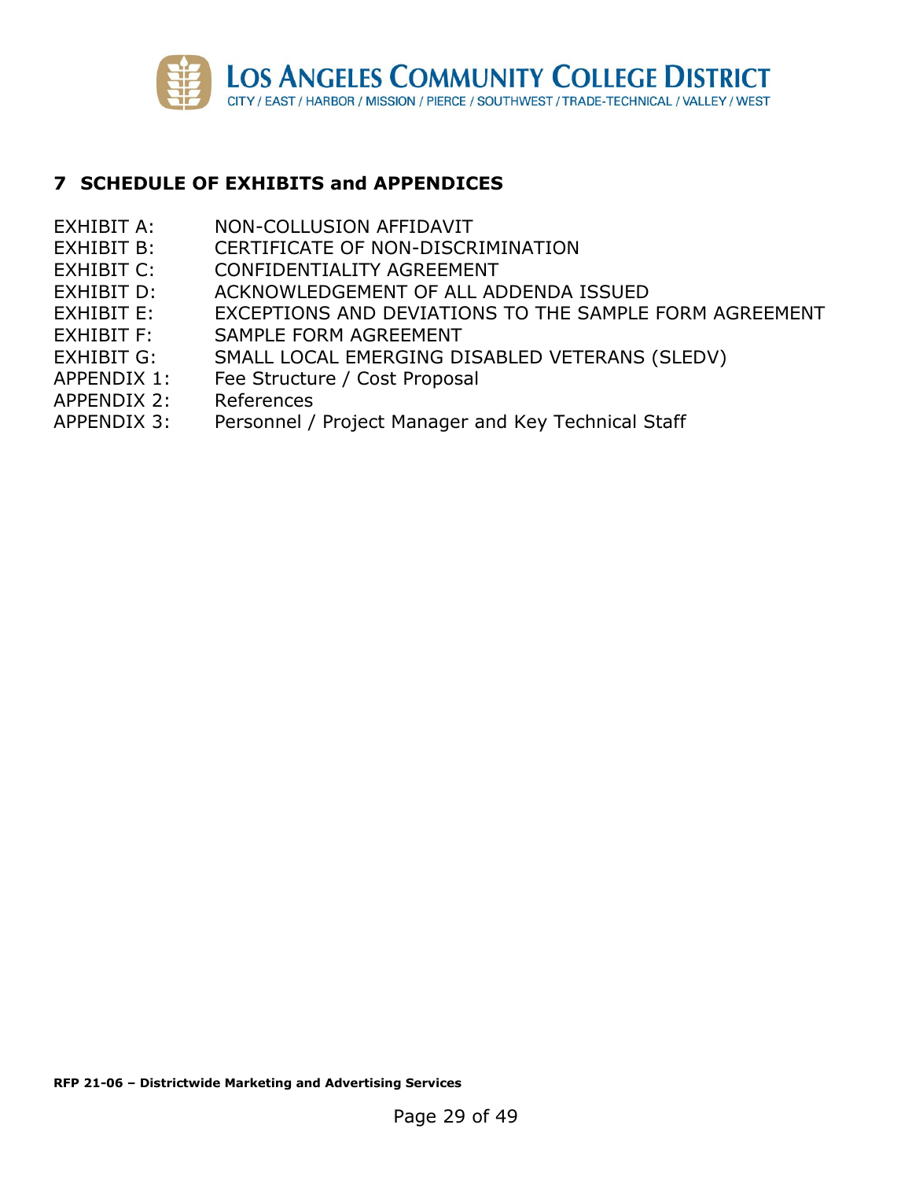## 7 SCHEDULE OF EXHIBITS and APPENDICES

| | |
|---|---|
| EXHIBIT A: | NON-COLLUSION AFFIDAVIT |
| EXHIBIT B: | CERTIFICATE OF NON-DISCRIMINATION |
| EXHIBIT C: | CONFIDENTIALITY AGREEMENT |
| EXHIBIT D: | ACKNOWLEDGEMENT OF ALL ADDENDA ISSUED |
| EXHIBIT E: | EXCEPTIONS AND DEVIATIONS TO THE SAMPLE FORM AGREEMENT |
| EXHIBIT F: | SAMPLE FORM AGREEMENT |
| EXHIBIT G: | SMALL LOCAL EMERGING DISABLED VETERANS (SLEDV) |
| APPENDIX 1: | Fee Structure / Cost Proposal |
| APPENDIX 2: | References |
| APPENDIX 3: | Personnel / Project Manager and Key Technical Staff |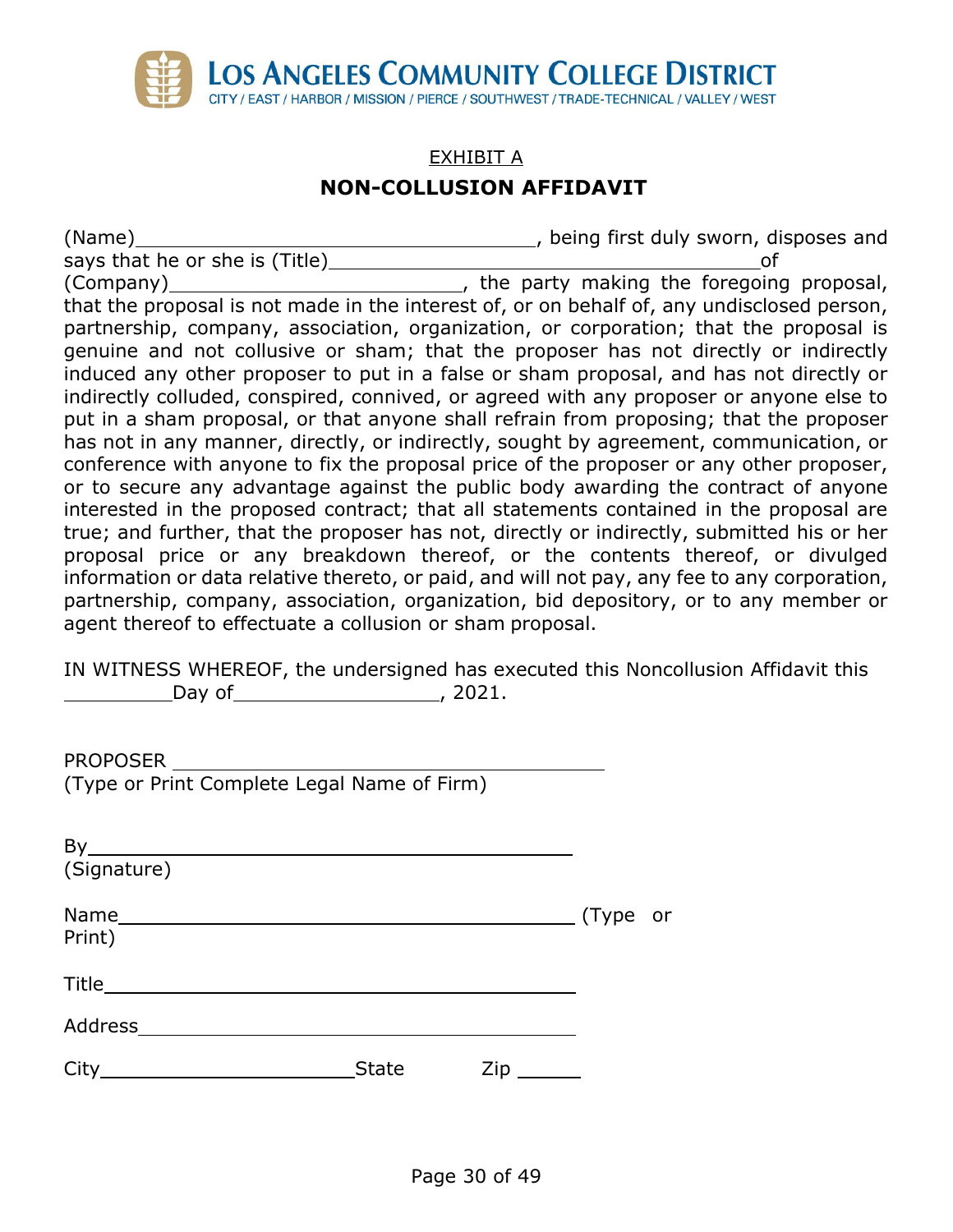LOS ANGELES COMMUNITY COLLEGE DISTRICT
CITY / EAST / HARBOR / MISSION / PIERCE / SOUTHWEST / TRADE-TECHNICAL / VALLEY / WEST

EXHIBIT A

## NON-COLLUSION AFFIDAVIT

(Name)\_\_\_\_\_\_\_\_\_\_\_\_\_\_\_\_\_\_\_\_\_\_\_\_\_\_\_\_\_\_\_\_, being first duly sworn, disposes and says that he or she is (Title)\_\_\_\_\_\_\_\_\_\_\_\_\_\_\_\_\_\_\_\_\_\_\_\_\_\_\_\_\_\_\_\_\_\_of (Company)\_\_\_\_\_\_\_\_\_\_\_\_\_\_\_\_\_\_\_\_\_\_\_\_, the party making the foregoing proposal, that the proposal is not made in the interest of, or on behalf of, any undisclosed person, partnership, company, association, organization, or corporation; that the proposal is genuine and not collusive or sham; that the proposer has not directly or indirectly induced any other proposer to put in a false or sham proposal, and has not directly or indirectly colluded, conspired, connived, or agreed with any proposer or anyone else to put in a sham proposal, or that anyone shall refrain from proposing; that the proposer has not in any manner, directly, or indirectly, sought by agreement, communication, or conference with anyone to fix the proposal price of the proposer or any other proposer, or to secure any advantage against the public body awarding the contract of anyone interested in the proposed contract; that all statements contained in the proposal are true; and further, that the proposer has not, directly or indirectly, submitted his or her proposal price or any breakdown thereof, or the contents thereof, or divulged information or data relative thereto, or paid, and will not pay, any fee to any corporation, partnership, company, association, organization, bid depository, or to any member or agent thereof to effectuate a collusion or sham proposal.

IN WITNESS WHEREOF, the undersigned has executed this Noncollusion Affidavit this \_\_\_\_\_\_\_\_\_Day of\_\_\_\_\_\_\_\_\_\_\_\_\_\_\_\_\_, 2021.

PROPOSER \_\_\_\_\_\_\_\_\_\_\_\_\_\_\_\_\_\_\_\_\_\_\_\_\_\_\_\_\_\_\_\_\_\_\_\_
(Type or Print Complete Legal Name of Firm)

By\_\_\_\_\_\_\_\_\_\_\_\_\_\_\_\_\_\_\_\_\_\_\_\_\_\_\_\_\_\_\_\_\_\_\_\_\_\_
(Signature)

Name\_\_\_\_\_\_\_\_\_\_\_\_\_\_\_\_\_\_\_\_\_\_\_\_\_\_\_\_\_\_\_\_\_\_\_\_ (Type or Print)

Title\_\_\_\_\_\_\_\_\_\_\_\_\_\_\_\_\_\_\_\_\_\_\_\_\_\_\_\_\_\_\_\_\_\_\_\_\_

Address\_\_\_\_\_\_\_\_\_\_\_\_\_\_\_\_\_\_\_\_\_\_\_\_\_\_\_\_\_\_\_\_\_\_\_

City\_\_\_\_\_\_\_\_\_\_\_\_\_\_\_\_\_\_\_\_State Zip \_\_\_\_\_\_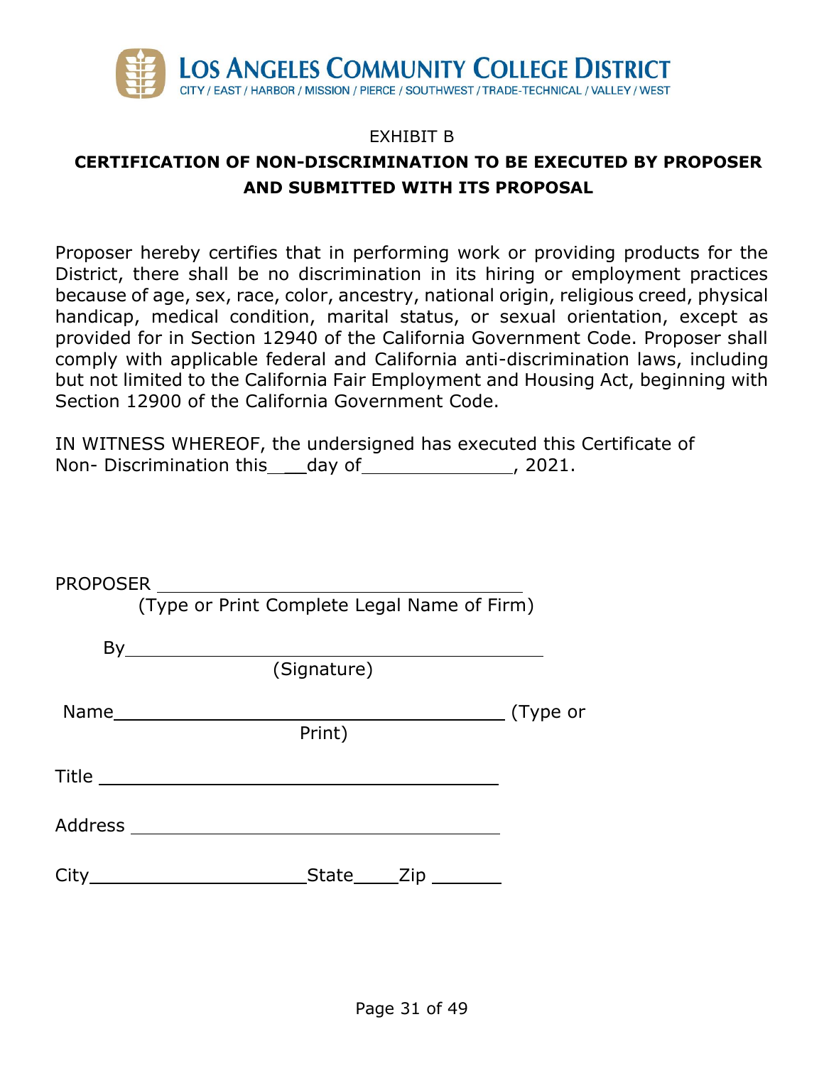LOS ANGELES COMMUNITY COLLEGE DISTRICT
CITY / EAST / HARBOR / MISSION / PIERCE / SOUTHWEST / TRADE-TECHNICAL / VALLEY / WEST

EXHIBIT B

## CERTIFICATION OF NON-DISCRIMINATION TO BE EXECUTED BY PROPOSER AND SUBMITTED WITH ITS PROPOSAL

Proposer hereby certifies that in performing work or providing products for the District, there shall be no discrimination in its hiring or employment practices because of age, sex, race, color, ancestry, national origin, religious creed, physical handicap, medical condition, marital status, or sexual orientation, except as provided for in Section 12940 of the California Government Code. Proposer shall comply with applicable federal and California anti-discrimination laws, including but not limited to the California Fair Employment and Housing Act, beginning with Section 12900 of the California Government Code.

IN WITNESS WHEREOF, the undersigned has executed this Certificate of Non- Discrimination this \_\_\_\_\_day of\_\_\_\_\_\_\_\_\_\_\_\_\_\_\_\_, 2021.

PROPOSER \_\_\_\_\_\_\_\_\_\_\_\_\_\_\_\_\_\_\_\_\_\_\_\_\_\_\_\_\_\_\_\_\_\_\_\_
(Type or Print Complete Legal Name of Firm)

By\_\_\_\_\_\_\_\_\_\_\_\_\_\_\_\_\_\_\_\_\_\_\_\_\_\_\_\_\_\_\_\_\_\_\_\_\_\_\_\_\_
(Signature)

Name\_\_\_\_\_\_\_\_\_\_\_\_\_\_\_\_\_\_\_\_\_\_\_\_\_\_\_\_\_\_\_\_\_\_\_\_\_\_ (Type or Print)

Title \_\_\_\_\_\_\_\_\_\_\_\_\_\_\_\_\_\_\_\_\_\_\_\_\_\_\_\_\_\_\_\_\_\_\_\_\_\_\_\_

Address \_\_\_\_\_\_\_\_\_\_\_\_\_\_\_\_\_\_\_\_\_\_\_\_\_\_\_\_\_\_\_\_\_\_\_\_\_

City\_\_\_\_\_\_\_\_\_\_\_\_\_\_\_\_\_\_\_\_\_State\_\_\_\_Zip \_\_\_\_\_\_\_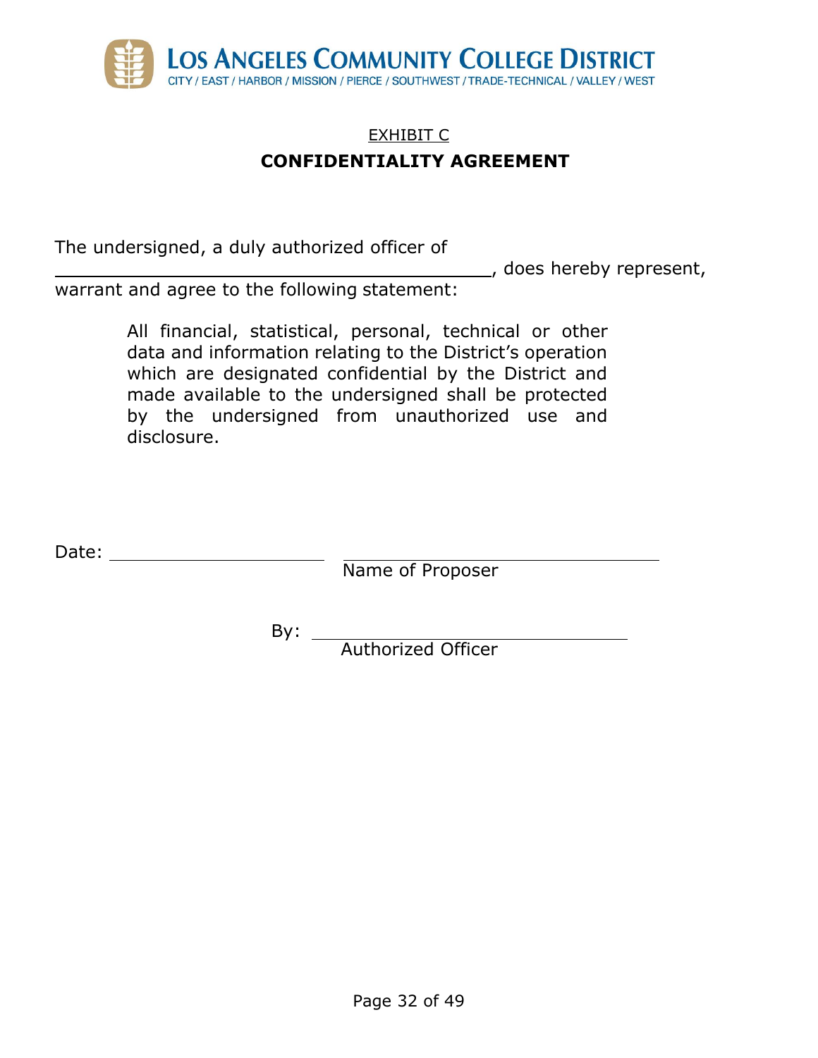LOS ANGELES COMMUNITY COLLEGE DISTRICT

CITY / EAST / HARBOR / MISSION / PIERCE / SOUTHWEST / TRADE-TECHNICAL / VALLEY / WEST

EXHIBIT C

**CONFIDENTIALITY AGREEMENT**

The undersigned, a duly authorized officer of \_\_\_\_\_\_\_\_\_\_\_\_\_\_\_\_\_\_\_\_\_\_\_\_\_\_\_\_\_\_\_\_\_\_\_\_\_\_\_\_, does hereby represent, warrant and agree to the following statement:

> All financial, statistical, personal, technical or other data and information relating to the District's operation which are designated confidential by the District and made available to the undersigned shall be protected by the undersigned from unauthorized use and disclosure.

Date: \_\_\_\_\_\_\_\_\_\_\_\_\_\_\_\_\_\_\_\_ \_\_\_\_\_\_\_\_\_\_\_\_\_\_\_\_\_\_\_\_\_\_\_\_\_\_\_\_\_\_\_\_

Name of Proposer

By: \_\_\_\_\_\_\_\_\_\_\_\_\_\_\_\_\_\_\_\_\_\_\_\_\_\_\_\_\_\_\_\_

Authorized Officer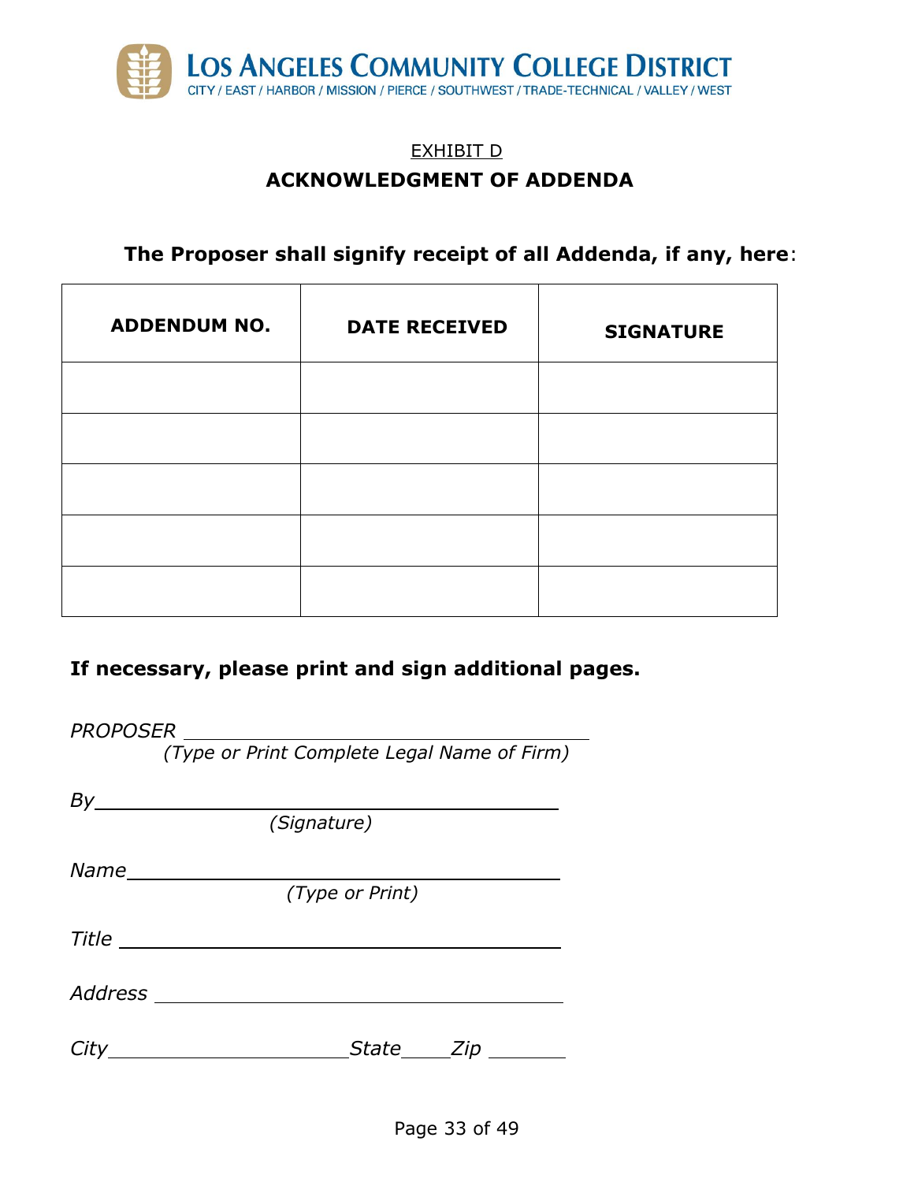Los Angeles Community College District

CITY / EAST / HARBOR / MISSION / PIERCE / SOUTHWEST / TRADE-TECHNICAL / VALLEY / WEST

EXHIBIT D

## ACKNOWLEDGMENT OF ADDENDA

**The Proposer shall signify receipt of all Addenda, if any, here**:

| ADDENDUM NO. | DATE RECEIVED | SIGNATURE |
|---|---|---|
| | | |
| | | |
| | | |
| | | |
| | | |

**If necessary, please print and sign additional pages.**

*PROPOSER* ___________________________________
*(Type or Print Complete Legal Name of Firm)*

*By* ___________________________________
*(Signature)*

*Name* ___________________________________
*(Type or Print)*

*Title* ___________________________________

*Address* ___________________________________

*City* ____________________ *State* _____ *Zip* ________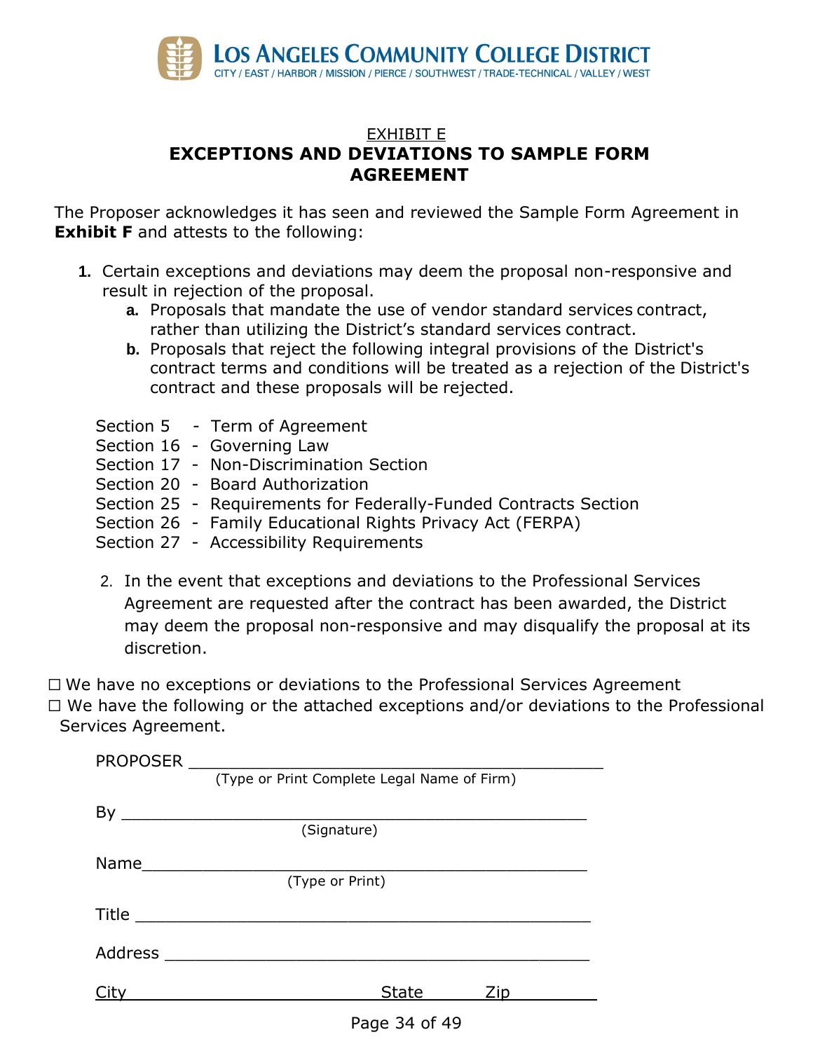EXHIBIT E

# EXCEPTIONS AND DEVIATIONS TO SAMPLE FORM AGREEMENT

The Proposer acknowledges it has seen and reviewed the Sample Form Agreement in **Exhibit F** and attests to the following:

1. Certain exceptions and deviations may deem the proposal non-responsive and result in rejection of the proposal.
   a. Proposals that mandate the use of vendor standard services contract, rather than utilizing the District's standard services contract.
   b. Proposals that reject the following integral provisions of the District's contract terms and conditions will be treated as a rejection of the District's contract and these proposals will be rejected.

Section 5 - Term of Agreement
Section 16 - Governing Law
Section 17 - Non-Discrimination Section
Section 20 - Board Authorization
Section 25 - Requirements for Federally-Funded Contracts Section
Section 26 - Family Educational Rights Privacy Act (FERPA)
Section 27 - Accessibility Requirements

2. In the event that exceptions and deviations to the Professional Services Agreement are requested after the contract has been awarded, the District may deem the proposal non-responsive and may disqualify the proposal at its discretion.

☐ We have no exceptions or deviations to the Professional Services Agreement
☐ We have the following or the attached exceptions and/or deviations to the Professional Services Agreement.

PROPOSER ___________________________________________
(Type or Print Complete Legal Name of Firm)

By ___________________________________________
(Signature)

Name___________________________________________
(Type or Print)

Title ___________________________________________

Address ___________________________________________

City ____________________ State ______ Zip __________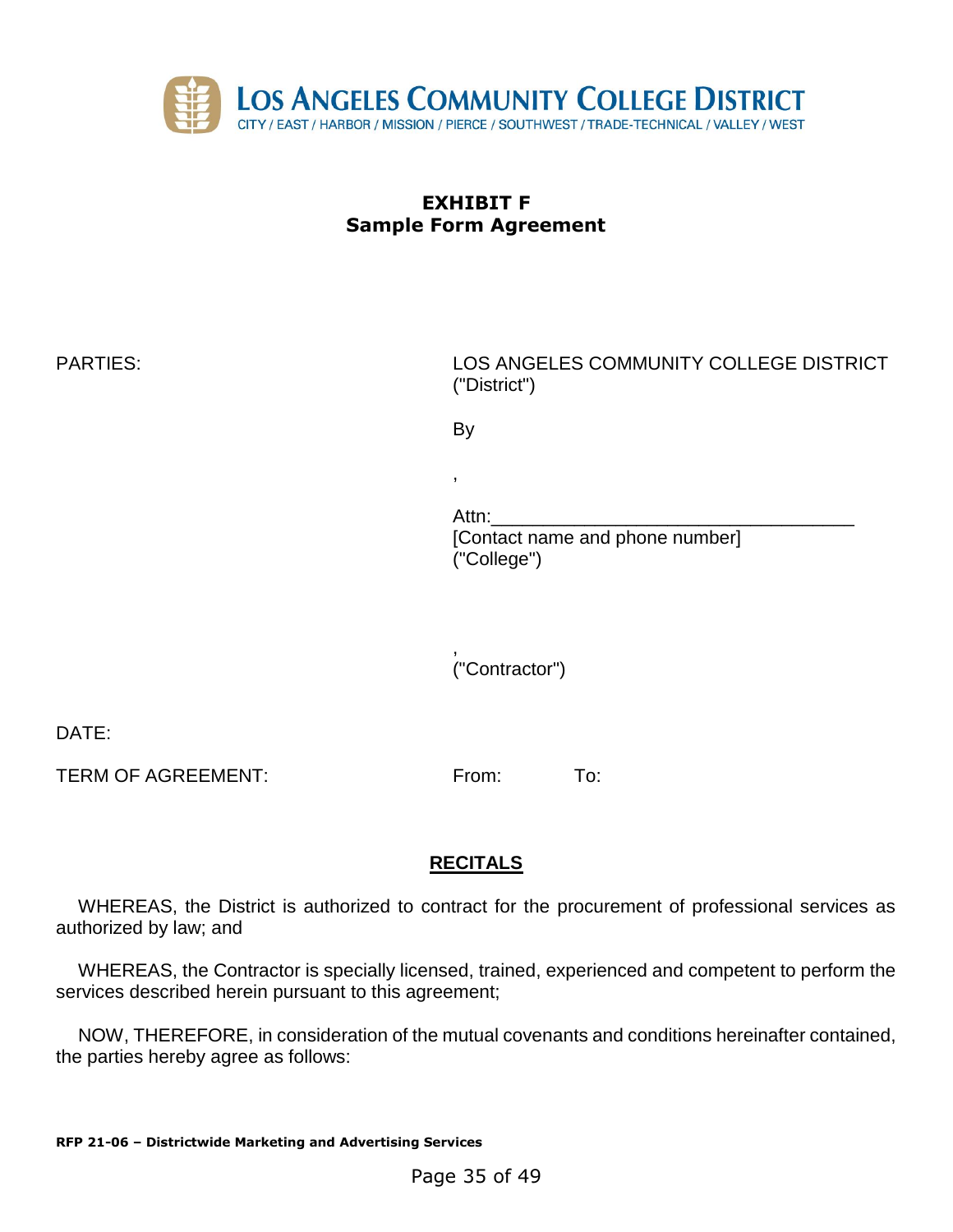**LOS ANGELES COMMUNITY COLLEGE DISTRICT**
CITY / EAST / HARBOR / MISSION / PIERCE / SOUTHWEST / TRADE-TECHNICAL / VALLEY / WEST

# EXHIBIT F
## Sample Form Agreement

| | |
|---|---|
| PARTIES: | LOS ANGELES COMMUNITY COLLEGE DISTRICT ("District")<br><br>By<br><br>,<br><br>Attn:___________________________________<br>[Contact name and phone number]<br>("College")<br><br>,<br>("Contractor") |
| DATE: | |
| TERM OF AGREEMENT: | From: To: |

## RECITALS

WHEREAS, the District is authorized to contract for the procurement of professional services as authorized by law; and

WHEREAS, the Contractor is specially licensed, trained, experienced and competent to perform the services described herein pursuant to this agreement;

NOW, THEREFORE, in consideration of the mutual covenants and conditions hereinafter contained, the parties hereby agree as follows:

**RFP 21-06 – Districtwide Marketing and Advertising Services**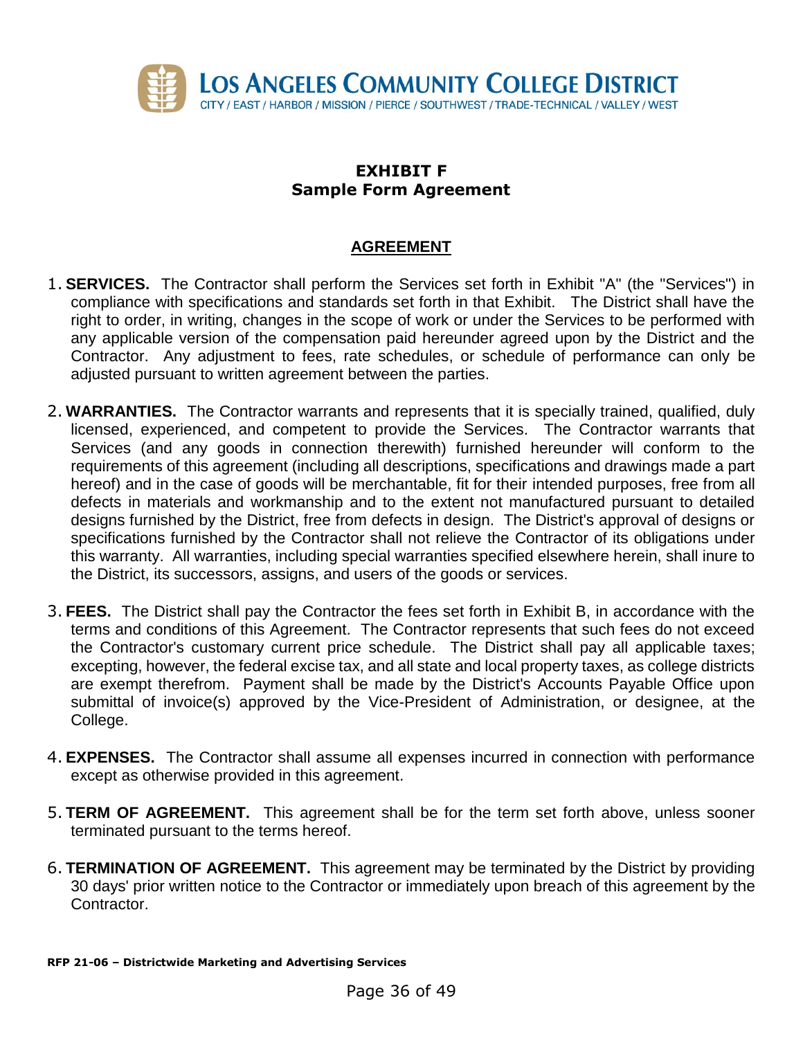# EXHIBIT F
## Sample Form Agreement

### AGREEMENT

1. **SERVICES.** The Contractor shall perform the Services set forth in Exhibit "A" (the "Services") in compliance with specifications and standards set forth in that Exhibit. The District shall have the right to order, in writing, changes in the scope of work or under the Services to be performed with any applicable version of the compensation paid hereunder agreed upon by the District and the Contractor. Any adjustment to fees, rate schedules, or schedule of performance can only be adjusted pursuant to written agreement between the parties.

2. **WARRANTIES.** The Contractor warrants and represents that it is specially trained, qualified, duly licensed, experienced, and competent to provide the Services. The Contractor warrants that Services (and any goods in connection therewith) furnished hereunder will conform to the requirements of this agreement (including all descriptions, specifications and drawings made a part hereof) and in the case of goods will be merchantable, fit for their intended purposes, free from all defects in materials and workmanship and to the extent not manufactured pursuant to detailed designs furnished by the District, free from defects in design. The District's approval of designs or specifications furnished by the Contractor shall not relieve the Contractor of its obligations under this warranty. All warranties, including special warranties specified elsewhere herein, shall inure to the District, its successors, assigns, and users of the goods or services.

3. **FEES.** The District shall pay the Contractor the fees set forth in Exhibit B, in accordance with the terms and conditions of this Agreement. The Contractor represents that such fees do not exceed the Contractor's customary current price schedule. The District shall pay all applicable taxes; excepting, however, the federal excise tax, and all state and local property taxes, as college districts are exempt therefrom. Payment shall be made by the District's Accounts Payable Office upon submittal of invoice(s) approved by the Vice-President of Administration, or designee, at the College.

4. **EXPENSES.** The Contractor shall assume all expenses incurred in connection with performance except as otherwise provided in this agreement.

5. **TERM OF AGREEMENT.** This agreement shall be for the term set forth above, unless sooner terminated pursuant to the terms hereof.

6. **TERMINATION OF AGREEMENT.** This agreement may be terminated by the District by providing 30 days' prior written notice to the Contractor or immediately upon breach of this agreement by the Contractor.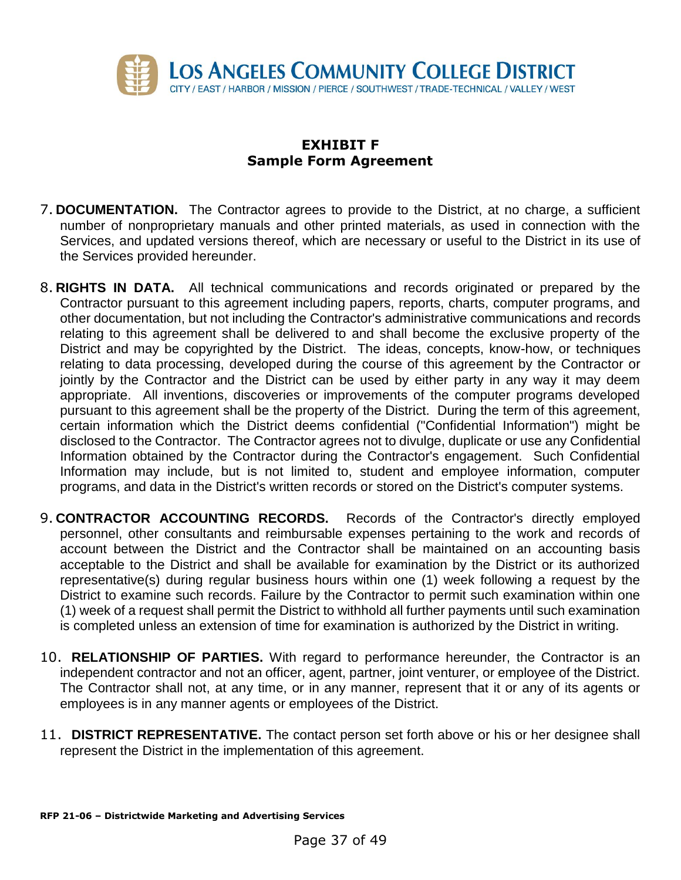## EXHIBIT F
## Sample Form Agreement

7. **DOCUMENTATION.** The Contractor agrees to provide to the District, at no charge, a sufficient number of nonproprietary manuals and other printed materials, as used in connection with the Services, and updated versions thereof, which are necessary or useful to the District in its use of the Services provided hereunder.

8. **RIGHTS IN DATA.** All technical communications and records originated or prepared by the Contractor pursuant to this agreement including papers, reports, charts, computer programs, and other documentation, but not including the Contractor's administrative communications and records relating to this agreement shall be delivered to and shall become the exclusive property of the District and may be copyrighted by the District. The ideas, concepts, know-how, or techniques relating to data processing, developed during the course of this agreement by the Contractor or jointly by the Contractor and the District can be used by either party in any way it may deem appropriate. All inventions, discoveries or improvements of the computer programs developed pursuant to this agreement shall be the property of the District. During the term of this agreement, certain information which the District deems confidential ("Confidential Information") might be disclosed to the Contractor. The Contractor agrees not to divulge, duplicate or use any Confidential Information obtained by the Contractor during the Contractor's engagement. Such Confidential Information may include, but is not limited to, student and employee information, computer programs, and data in the District's written records or stored on the District's computer systems.

9. **CONTRACTOR ACCOUNTING RECORDS.** Records of the Contractor's directly employed personnel, other consultants and reimbursable expenses pertaining to the work and records of account between the District and the Contractor shall be maintained on an accounting basis acceptable to the District and shall be available for examination by the District or its authorized representative(s) during regular business hours within one (1) week following a request by the District to examine such records. Failure by the Contractor to permit such examination within one (1) week of a request shall permit the District to withhold all further payments until such examination is completed unless an extension of time for examination is authorized by the District in writing.

10. **RELATIONSHIP OF PARTIES.** With regard to performance hereunder, the Contractor is an independent contractor and not an officer, agent, partner, joint venturer, or employee of the District. The Contractor shall not, at any time, or in any manner, represent that it or any of its agents or employees is in any manner agents or employees of the District.

11. **DISTRICT REPRESENTATIVE.** The contact person set forth above or his or her designee shall represent the District in the implementation of this agreement.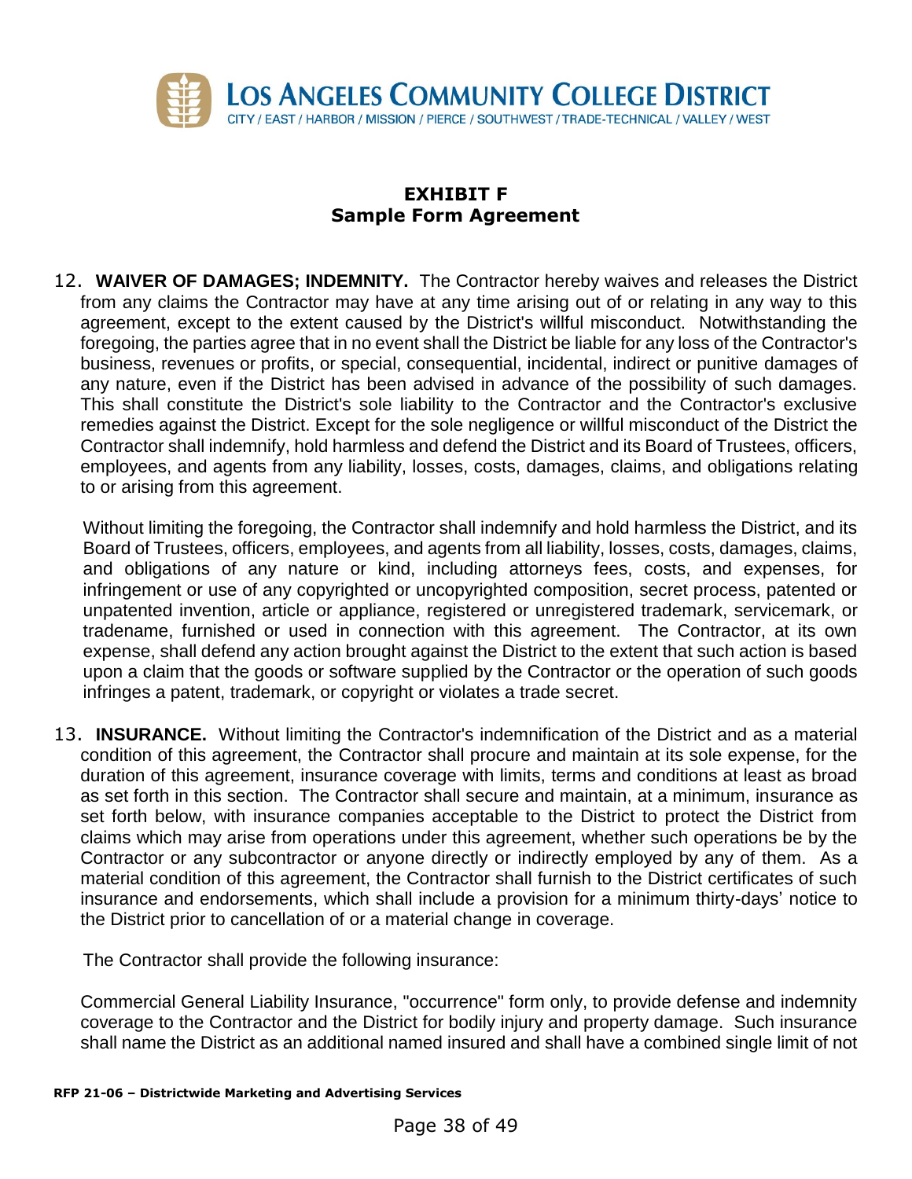## EXHIBIT F
## Sample Form Agreement

12. **WAIVER OF DAMAGES; INDEMNITY.** The Contractor hereby waives and releases the District from any claims the Contractor may have at any time arising out of or relating in any way to this agreement, except to the extent caused by the District's willful misconduct. Notwithstanding the foregoing, the parties agree that in no event shall the District be liable for any loss of the Contractor's business, revenues or profits, or special, consequential, incidental, indirect or punitive damages of any nature, even if the District has been advised in advance of the possibility of such damages. This shall constitute the District's sole liability to the Contractor and the Contractor's exclusive remedies against the District. Except for the sole negligence or willful misconduct of the District the Contractor shall indemnify, hold harmless and defend the District and its Board of Trustees, officers, employees, and agents from any liability, losses, costs, damages, claims, and obligations relating to or arising from this agreement.

 Without limiting the foregoing, the Contractor shall indemnify and hold harmless the District, and its Board of Trustees, officers, employees, and agents from all liability, losses, costs, damages, claims, and obligations of any nature or kind, including attorneys fees, costs, and expenses, for infringement or use of any copyrighted or uncopyrighted composition, secret process, patented or unpatented invention, article or appliance, registered or unregistered trademark, servicemark, or tradename, furnished or used in connection with this agreement. The Contractor, at its own expense, shall defend any action brought against the District to the extent that such action is based upon a claim that the goods or software supplied by the Contractor or the operation of such goods infringes a patent, trademark, or copyright or violates a trade secret.

13. **INSURANCE.** Without limiting the Contractor's indemnification of the District and as a material condition of this agreement, the Contractor shall procure and maintain at its sole expense, for the duration of this agreement, insurance coverage with limits, terms and conditions at least as broad as set forth in this section. The Contractor shall secure and maintain, at a minimum, insurance as set forth below, with insurance companies acceptable to the District to protect the District from claims which may arise from operations under this agreement, whether such operations be by the Contractor or any subcontractor or anyone directly or indirectly employed by any of them. As a material condition of this agreement, the Contractor shall furnish to the District certificates of such insurance and endorsements, which shall include a provision for a minimum thirty-days' notice to the District prior to cancellation of or a material change in coverage.

 The Contractor shall provide the following insurance:

 Commercial General Liability Insurance, "occurrence" form only, to provide defense and indemnity coverage to the Contractor and the District for bodily injury and property damage. Such insurance shall name the District as an additional named insured and shall have a combined single limit of not

**RFP 21-06 – Districtwide Marketing and Advertising Services**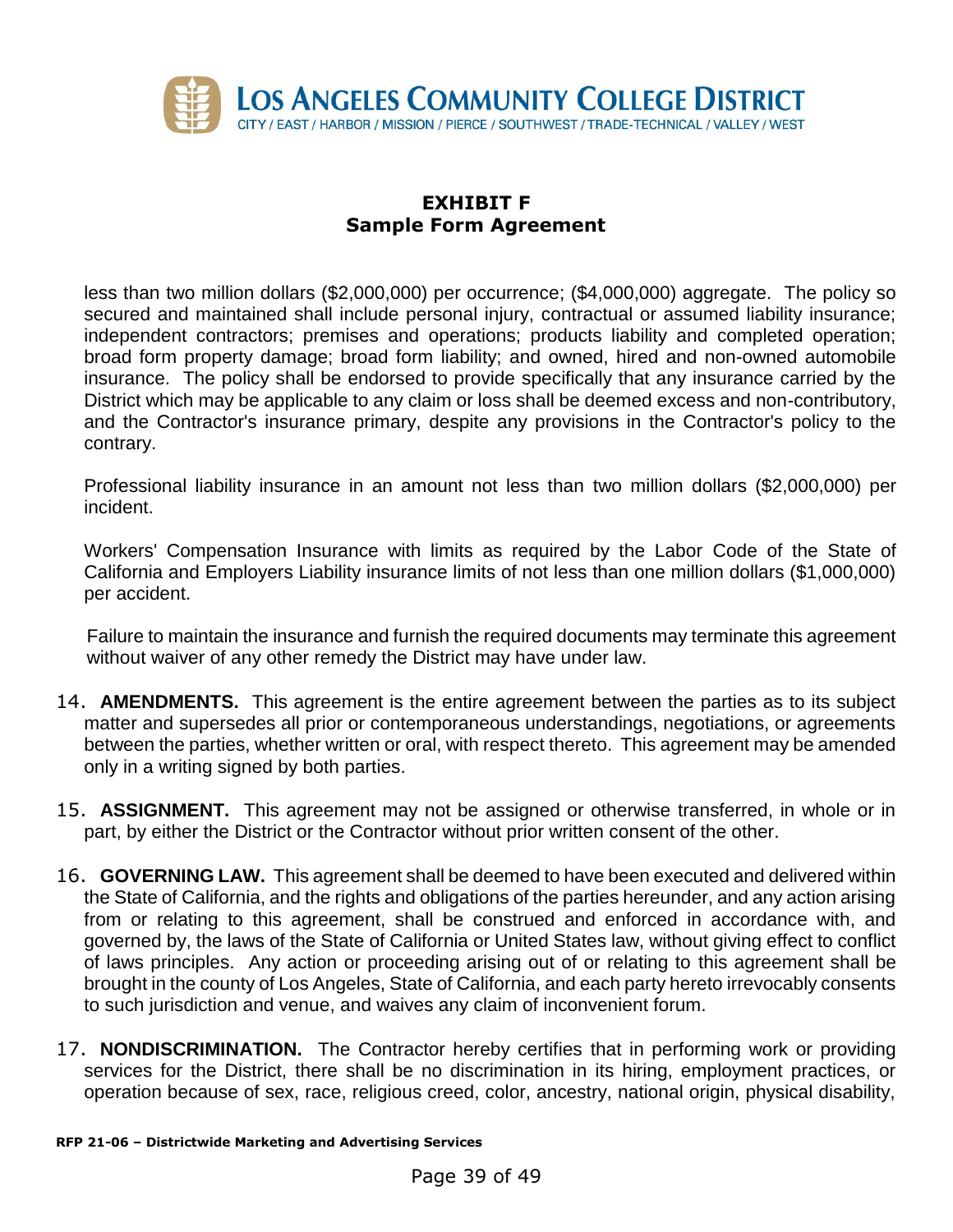## EXHIBIT F
## Sample Form Agreement

less than two million dollars ($2,000,000) per occurrence; ($4,000,000) aggregate. The policy so secured and maintained shall include personal injury, contractual or assumed liability insurance; independent contractors; premises and operations; products liability and completed operation; broad form property damage; broad form liability; and owned, hired and non-owned automobile insurance. The policy shall be endorsed to provide specifically that any insurance carried by the District which may be applicable to any claim or loss shall be deemed excess and non-contributory, and the Contractor's insurance primary, despite any provisions in the Contractor's policy to the contrary.

Professional liability insurance in an amount not less than two million dollars ($2,000,000) per incident.

Workers' Compensation Insurance with limits as required by the Labor Code of the State of California and Employers Liability insurance limits of not less than one million dollars ($1,000,000) per accident.

Failure to maintain the insurance and furnish the required documents may terminate this agreement without waiver of any other remedy the District may have under law.

14. **AMENDMENTS.** This agreement is the entire agreement between the parties as to its subject matter and supersedes all prior or contemporaneous understandings, negotiations, or agreements between the parties, whether written or oral, with respect thereto. This agreement may be amended only in a writing signed by both parties.

15. **ASSIGNMENT.** This agreement may not be assigned or otherwise transferred, in whole or in part, by either the District or the Contractor without prior written consent of the other.

16. **GOVERNING LAW.** This agreement shall be deemed to have been executed and delivered within the State of California, and the rights and obligations of the parties hereunder, and any action arising from or relating to this agreement, shall be construed and enforced in accordance with, and governed by, the laws of the State of California or United States law, without giving effect to conflict of laws principles. Any action or proceeding arising out of or relating to this agreement shall be brought in the county of Los Angeles, State of California, and each party hereto irrevocably consents to such jurisdiction and venue, and waives any claim of inconvenient forum.

17. **NONDISCRIMINATION.** The Contractor hereby certifies that in performing work or providing services for the District, there shall be no discrimination in its hiring, employment practices, or operation because of sex, race, religious creed, color, ancestry, national origin, physical disability,

**RFP 21-06 – Districtwide Marketing and Advertising Services**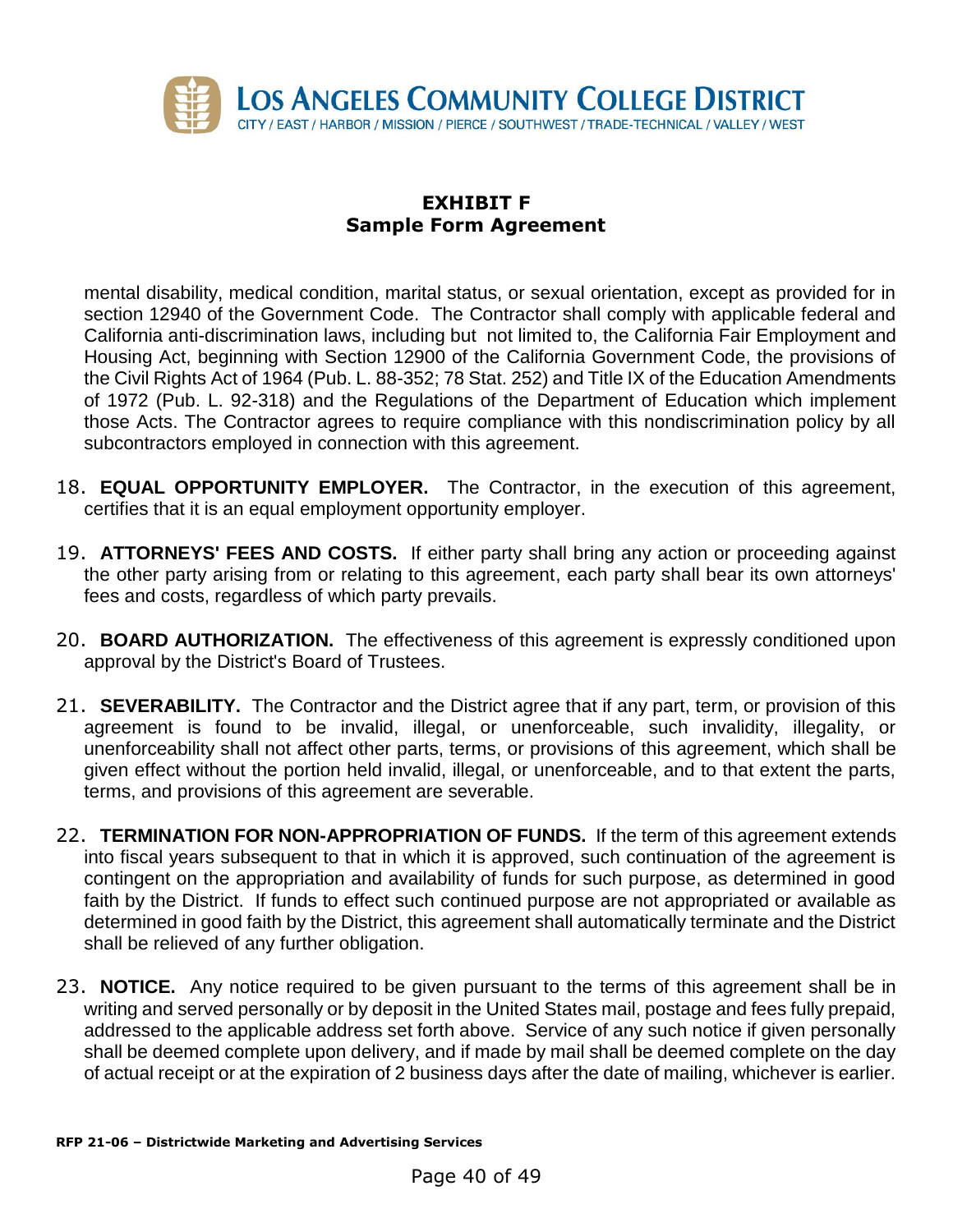## EXHIBIT F
## Sample Form Agreement

mental disability, medical condition, marital status, or sexual orientation, except as provided for in section 12940 of the Government Code. The Contractor shall comply with applicable federal and California anti-discrimination laws, including but not limited to, the California Fair Employment and Housing Act, beginning with Section 12900 of the California Government Code, the provisions of the Civil Rights Act of 1964 (Pub. L. 88-352; 78 Stat. 252) and Title IX of the Education Amendments of 1972 (Pub. L. 92-318) and the Regulations of the Department of Education which implement those Acts. The Contractor agrees to require compliance with this nondiscrimination policy by all subcontractors employed in connection with this agreement.

18. **EQUAL OPPORTUNITY EMPLOYER.** The Contractor, in the execution of this agreement, certifies that it is an equal employment opportunity employer.

19. **ATTORNEYS' FEES AND COSTS.** If either party shall bring any action or proceeding against the other party arising from or relating to this agreement, each party shall bear its own attorneys' fees and costs, regardless of which party prevails.

20. **BOARD AUTHORIZATION.** The effectiveness of this agreement is expressly conditioned upon approval by the District's Board of Trustees.

21. **SEVERABILITY.** The Contractor and the District agree that if any part, term, or provision of this agreement is found to be invalid, illegal, or unenforceable, such invalidity, illegality, or unenforceability shall not affect other parts, terms, or provisions of this agreement, which shall be given effect without the portion held invalid, illegal, or unenforceable, and to that extent the parts, terms, and provisions of this agreement are severable.

22. **TERMINATION FOR NON-APPROPRIATION OF FUNDS.** If the term of this agreement extends into fiscal years subsequent to that in which it is approved, such continuation of the agreement is contingent on the appropriation and availability of funds for such purpose, as determined in good faith by the District. If funds to effect such continued purpose are not appropriated or available as determined in good faith by the District, this agreement shall automatically terminate and the District shall be relieved of any further obligation.

23. **NOTICE.** Any notice required to be given pursuant to the terms of this agreement shall be in writing and served personally or by deposit in the United States mail, postage and fees fully prepaid, addressed to the applicable address set forth above. Service of any such notice if given personally shall be deemed complete upon delivery, and if made by mail shall be deemed complete on the day of actual receipt or at the expiration of 2 business days after the date of mailing, whichever is earlier.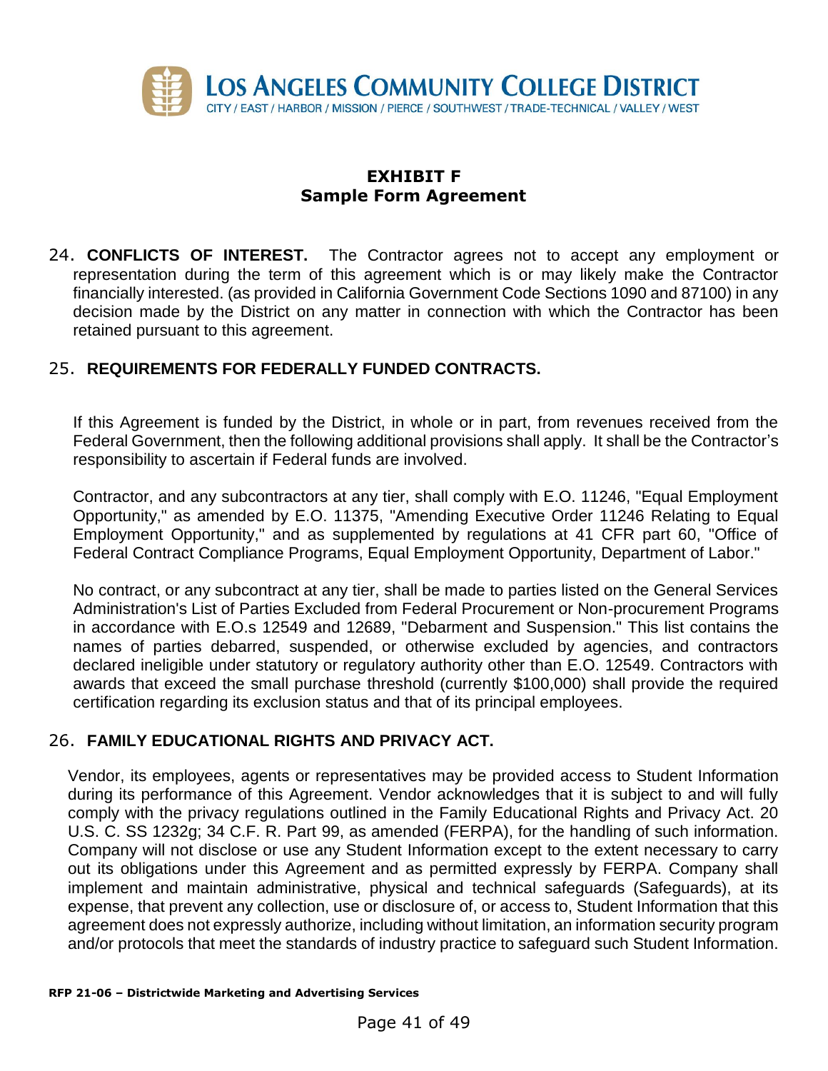## EXHIBIT F
## Sample Form Agreement

24. **CONFLICTS OF INTEREST.** The Contractor agrees not to accept any employment or representation during the term of this agreement which is or may likely make the Contractor financially interested. (as provided in California Government Code Sections 1090 and 87100) in any decision made by the District on any matter in connection with which the Contractor has been retained pursuant to this agreement.

25. **REQUIREMENTS FOR FEDERALLY FUNDED CONTRACTS.**

If this Agreement is funded by the District, in whole or in part, from revenues received from the Federal Government, then the following additional provisions shall apply. It shall be the Contractor's responsibility to ascertain if Federal funds are involved.

Contractor, and any subcontractors at any tier, shall comply with E.O. 11246, "Equal Employment Opportunity," as amended by E.O. 11375, "Amending Executive Order 11246 Relating to Equal Employment Opportunity," and as supplemented by regulations at 41 CFR part 60, "Office of Federal Contract Compliance Programs, Equal Employment Opportunity, Department of Labor."

No contract, or any subcontract at any tier, shall be made to parties listed on the General Services Administration's List of Parties Excluded from Federal Procurement or Non-procurement Programs in accordance with E.O.s 12549 and 12689, "Debarment and Suspension." This list contains the names of parties debarred, suspended, or otherwise excluded by agencies, and contractors declared ineligible under statutory or regulatory authority other than E.O. 12549. Contractors with awards that exceed the small purchase threshold (currently $100,000) shall provide the required certification regarding its exclusion status and that of its principal employees.

26. **FAMILY EDUCATIONAL RIGHTS AND PRIVACY ACT.**

Vendor, its employees, agents or representatives may be provided access to Student Information during its performance of this Agreement. Vendor acknowledges that it is subject to and will fully comply with the privacy regulations outlined in the Family Educational Rights and Privacy Act. 20 U.S. C. SS 1232g; 34 C.F. R. Part 99, as amended (FERPA), for the handling of such information. Company will not disclose or use any Student Information except to the extent necessary to carry out its obligations under this Agreement and as permitted expressly by FERPA. Company shall implement and maintain administrative, physical and technical safeguards (Safeguards), at its expense, that prevent any collection, use or disclosure of, or access to, Student Information that this agreement does not expressly authorize, including without limitation, an information security program and/or protocols that meet the standards of industry practice to safeguard such Student Information.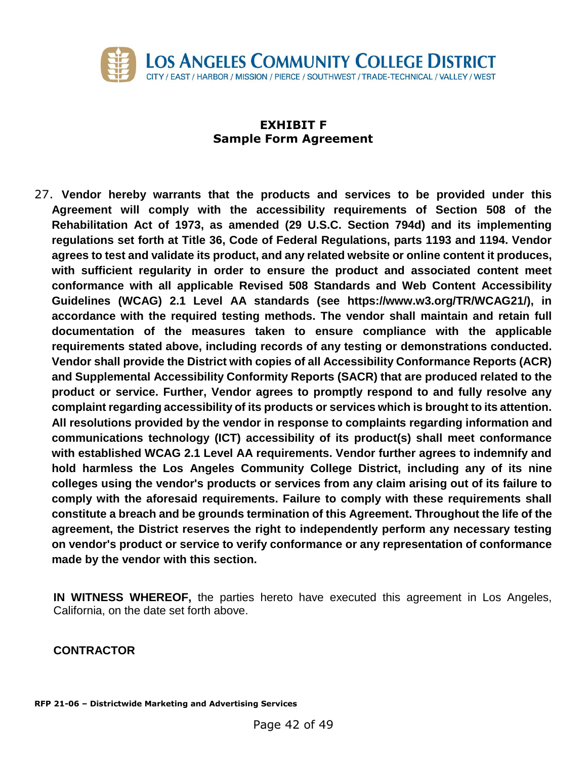## EXHIBIT F
## Sample Form Agreement

27. **Vendor hereby warrants that the products and services to be provided under this Agreement will comply with the accessibility requirements of Section 508 of the Rehabilitation Act of 1973, as amended (29 U.S.C. Section 794d) and its implementing regulations set forth at Title 36, Code of Federal Regulations, parts 1193 and 1194. Vendor agrees to test and validate its product, and any related website or online content it produces, with sufficient regularity in order to ensure the product and associated content meet conformance with all applicable Revised 508 Standards and Web Content Accessibility Guidelines (WCAG) 2.1 Level AA standards (see https://www.w3.org/TR/WCAG21/), in accordance with the required testing methods. The vendor shall maintain and retain full documentation of the measures taken to ensure compliance with the applicable requirements stated above, including records of any testing or demonstrations conducted. Vendor shall provide the District with copies of all Accessibility Conformance Reports (ACR) and Supplemental Accessibility Conformity Reports (SACR) that are produced related to the product or service. Further, Vendor agrees to promptly respond to and fully resolve any complaint regarding accessibility of its products or services which is brought to its attention. All resolutions provided by the vendor in response to complaints regarding information and communications technology (ICT) accessibility of its product(s) shall meet conformance with established WCAG 2.1 Level AA requirements. Vendor further agrees to indemnify and hold harmless the Los Angeles Community College District, including any of its nine colleges using the vendor's products or services from any claim arising out of its failure to comply with the aforesaid requirements. Failure to comply with these requirements shall constitute a breach and be grounds termination of this Agreement. Throughout the life of the agreement, the District reserves the right to independently perform any necessary testing on vendor's product or service to verify conformance or any representation of conformance made by the vendor with this section.**

**IN WITNESS WHEREOF,** the parties hereto have executed this agreement in Los Angeles, California, on the date set forth above.

**CONTRACTOR**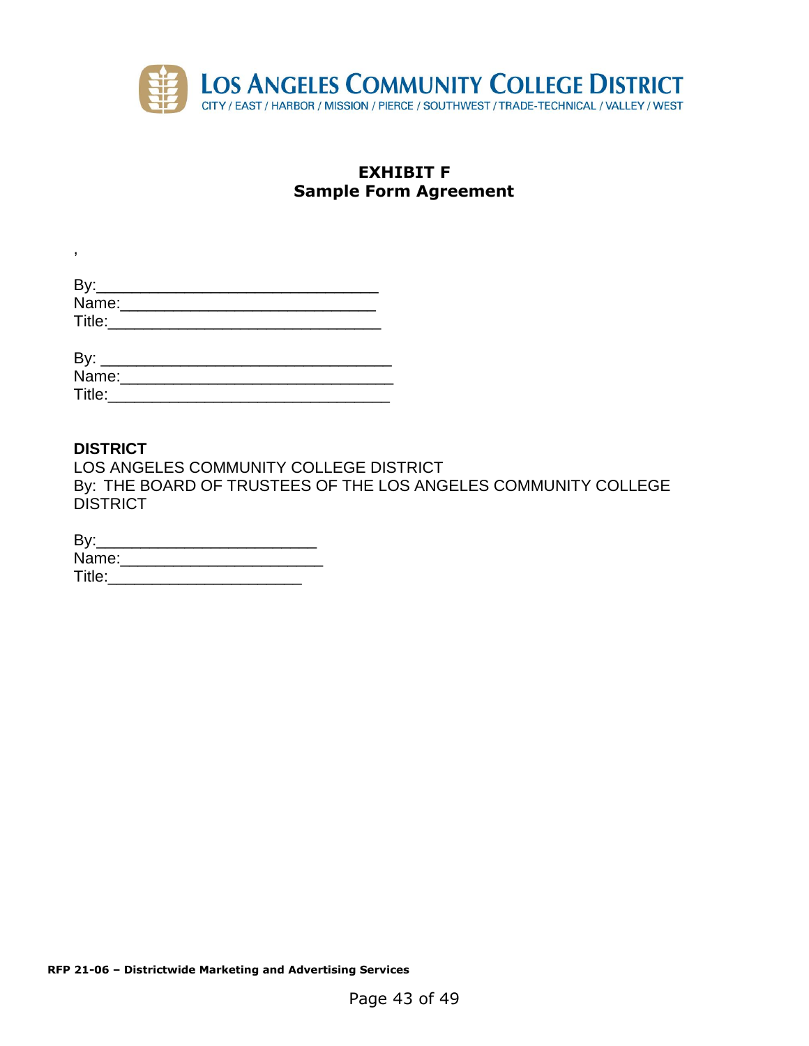**EXHIBIT F**
**Sample Form Agreement**

,

By:_________________________________
Name:______________________________
Title:_______________________________

By: __________________________________
Name:________________________________
Title:_________________________________

**DISTRICT**
LOS ANGELES COMMUNITY COLLEGE DISTRICT
By: THE BOARD OF TRUSTEES OF THE LOS ANGELES COMMUNITY COLLEGE DISTRICT

By:_________________________
Name:_______________________
Title:______________________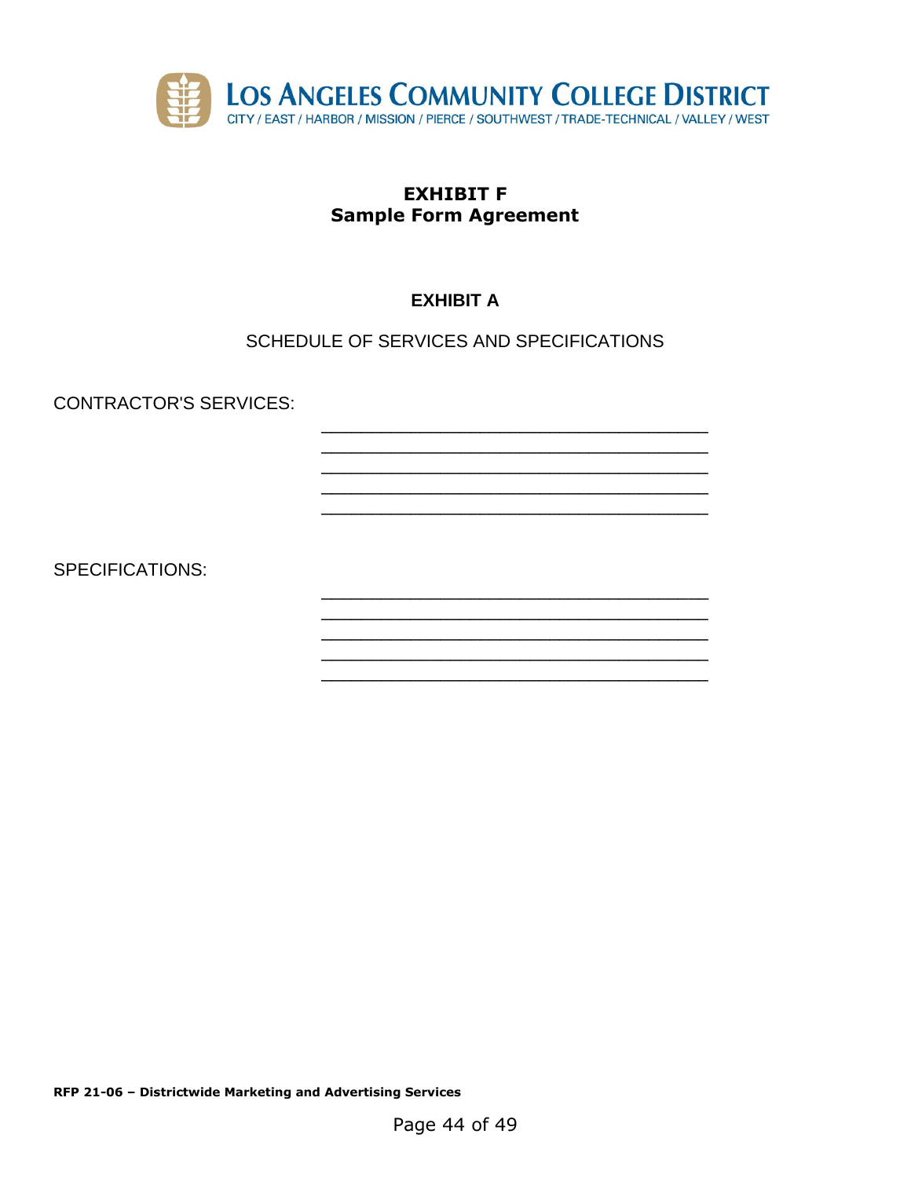**EXHIBIT F**
**Sample Form Agreement**

**EXHIBIT A**

SCHEDULE OF SERVICES AND SPECIFICATIONS

CONTRACTOR'S SERVICES:

________________________________________
________________________________________
________________________________________
________________________________________
________________________________________

SPECIFICATIONS:

________________________________________
________________________________________
________________________________________
________________________________________
________________________________________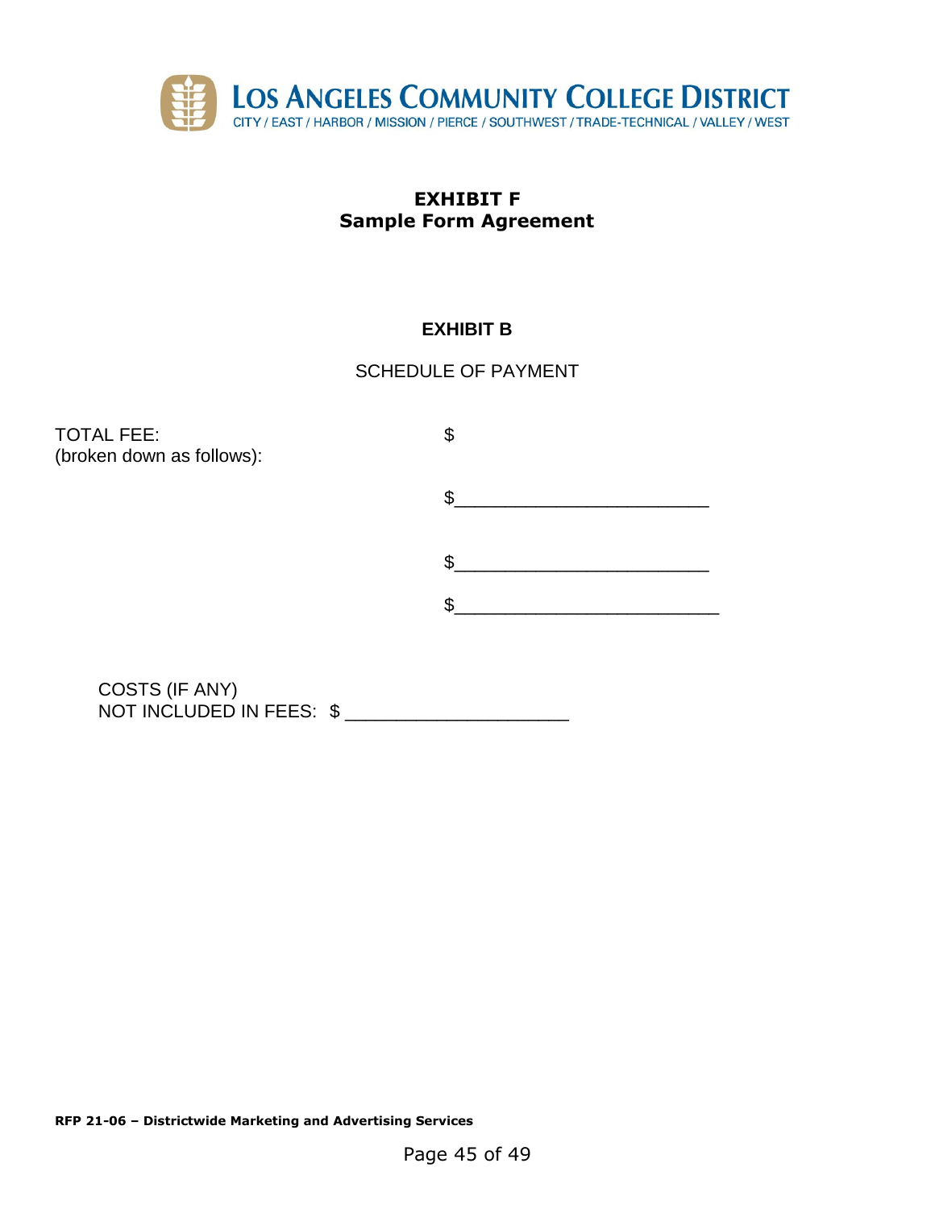## EXHIBIT F
## Sample Form Agreement

### EXHIBIT B

SCHEDULE OF PAYMENT

TOTAL FEE: $
(broken down as follows):

$________________________

$________________________

$_________________________

COSTS (IF ANY)
NOT INCLUDED IN FEES: $ _____________________

RFP 21-06 – Districtwide Marketing and Advertising Services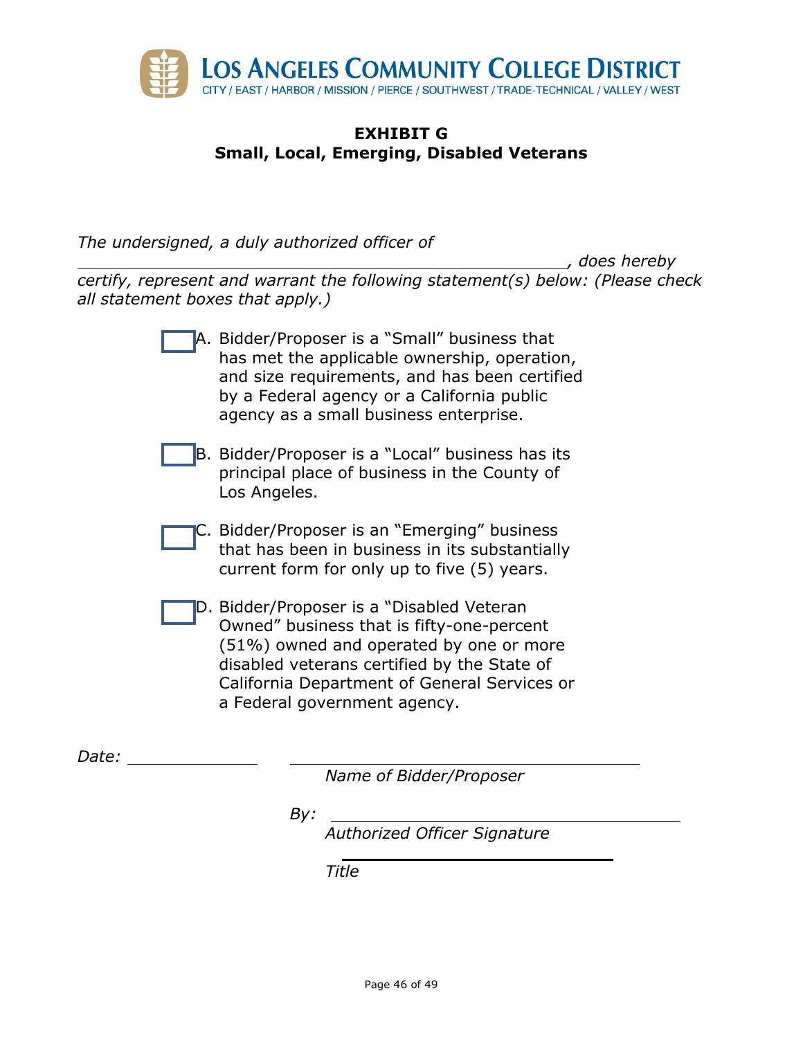**LOS ANGELES COMMUNITY COLLEGE DISTRICT**
CITY / EAST / HARBOR / MISSION / PIERCE / SOUTHWEST / TRADE-TECHNICAL / VALLEY / WEST

# EXHIBIT G
## Small, Local, Emerging, Disabled Veterans

*The undersigned, a duly authorized officer of ______________________________________________, does hereby certify, represent and warrant the following statement(s) below: (Please check all statement boxes that apply.)*

☐ A. Bidder/Proposer is a "Small" business that has met the applicable ownership, operation, and size requirements, and has been certified by a Federal agency or a California public agency as a small business enterprise.

☐ B. Bidder/Proposer is a "Local" business has its principal place of business in the County of Los Angeles.

☐ C. Bidder/Proposer is an "Emerging" business that has been in business in its substantially current form for only up to five (5) years.

☐ D. Bidder/Proposer is a "Disabled Veteran Owned" business that is fifty-one-percent (51%) owned and operated by one or more disabled veterans certified by the State of California Department of General Services or a Federal government agency.

*Date:* ______________

______________________________________
*Name of Bidder/Proposer*

*By:* ______________________________________
*Authorized Officer Signature*

______________________________________
*Title*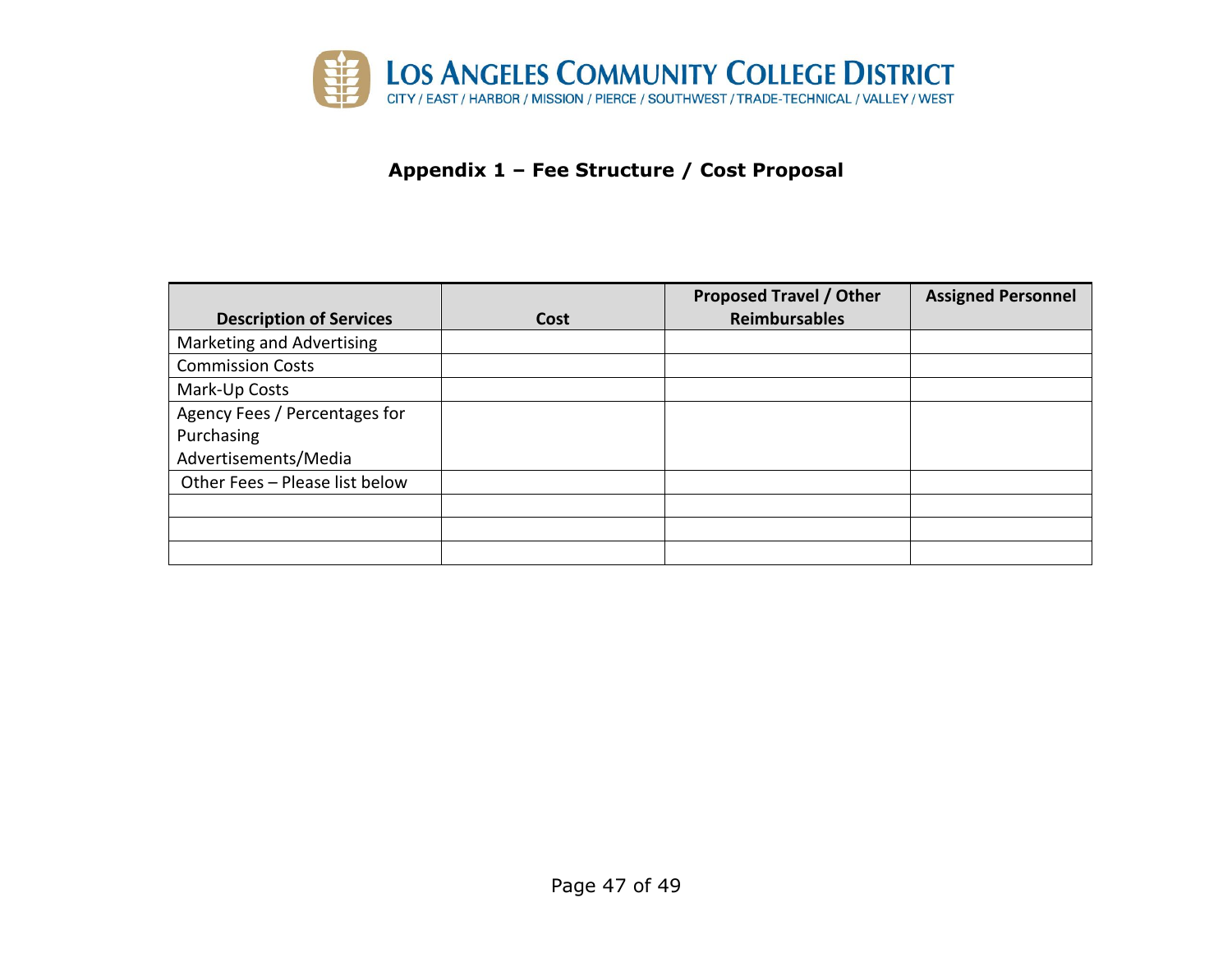## Appendix 1 – Fee Structure / Cost Proposal

| Description of Services | Cost | Proposed Travel / Other Reimbursables | Assigned Personnel |
|---|---|---|---|
| Marketing and Advertising | | | |
| Commission Costs | | | |
| Mark-Up Costs | | | |
| Agency Fees / Percentages for Purchasing Advertisements/Media | | | |
| Other Fees – Please list below | | | |
| | | | |
| | | | |
| | | | |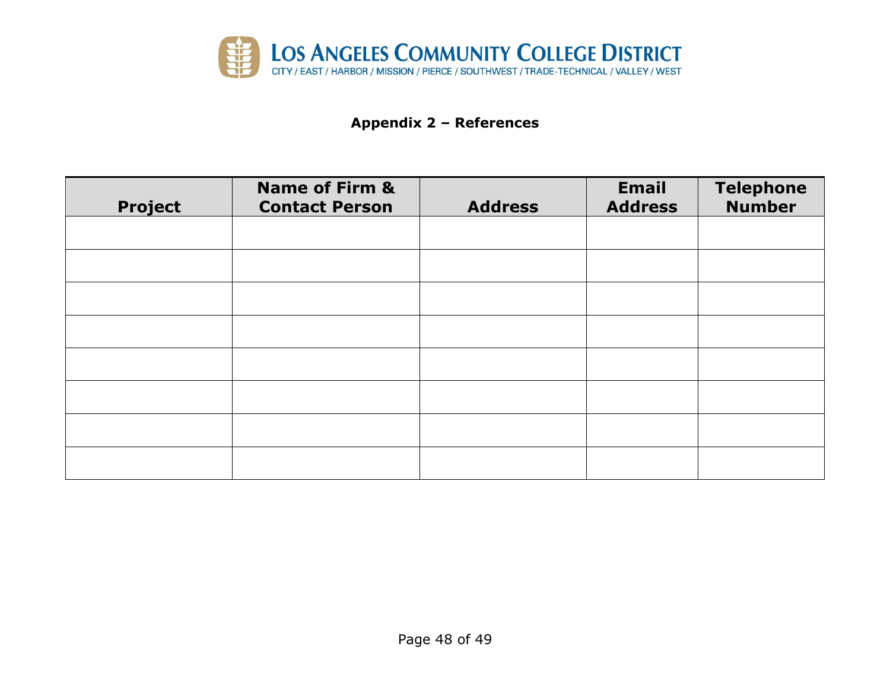**Appendix 2 – References**

| Project | Name of Firm & Contact Person | Address | Email Address | Telephone Number |
|---|---|---|---|---|
| | | | | |
| | | | | |
| | | | | |
| | | | | |
| | | | | |
| | | | | |
| | | | | |
| | | | | |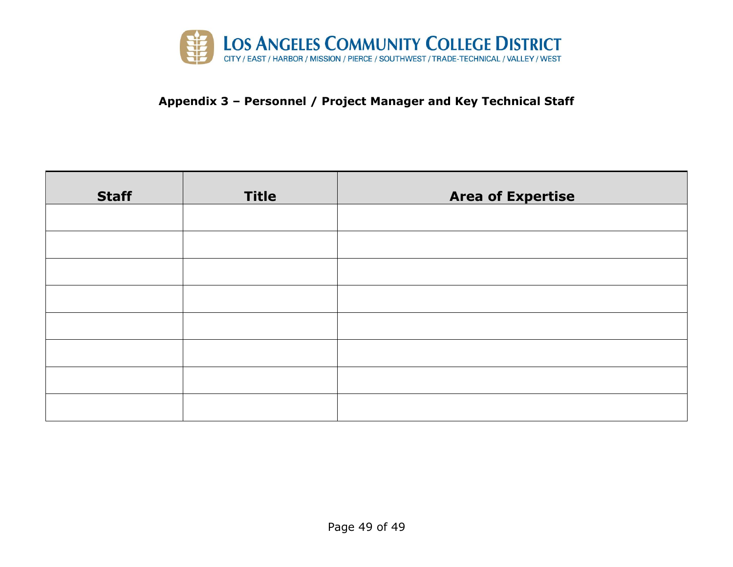**Appendix 3 – Personnel / Project Manager and Key Technical Staff**

| Staff | Title | Area of Expertise |
|---|---|---|
| | | |
| | | |
| | | |
| | | |
| | | |
| | | |
| | | |
| | | |